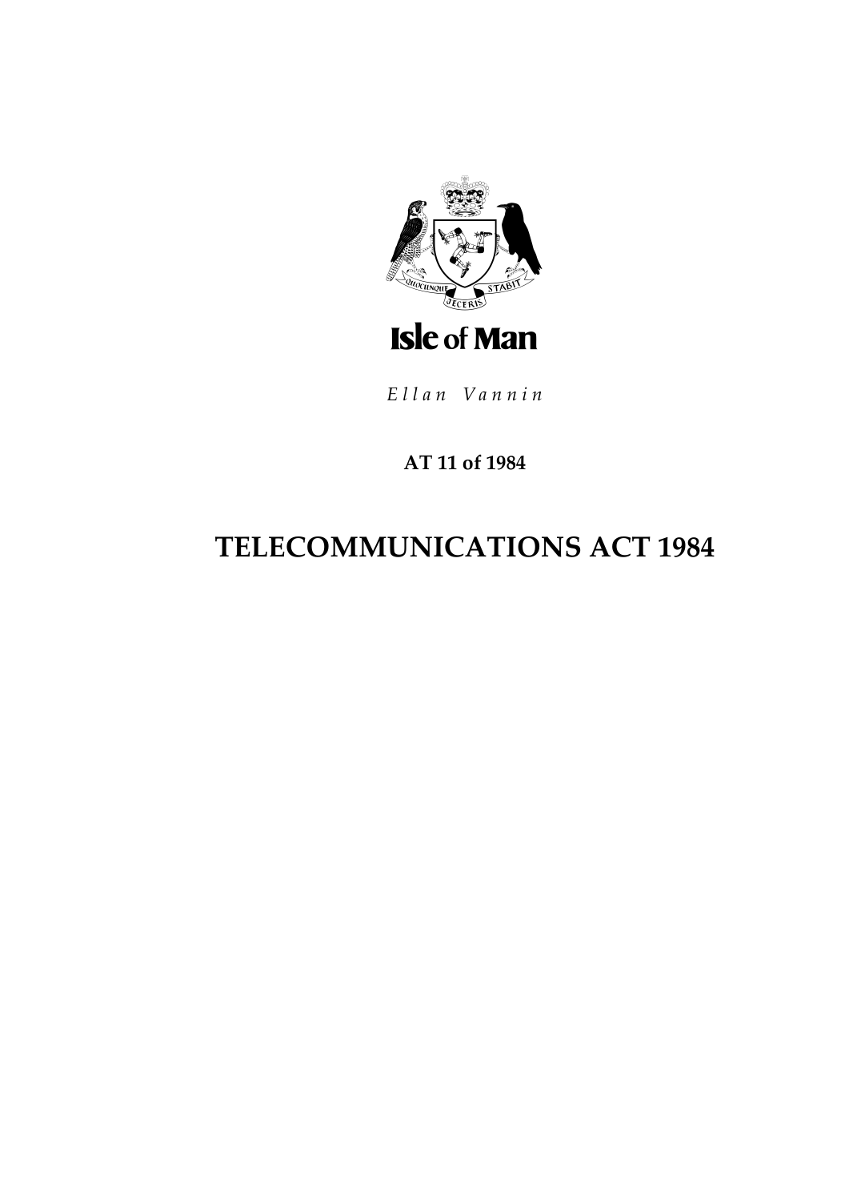Isle of Man

*Ellan Vannin*

**AT 11 of 1984**

# TELECOMMUNICATIONS ACT 1984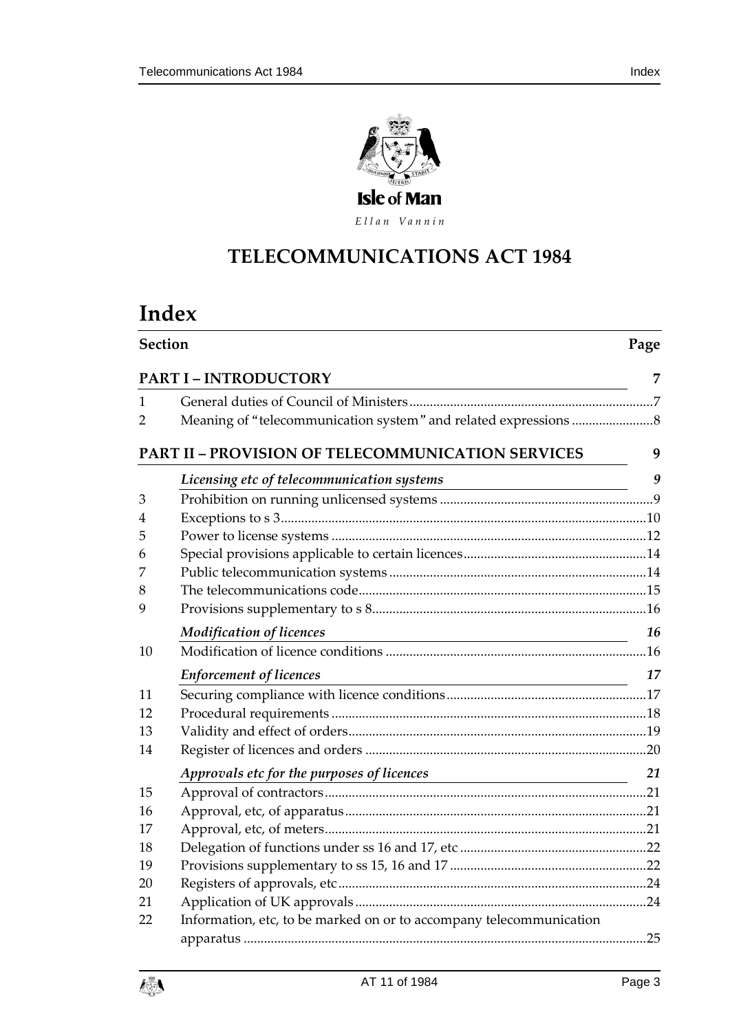Isle of Man

*Ellan Vannin*

# TELECOMMUNICATIONS ACT 1984

# Index

| Section | | Page |
|---|---|---|
| **PART I – INTRODUCTORY** | | **7** |
| 1 | General duties of Council of Ministers | 7 |
| 2 | Meaning of "telecommunication system" and related expressions | 8 |
| **PART II – PROVISION OF TELECOMMUNICATION SERVICES** | | **9** |
| | ***Licensing etc of telecommunication systems*** | ***9*** |
| 3 | Prohibition on running unlicensed systems | 9 |
| 4 | Exceptions to s 3 | 10 |
| 5 | Power to license systems | 12 |
| 6 | Special provisions applicable to certain licences | 14 |
| 7 | Public telecommunication systems | 14 |
| 8 | The telecommunications code | 15 |
| 9 | Provisions supplementary to s 8 | 16 |
| | ***Modification of licences*** | ***16*** |
| 10 | Modification of licence conditions | 16 |
| | ***Enforcement of licences*** | ***17*** |
| 11 | Securing compliance with licence conditions | 17 |
| 12 | Procedural requirements | 18 |
| 13 | Validity and effect of orders | 19 |
| 14 | Register of licences and orders | 20 |
| | ***Approvals etc for the purposes of licences*** | ***21*** |
| 15 | Approval of contractors | 21 |
| 16 | Approval, etc, of apparatus | 21 |
| 17 | Approval, etc, of meters | 21 |
| 18 | Delegation of functions under ss 16 and 17, etc | 22 |
| 19 | Provisions supplementary to ss 15, 16 and 17 | 22 |
| 20 | Registers of approvals, etc | 24 |
| 21 | Application of UK approvals | 24 |
| 22 | Information, etc, to be marked on or to accompany telecommunication apparatus | 25 |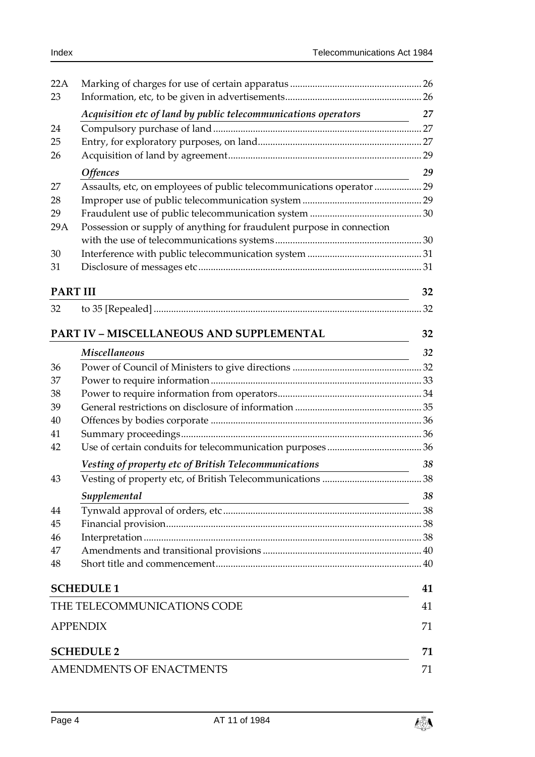| | | |
|---|---|---|
| 22A | Marking of charges for use of certain apparatus | 26 |
| 23 | Information, etc, to be given in advertisements | 26 |
| | *Acquisition etc of land by public telecommunications operators* | *27* |
| 24 | Compulsory purchase of land | 27 |
| 25 | Entry, for exploratory purposes, on land | 27 |
| 26 | Acquisition of land by agreement | 29 |
| | *Offences* | *29* |
| 27 | Assaults, etc, on employees of public telecommunications operator | 29 |
| 28 | Improper use of public telecommunication system | 29 |
| 29 | Fraudulent use of public telecommunication system | 30 |
| 29A | Possession or supply of anything for fraudulent purpose in connection with the use of telecommunications systems | 30 |
| 30 | Interference with public telecommunication system | 31 |
| 31 | Disclosure of messages etc | 31 |

**PART III** 32

| | | |
|---|---|---|
| 32 | to 35 [Repealed] | 32 |

**PART IV – MISCELLANEOUS AND SUPPLEMENTAL** 32

| | | |
|---|---|---|
| | *Miscellaneous* | *32* |
| 36 | Power of Council of Ministers to give directions | 32 |
| 37 | Power to require information | 33 |
| 38 | Power to require information from operators | 34 |
| 39 | General restrictions on disclosure of information | 35 |
| 40 | Offences by bodies corporate | 36 |
| 41 | Summary proceedings | 36 |
| 42 | Use of certain conduits for telecommunication purposes | 36 |
| | *Vesting of property etc of British Telecommunications* | *38* |
| 43 | Vesting of property etc, of British Telecommunications | 38 |
| | *Supplemental* | *38* |
| 44 | Tynwald approval of orders, etc | 38 |
| 45 | Financial provision | 38 |
| 46 | Interpretation | 38 |
| 47 | Amendments and transitional provisions | 40 |
| 48 | Short title and commencement | 40 |

**SCHEDULE 1** 41

THE TELECOMMUNICATIONS CODE 41

APPENDIX 71

**SCHEDULE 2** 71

AMENDMENTS OF ENACTMENTS 71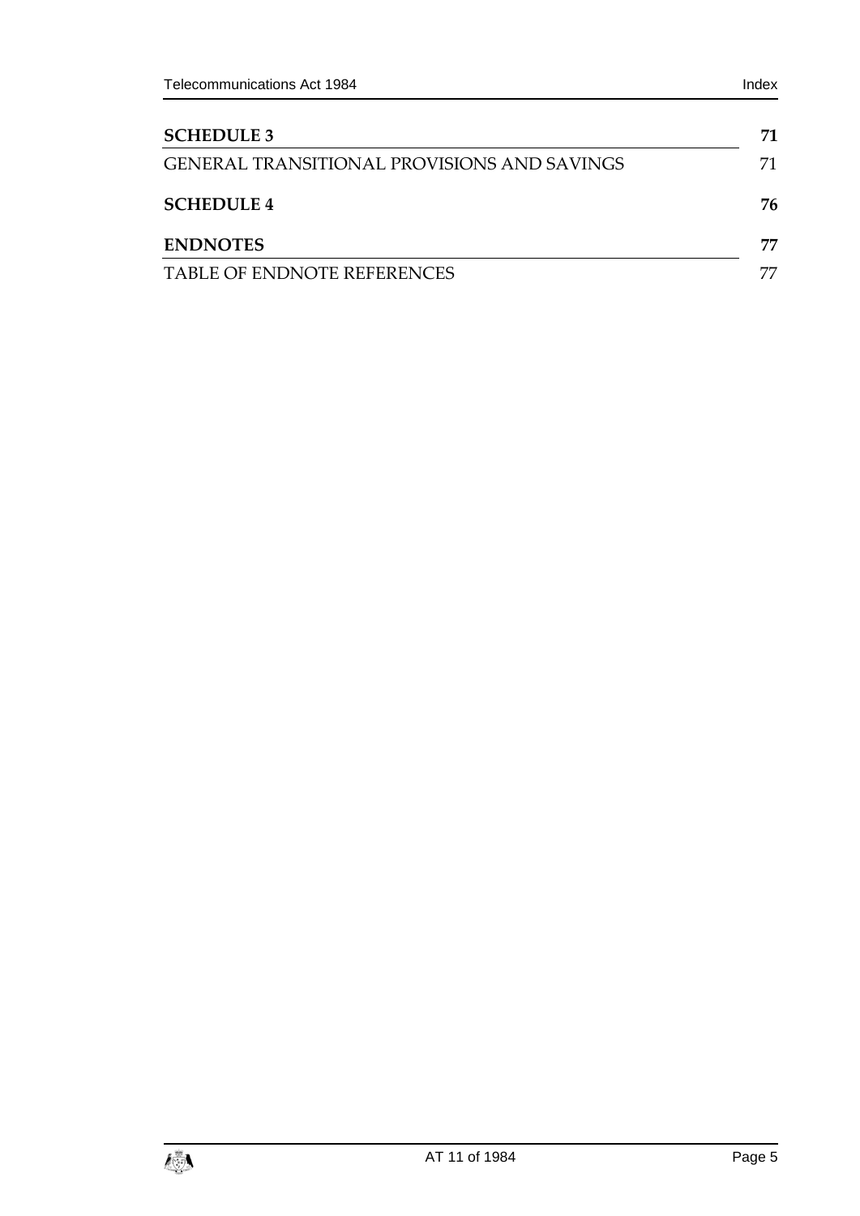| | |
|---|---|
| **SCHEDULE 3** | **71** |
| GENERAL TRANSITIONAL PROVISIONS AND SAVINGS | 71 |
| **SCHEDULE 4** | **76** |
| **ENDNOTES** | **77** |
| TABLE OF ENDNOTE REFERENCES | 77 |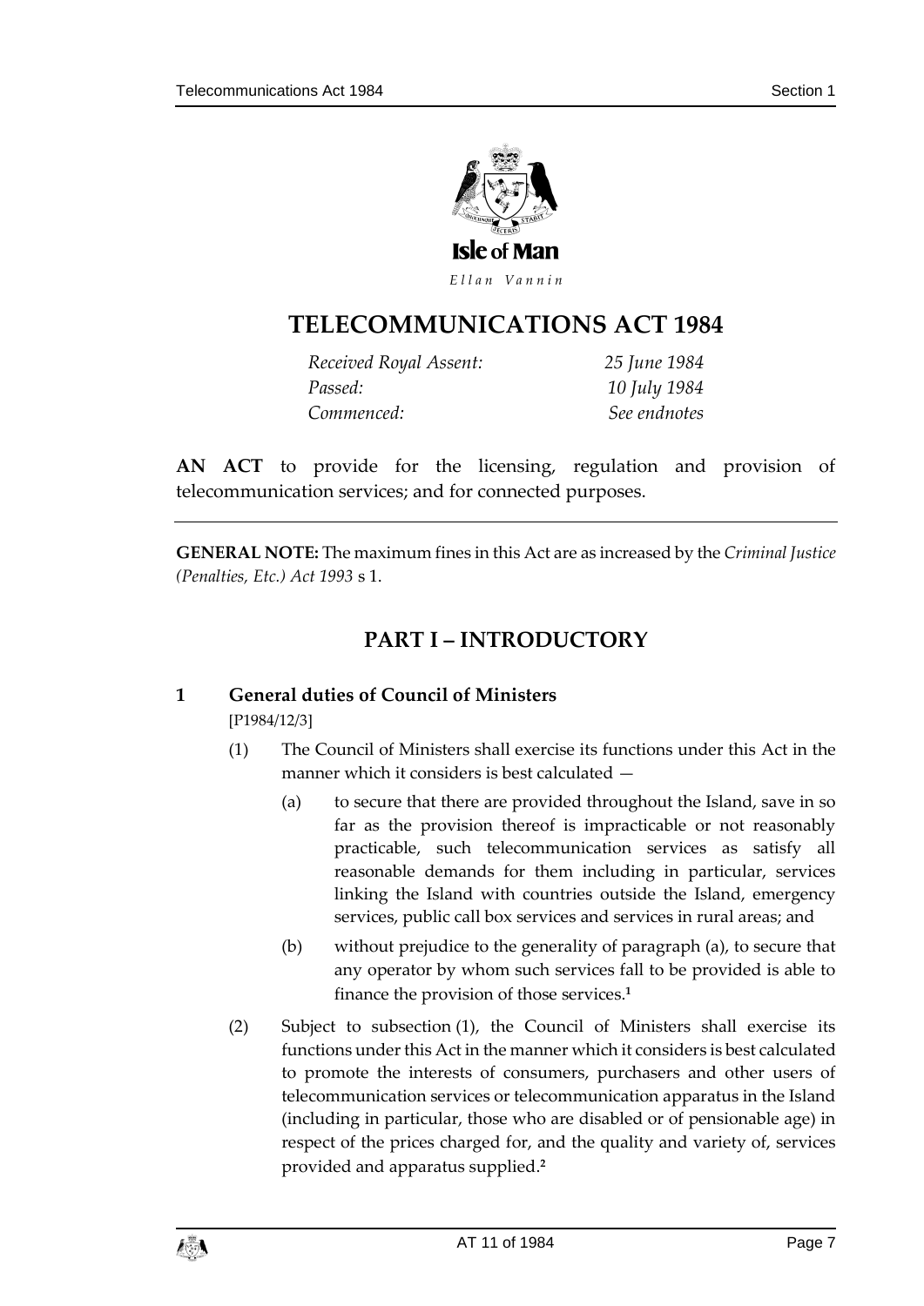Isle of Man

*Ellan Vannin*

# TELECOMMUNICATIONS ACT 1984

| | |
|---|---|
| *Received Royal Assent:* | *25 June 1984* |
| *Passed:* | *10 July 1984* |
| *Commenced:* | *See endnotes* |

**AN ACT** to provide for the licensing, regulation and provision of telecommunication services; and for connected purposes.

**GENERAL NOTE:** The maximum fines in this Act are as increased by the *Criminal Justice (Penalties, Etc.) Act 1993* s 1.

## PART I – INTRODUCTORY

### 1 General duties of Council of Ministers

[P1984/12/3]

(1) The Council of Ministers shall exercise its functions under this Act in the manner which it considers is best calculated —

(a) to secure that there are provided throughout the Island, save in so far as the provision thereof is impracticable or not reasonably practicable, such telecommunication services as satisfy all reasonable demands for them including in particular, services linking the Island with countries outside the Island, emergency services, public call box services and services in rural areas; and

(b) without prejudice to the generality of paragraph (a), to secure that any operator by whom such services fall to be provided is able to finance the provision of those services.[1]

(2) Subject to subsection (1), the Council of Ministers shall exercise its functions under this Act in the manner which it considers is best calculated to promote the interests of consumers, purchasers and other users of telecommunication services or telecommunication apparatus in the Island (including in particular, those who are disabled or of pensionable age) in respect of the prices charged for, and the quality and variety of, services provided and apparatus supplied.[2]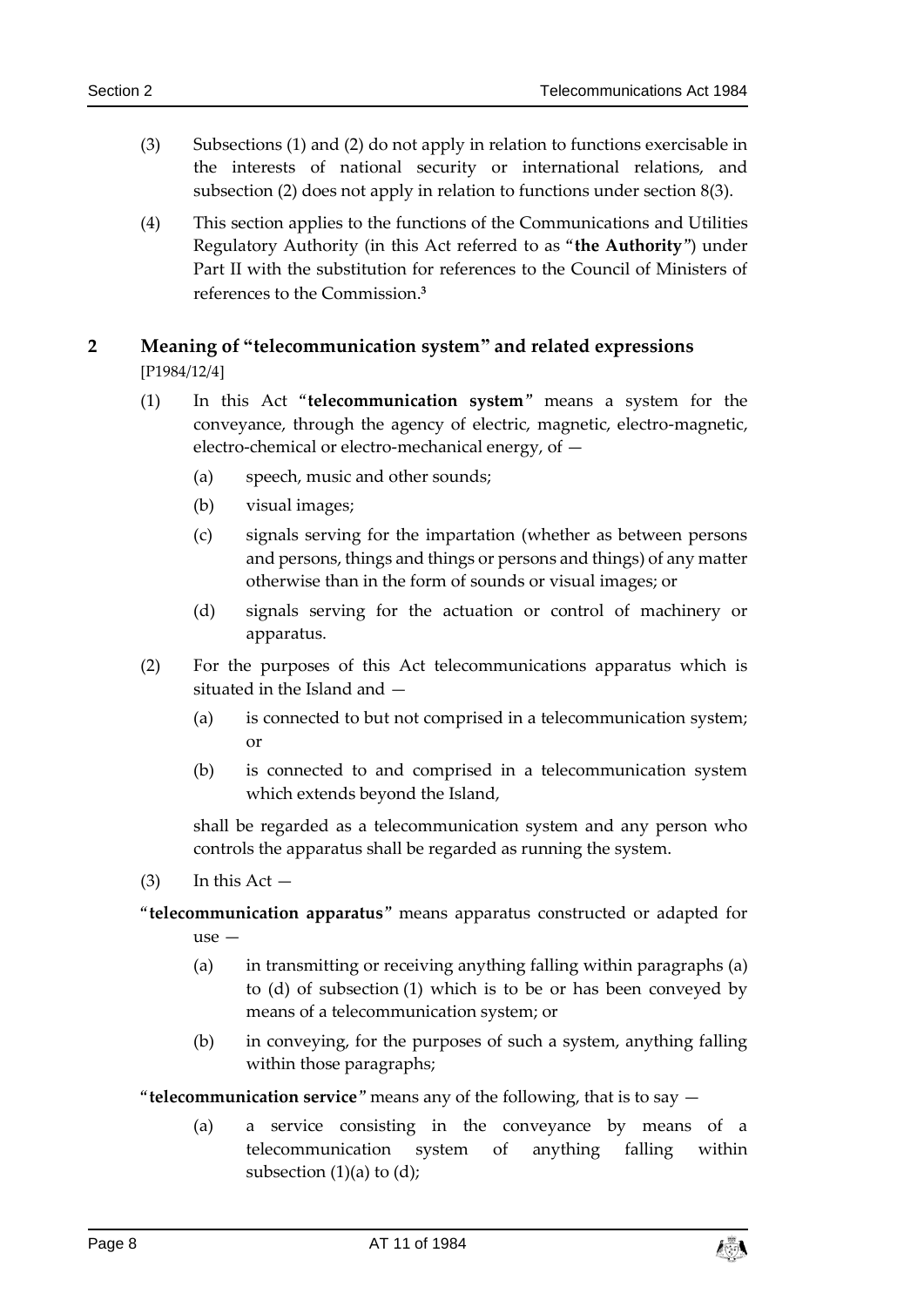(3) Subsections (1) and (2) do not apply in relation to functions exercisable in the interests of national security or international relations, and subsection (2) does not apply in relation to functions under section 8(3).

(4) This section applies to the functions of the Communications and Utilities Regulatory Authority (in this Act referred to as "**the Authority**") under Part II with the substitution for references to the Council of Ministers of references to the Commission.[3]

## 2 Meaning of "telecommunication system" and related expressions

[P1984/12/4]

(1) In this Act "**telecommunication system**" means a system for the conveyance, through the agency of electric, magnetic, electro-magnetic, electro-chemical or electro-mechanical energy, of —

(a) speech, music and other sounds;

(b) visual images;

(c) signals serving for the impartation (whether as between persons and persons, things and things or persons and things) of any matter otherwise than in the form of sounds or visual images; or

(d) signals serving for the actuation or control of machinery or apparatus.

(2) For the purposes of this Act telecommunications apparatus which is situated in the Island and —

(a) is connected to but not comprised in a telecommunication system; or

(b) is connected to and comprised in a telecommunication system which extends beyond the Island,

shall be regarded as a telecommunication system and any person who controls the apparatus shall be regarded as running the system.

(3) In this Act —

"**telecommunication apparatus**" means apparatus constructed or adapted for use —

(a) in transmitting or receiving anything falling within paragraphs (a) to (d) of subsection (1) which is to be or has been conveyed by means of a telecommunication system; or

(b) in conveying, for the purposes of such a system, anything falling within those paragraphs;

"**telecommunication service**" means any of the following, that is to say —

(a) a service consisting in the conveyance by means of a telecommunication system of anything falling within subsection (1)(a) to (d);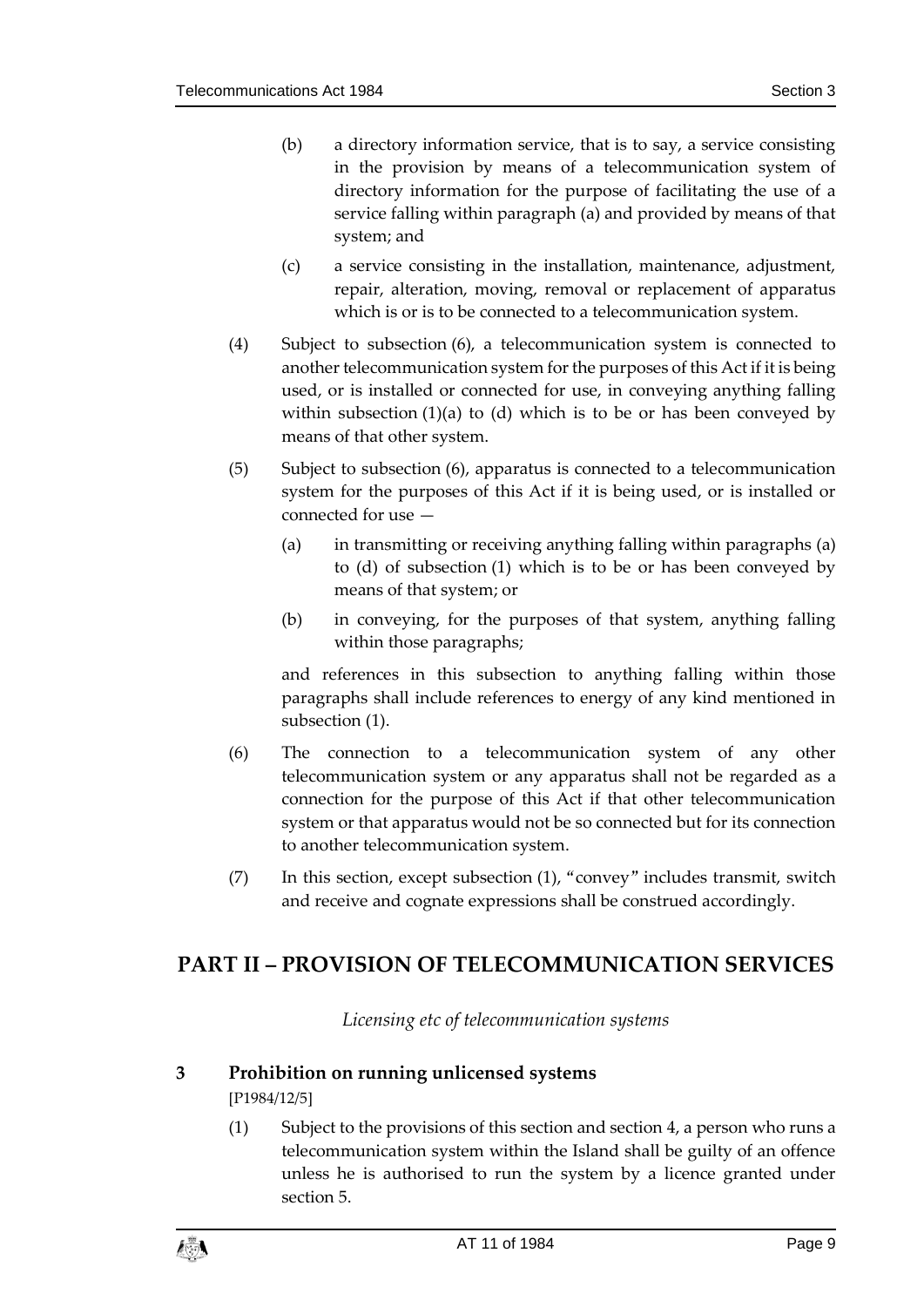(b) a directory information service, that is to say, a service consisting in the provision by means of a telecommunication system of directory information for the purpose of facilitating the use of a service falling within paragraph (a) and provided by means of that system; and

(c) a service consisting in the installation, maintenance, adjustment, repair, alteration, moving, removal or replacement of apparatus which is or is to be connected to a telecommunication system.

(4) Subject to subsection (6), a telecommunication system is connected to another telecommunication system for the purposes of this Act if it is being used, or is installed or connected for use, in conveying anything falling within subsection (1)(a) to (d) which is to be or has been conveyed by means of that other system.

(5) Subject to subsection (6), apparatus is connected to a telecommunication system for the purposes of this Act if it is being used, or is installed or connected for use —

(a) in transmitting or receiving anything falling within paragraphs (a) to (d) of subsection (1) which is to be or has been conveyed by means of that system; or

(b) in conveying, for the purposes of that system, anything falling within those paragraphs;

and references in this subsection to anything falling within those paragraphs shall include references to energy of any kind mentioned in subsection (1).

(6) The connection to a telecommunication system of any other telecommunication system or any apparatus shall not be regarded as a connection for the purpose of this Act if that other telecommunication system or that apparatus would not be so connected but for its connection to another telecommunication system.

(7) In this section, except subsection (1), "convey" includes transmit, switch and receive and cognate expressions shall be construed accordingly.

## PART II – PROVISION OF TELECOMMUNICATION SERVICES

*Licensing etc of telecommunication systems*

### 3 Prohibition on running unlicensed systems

[P1984/12/5]

(1) Subject to the provisions of this section and section 4, a person who runs a telecommunication system within the Island shall be guilty of an offence unless he is authorised to run the system by a licence granted under section 5.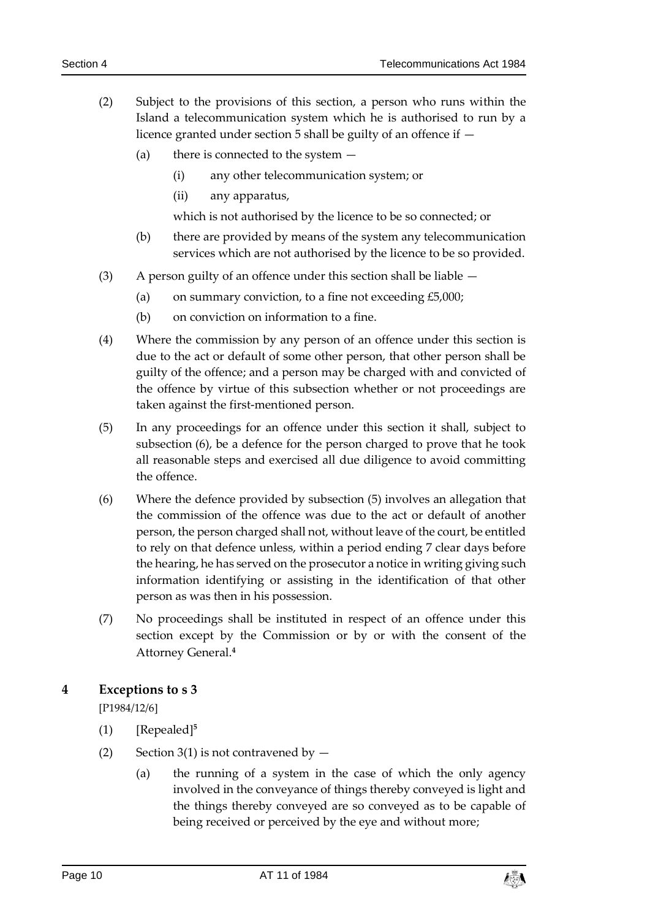(2) Subject to the provisions of this section, a person who runs within the Island a telecommunication system which he is authorised to run by a licence granted under section 5 shall be guilty of an offence if —

(a) there is connected to the system —

(i) any other telecommunication system; or

(ii) any apparatus,

which is not authorised by the licence to be so connected; or

(b) there are provided by means of the system any telecommunication services which are not authorised by the licence to be so provided.

(3) A person guilty of an offence under this section shall be liable —

(a) on summary conviction, to a fine not exceeding £5,000;

(b) on conviction on information to a fine.

(4) Where the commission by any person of an offence under this section is due to the act or default of some other person, that other person shall be guilty of the offence; and a person may be charged with and convicted of the offence by virtue of this subsection whether or not proceedings are taken against the first-mentioned person.

(5) In any proceedings for an offence under this section it shall, subject to subsection (6), be a defence for the person charged to prove that he took all reasonable steps and exercised all due diligence to avoid committing the offence.

(6) Where the defence provided by subsection (5) involves an allegation that the commission of the offence was due to the act or default of another person, the person charged shall not, without leave of the court, be entitled to rely on that defence unless, within a period ending 7 clear days before the hearing, he has served on the prosecutor a notice in writing giving such information identifying or assisting in the identification of that other person as was then in his possession.

(7) No proceedings shall be instituted in respect of an offence under this section except by the Commission or by or with the consent of the Attorney General.[4]

## 4 Exceptions to s 3

[P1984/12/6]

(1) [Repealed][5]

(2) Section 3(1) is not contravened by —

(a) the running of a system in the case of which the only agency involved in the conveyance of things thereby conveyed is light and the things thereby conveyed are so conveyed as to be capable of being received or perceived by the eye and without more;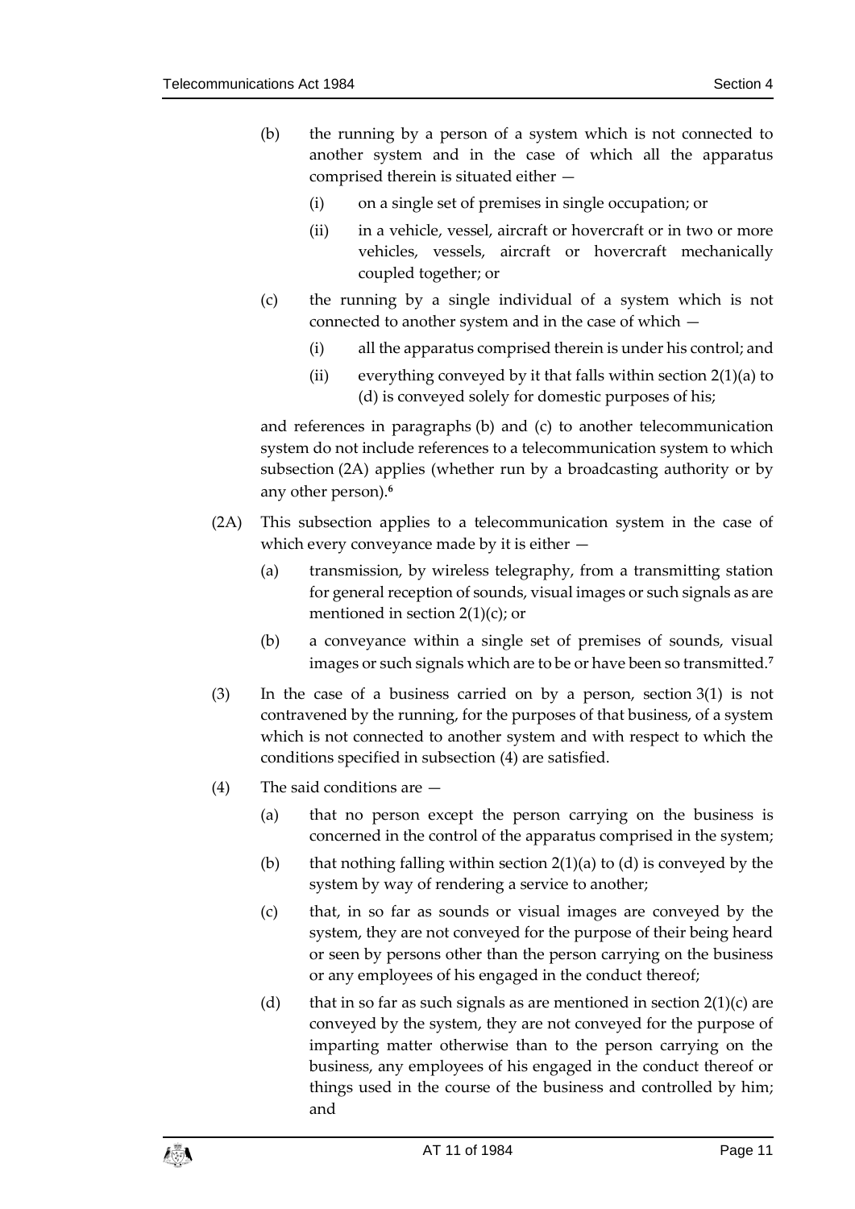(b) the running by a person of a system which is not connected to another system and in the case of which all the apparatus comprised therein is situated either —

  (i) on a single set of premises in single occupation; or

  (ii) in a vehicle, vessel, aircraft or hovercraft or in two or more vehicles, vessels, aircraft or hovercraft mechanically coupled together; or

(c) the running by a single individual of a system which is not connected to another system and in the case of which —

  (i) all the apparatus comprised therein is under his control; and

  (ii) everything conveyed by it that falls within section 2(1)(a) to (d) is conveyed solely for domestic purposes of his;

and references in paragraphs (b) and (c) to another telecommunication system do not include references to a telecommunication system to which subsection (2A) applies (whether run by a broadcasting authority or by any other person).[6]

(2A) This subsection applies to a telecommunication system in the case of which every conveyance made by it is either —

  (a) transmission, by wireless telegraphy, from a transmitting station for general reception of sounds, visual images or such signals as are mentioned in section 2(1)(c); or

  (b) a conveyance within a single set of premises of sounds, visual images or such signals which are to be or have been so transmitted.[7]

(3) In the case of a business carried on by a person, section 3(1) is not contravened by the running, for the purposes of that business, of a system which is not connected to another system and with respect to which the conditions specified in subsection (4) are satisfied.

(4) The said conditions are —

  (a) that no person except the person carrying on the business is concerned in the control of the apparatus comprised in the system;

  (b) that nothing falling within section 2(1)(a) to (d) is conveyed by the system by way of rendering a service to another;

  (c) that, in so far as sounds or visual images are conveyed by the system, they are not conveyed for the purpose of their being heard or seen by persons other than the person carrying on the business or any employees of his engaged in the conduct thereof;

  (d) that in so far as such signals as are mentioned in section 2(1)(c) are conveyed by the system, they are not conveyed for the purpose of imparting matter otherwise than to the person carrying on the business, any employees of his engaged in the conduct thereof or things used in the course of the business and controlled by him; and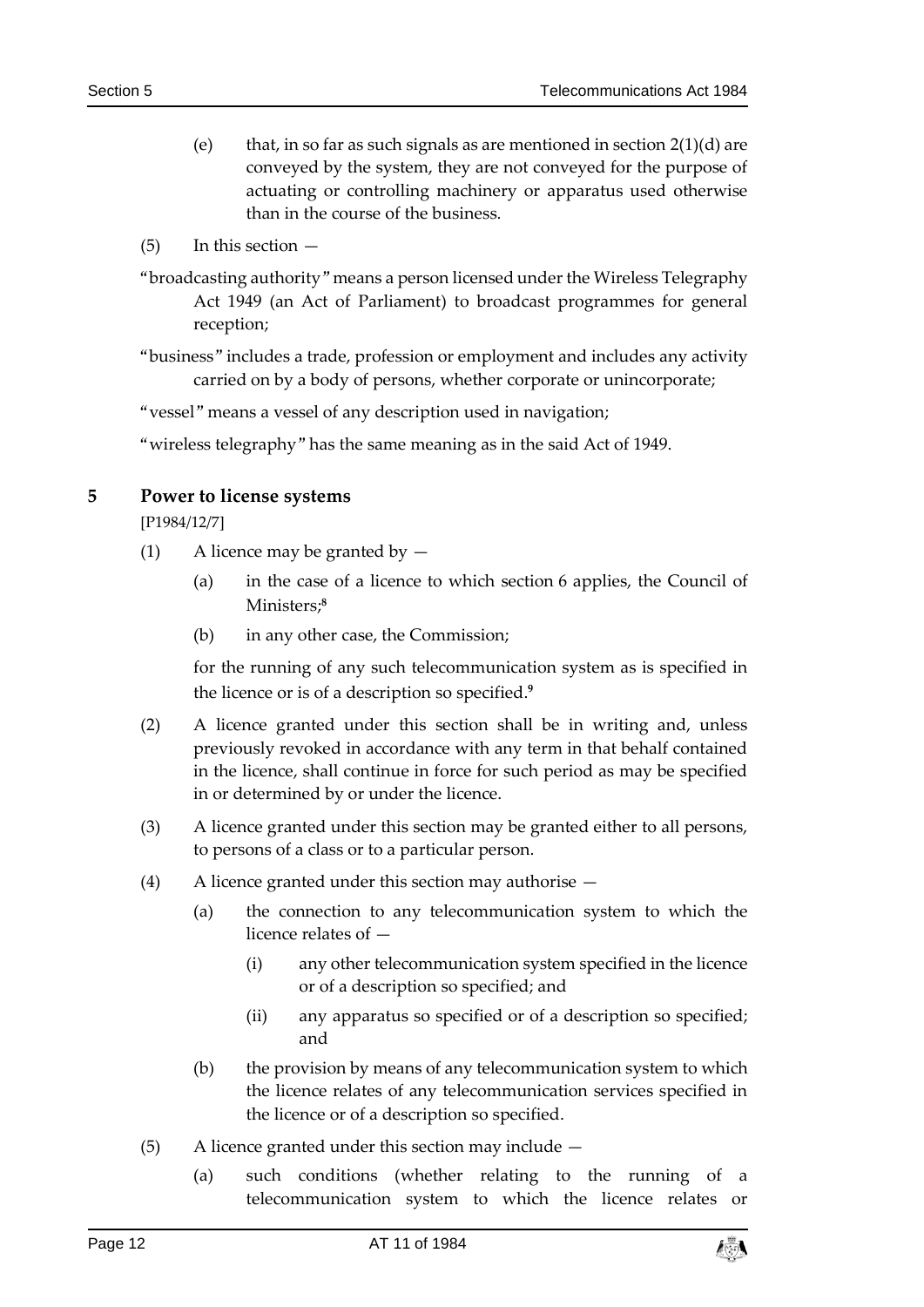(e) that, in so far as such signals as are mentioned in section 2(1)(d) are conveyed by the system, they are not conveyed for the purpose of actuating or controlling machinery or apparatus used otherwise than in the course of the business.

(5) In this section —

"broadcasting authority" means a person licensed under the Wireless Telegraphy Act 1949 (an Act of Parliament) to broadcast programmes for general reception;

"business" includes a trade, profession or employment and includes any activity carried on by a body of persons, whether corporate or unincorporate;

"vessel" means a vessel of any description used in navigation;

"wireless telegraphy" has the same meaning as in the said Act of 1949.

## 5 Power to license systems

[P1984/12/7]

(1) A licence may be granted by —

(a) in the case of a licence to which section 6 applies, the Council of Ministers;[8]

(b) in any other case, the Commission;

for the running of any such telecommunication system as is specified in the licence or is of a description so specified.[9]

(2) A licence granted under this section shall be in writing and, unless previously revoked in accordance with any term in that behalf contained in the licence, shall continue in force for such period as may be specified in or determined by or under the licence.

(3) A licence granted under this section may be granted either to all persons, to persons of a class or to a particular person.

(4) A licence granted under this section may authorise —

(a) the connection to any telecommunication system to which the licence relates of —

(i) any other telecommunication system specified in the licence or of a description so specified; and

(ii) any apparatus so specified or of a description so specified; and

(b) the provision by means of any telecommunication system to which the licence relates of any telecommunication services specified in the licence or of a description so specified.

(5) A licence granted under this section may include —

(a) such conditions (whether relating to the running of a telecommunication system to which the licence relates or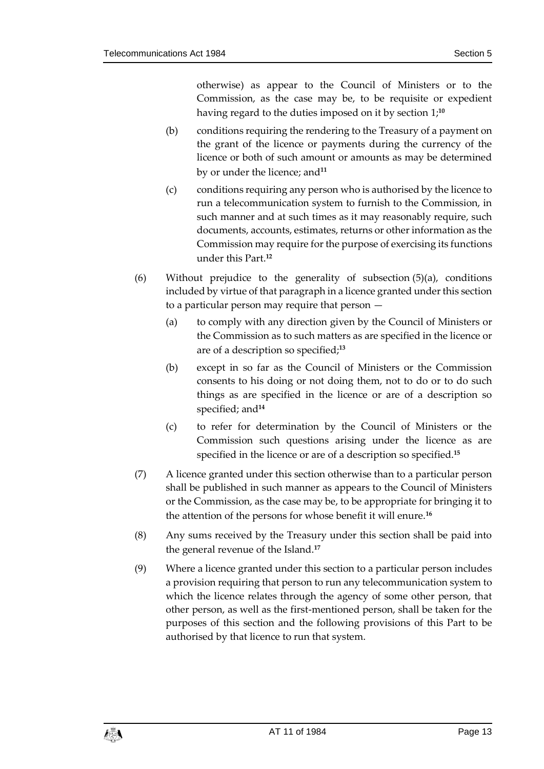otherwise) as appear to the Council of Ministers or to the Commission, as the case may be, to be requisite or expedient having regard to the duties imposed on it by section 1;[10]

(b) conditions requiring the rendering to the Treasury of a payment on the grant of the licence or payments during the currency of the licence or both of such amount or amounts as may be determined by or under the licence; and[11]

(c) conditions requiring any person who is authorised by the licence to run a telecommunication system to furnish to the Commission, in such manner and at such times as it may reasonably require, such documents, accounts, estimates, returns or other information as the Commission may require for the purpose of exercising its functions under this Part.[12]

(6) Without prejudice to the generality of subsection (5)(a), conditions included by virtue of that paragraph in a licence granted under this section to a particular person may require that person —

(a) to comply with any direction given by the Council of Ministers or the Commission as to such matters as are specified in the licence or are of a description so specified;[13]

(b) except in so far as the Council of Ministers or the Commission consents to his doing or not doing them, not to do or to do such things as are specified in the licence or are of a description so specified; and[14]

(c) to refer for determination by the Council of Ministers or the Commission such questions arising under the licence as are specified in the licence or are of a description so specified.[15]

(7) A licence granted under this section otherwise than to a particular person shall be published in such manner as appears to the Council of Ministers or the Commission, as the case may be, to be appropriate for bringing it to the attention of the persons for whose benefit it will enure.[16]

(8) Any sums received by the Treasury under this section shall be paid into the general revenue of the Island.[17]

(9) Where a licence granted under this section to a particular person includes a provision requiring that person to run any telecommunication system to which the licence relates through the agency of some other person, that other person, as well as the first-mentioned person, shall be taken for the purposes of this section and the following provisions of this Part to be authorised by that licence to run that system.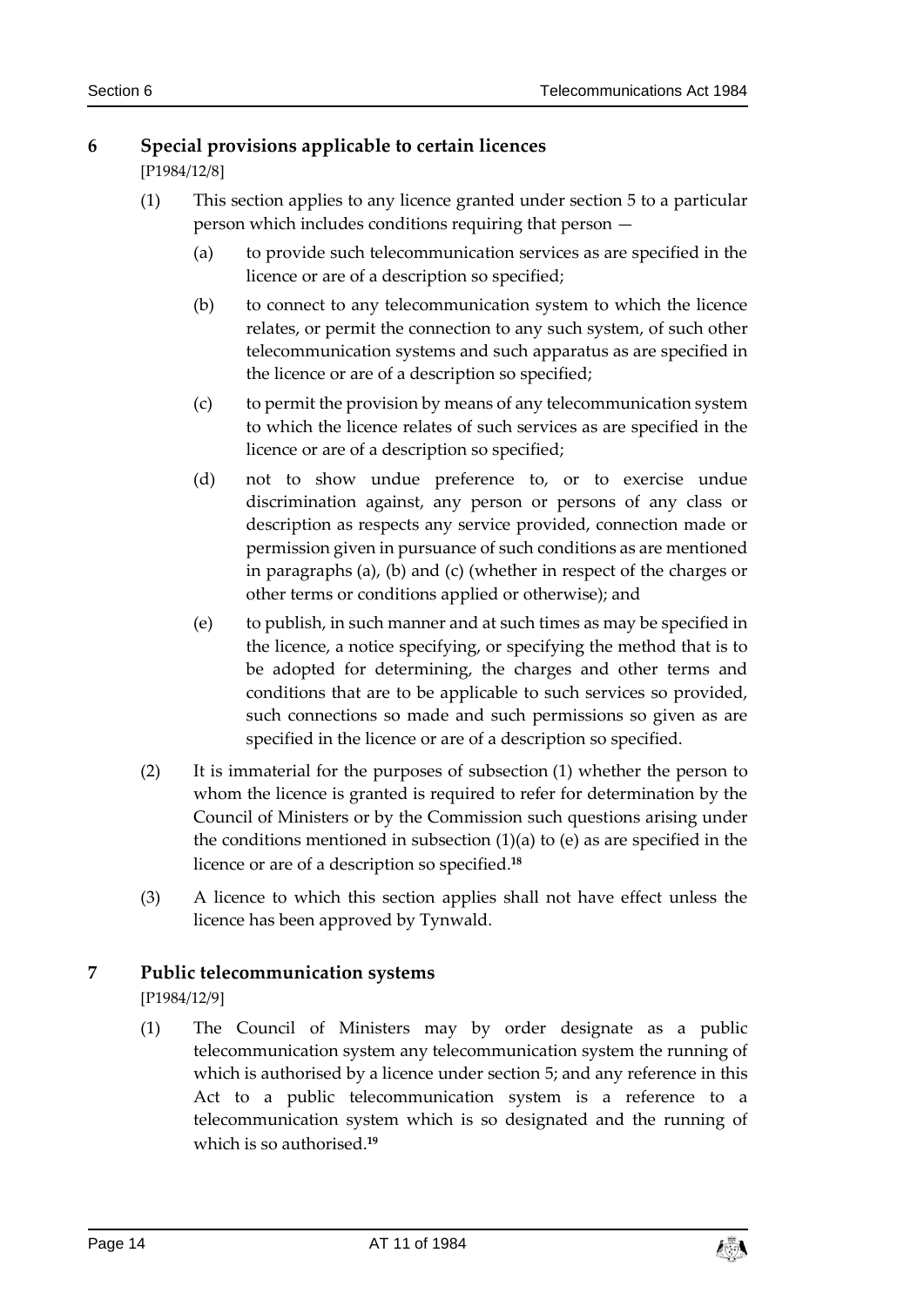## 6 Special provisions applicable to certain licences

[P1984/12/8]

(1) This section applies to any licence granted under section 5 to a particular person which includes conditions requiring that person —

(a) to provide such telecommunication services as are specified in the licence or are of a description so specified;

(b) to connect to any telecommunication system to which the licence relates, or permit the connection to any such system, of such other telecommunication systems and such apparatus as are specified in the licence or are of a description so specified;

(c) to permit the provision by means of any telecommunication system to which the licence relates of such services as are specified in the licence or are of a description so specified;

(d) not to show undue preference to, or to exercise undue discrimination against, any person or persons of any class or description as respects any service provided, connection made or permission given in pursuance of such conditions as are mentioned in paragraphs (a), (b) and (c) (whether in respect of the charges or other terms or conditions applied or otherwise); and

(e) to publish, in such manner and at such times as may be specified in the licence, a notice specifying, or specifying the method that is to be adopted for determining, the charges and other terms and conditions that are to be applicable to such services so provided, such connections so made and such permissions so given as are specified in the licence or are of a description so specified.

(2) It is immaterial for the purposes of subsection (1) whether the person to whom the licence is granted is required to refer for determination by the Council of Ministers or by the Commission such questions arising under the conditions mentioned in subsection (1)(a) to (e) as are specified in the licence or are of a description so specified.[18]

(3) A licence to which this section applies shall not have effect unless the licence has been approved by Tynwald.

## 7 Public telecommunication systems

[P1984/12/9]

(1) The Council of Ministers may by order designate as a public telecommunication system any telecommunication system the running of which is authorised by a licence under section 5; and any reference in this Act to a public telecommunication system is a reference to a telecommunication system which is so designated and the running of which is so authorised.[19]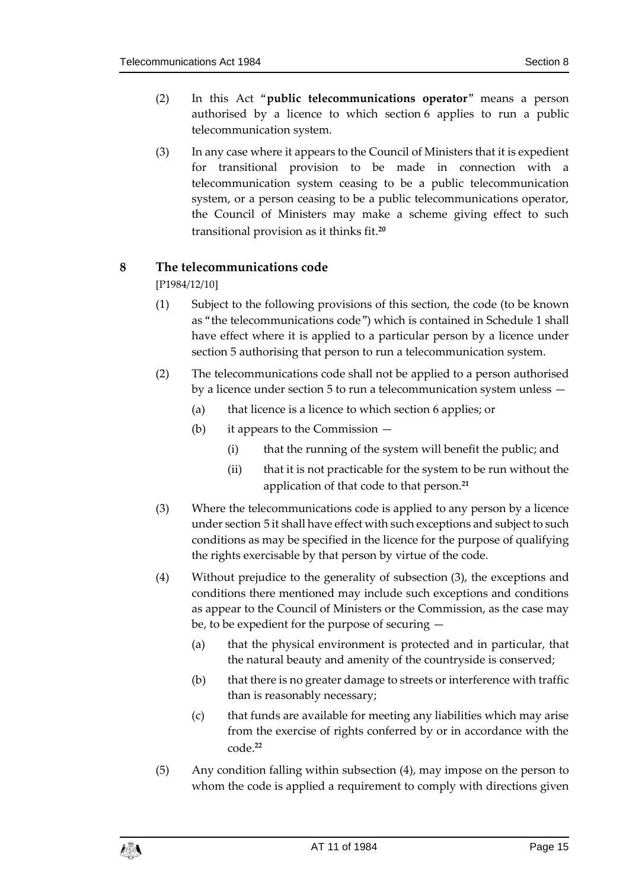(2) In this Act "**public telecommunications operator**" means a person authorised by a licence to which section 6 applies to run a public telecommunication system.

(3) In any case where it appears to the Council of Ministers that it is expedient for transitional provision to be made in connection with a telecommunication system ceasing to be a public telecommunication system, or a person ceasing to be a public telecommunications operator, the Council of Ministers may make a scheme giving effect to such transitional provision as it thinks fit.[20]

## 8 The telecommunications code

[P1984/12/10]

(1) Subject to the following provisions of this section, the code (to be known as "the telecommunications code") which is contained in Schedule 1 shall have effect where it is applied to a particular person by a licence under section 5 authorising that person to run a telecommunication system.

(2) The telecommunications code shall not be applied to a person authorised by a licence under section 5 to run a telecommunication system unless —

- (a) that licence is a licence to which section 6 applies; or
- (b) it appears to the Commission —
  - (i) that the running of the system will benefit the public; and
  - (ii) that it is not practicable for the system to be run without the application of that code to that person.[21]

(3) Where the telecommunications code is applied to any person by a licence under section 5 it shall have effect with such exceptions and subject to such conditions as may be specified in the licence for the purpose of qualifying the rights exercisable by that person by virtue of the code.

(4) Without prejudice to the generality of subsection (3), the exceptions and conditions there mentioned may include such exceptions and conditions as appear to the Council of Ministers or the Commission, as the case may be, to be expedient for the purpose of securing —

- (a) that the physical environment is protected and in particular, that the natural beauty and amenity of the countryside is conserved;
- (b) that there is no greater damage to streets or interference with traffic than is reasonably necessary;
- (c) that funds are available for meeting any liabilities which may arise from the exercise of rights conferred by or in accordance with the code.[22]

(5) Any condition falling within subsection (4), may impose on the person to whom the code is applied a requirement to comply with directions given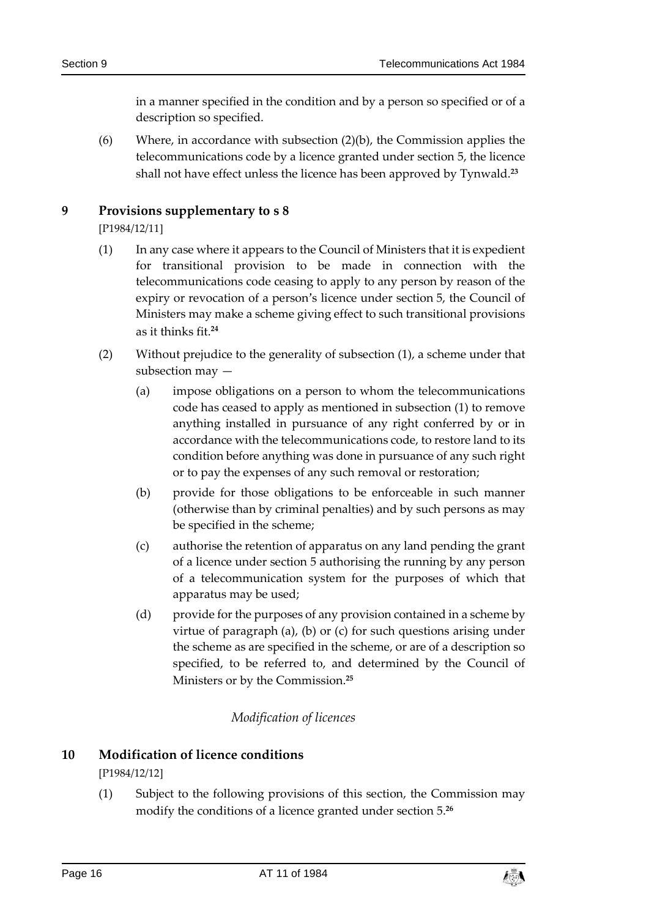in a manner specified in the condition and by a person so specified or of a description so specified.

(6) Where, in accordance with subsection (2)(b), the Commission applies the telecommunications code by a licence granted under section 5, the licence shall not have effect unless the licence has been approved by Tynwald.[23]

## 9 Provisions supplementary to s 8

[P1984/12/11]

(1) In any case where it appears to the Council of Ministers that it is expedient for transitional provision to be made in connection with the telecommunications code ceasing to apply to any person by reason of the expiry or revocation of a person's licence under section 5, the Council of Ministers may make a scheme giving effect to such transitional provisions as it thinks fit.[24]

(2) Without prejudice to the generality of subsection (1), a scheme under that subsection may —

(a) impose obligations on a person to whom the telecommunications code has ceased to apply as mentioned in subsection (1) to remove anything installed in pursuance of any right conferred by or in accordance with the telecommunications code, to restore land to its condition before anything was done in pursuance of any such right or to pay the expenses of any such removal or restoration;

(b) provide for those obligations to be enforceable in such manner (otherwise than by criminal penalties) and by such persons as may be specified in the scheme;

(c) authorise the retention of apparatus on any land pending the grant of a licence under section 5 authorising the running by any person of a telecommunication system for the purposes of which that apparatus may be used;

(d) provide for the purposes of any provision contained in a scheme by virtue of paragraph (a), (b) or (c) for such questions arising under the scheme as are specified in the scheme, or are of a description so specified, to be referred to, and determined by the Council of Ministers or by the Commission.[25]

*Modification of licences*

## 10 Modification of licence conditions

[P1984/12/12]

(1) Subject to the following provisions of this section, the Commission may modify the conditions of a licence granted under section 5.[26]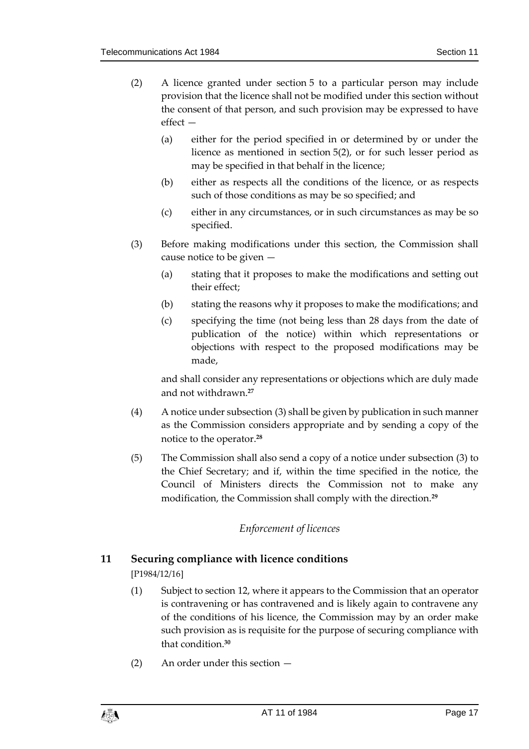(2) A licence granted under section 5 to a particular person may include provision that the licence shall not be modified under this section without the consent of that person, and such provision may be expressed to have effect —

(a) either for the period specified in or determined by or under the licence as mentioned in section 5(2), or for such lesser period as may be specified in that behalf in the licence;

(b) either as respects all the conditions of the licence, or as respects such of those conditions as may be so specified; and

(c) either in any circumstances, or in such circumstances as may be so specified.

(3) Before making modifications under this section, the Commission shall cause notice to be given —

(a) stating that it proposes to make the modifications and setting out their effect;

(b) stating the reasons why it proposes to make the modifications; and

(c) specifying the time (not being less than 28 days from the date of publication of the notice) within which representations or objections with respect to the proposed modifications may be made,

and shall consider any representations or objections which are duly made and not withdrawn.[27]

(4) A notice under subsection (3) shall be given by publication in such manner as the Commission considers appropriate and by sending a copy of the notice to the operator.[28]

(5) The Commission shall also send a copy of a notice under subsection (3) to the Chief Secretary; and if, within the time specified in the notice, the Council of Ministers directs the Commission not to make any modification, the Commission shall comply with the direction.[29]

*Enforcement of licences*

### 11 Securing compliance with licence conditions

[P1984/12/16]

(1) Subject to section 12, where it appears to the Commission that an operator is contravening or has contravened and is likely again to contravene any of the conditions of his licence, the Commission may by an order make such provision as is requisite for the purpose of securing compliance with that condition.[30]

(2) An order under this section —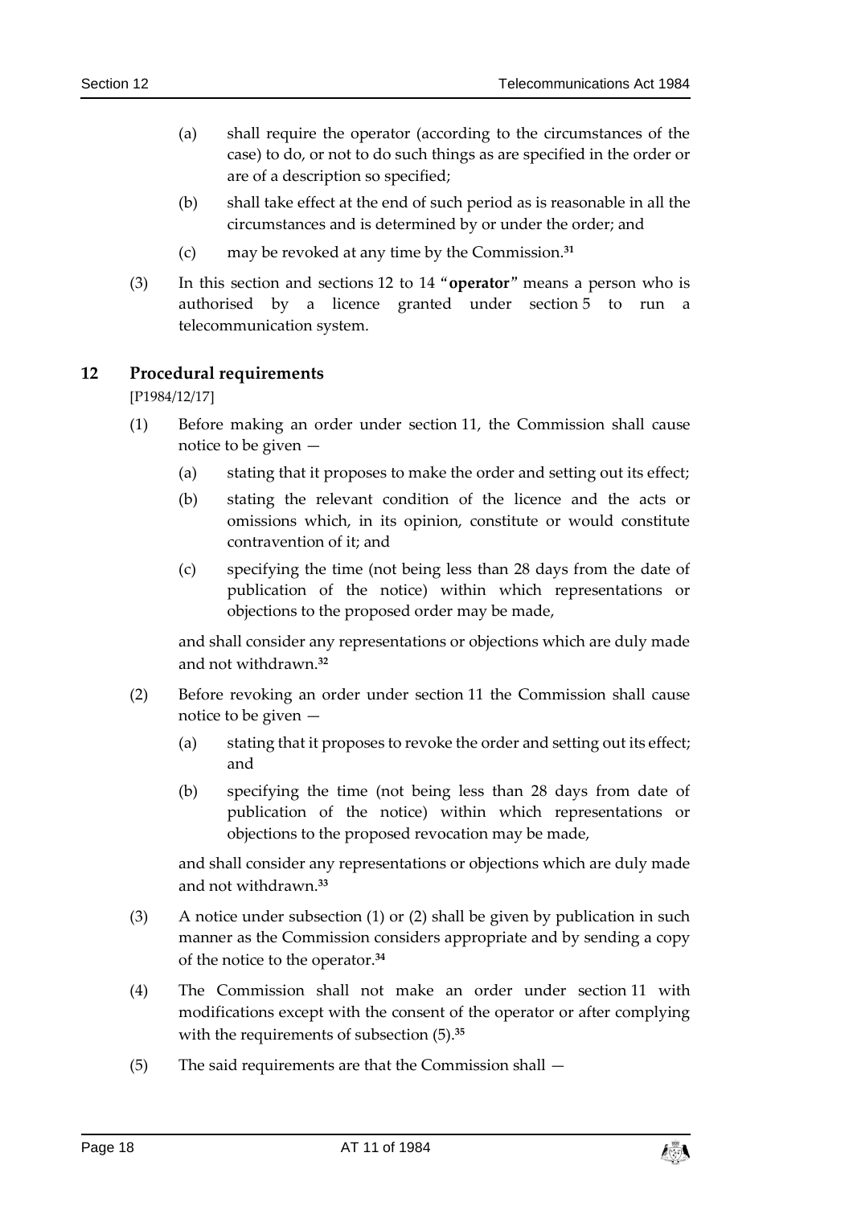(a) shall require the operator (according to the circumstances of the case) to do, or not to do such things as are specified in the order or are of a description so specified;

(b) shall take effect at the end of such period as is reasonable in all the circumstances and is determined by or under the order; and

(c) may be revoked at any time by the Commission.[31]

(3) In this section and sections 12 to 14 "**operator**" means a person who is authorised by a licence granted under section 5 to run a telecommunication system.

## 12 Procedural requirements

[P1984/12/17]

(1) Before making an order under section 11, the Commission shall cause notice to be given —

(a) stating that it proposes to make the order and setting out its effect;

(b) stating the relevant condition of the licence and the acts or omissions which, in its opinion, constitute or would constitute contravention of it; and

(c) specifying the time (not being less than 28 days from the date of publication of the notice) within which representations or objections to the proposed order may be made,

and shall consider any representations or objections which are duly made and not withdrawn.[32]

(2) Before revoking an order under section 11 the Commission shall cause notice to be given —

(a) stating that it proposes to revoke the order and setting out its effect; and

(b) specifying the time (not being less than 28 days from date of publication of the notice) within which representations or objections to the proposed revocation may be made,

and shall consider any representations or objections which are duly made and not withdrawn.[33]

(3) A notice under subsection (1) or (2) shall be given by publication in such manner as the Commission considers appropriate and by sending a copy of the notice to the operator.[34]

(4) The Commission shall not make an order under section 11 with modifications except with the consent of the operator or after complying with the requirements of subsection (5).[35]

(5) The said requirements are that the Commission shall —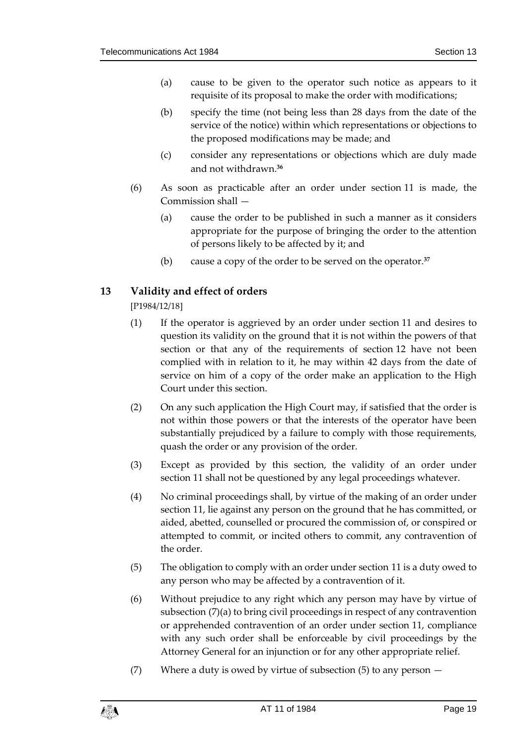(a) cause to be given to the operator such notice as appears to it requisite of its proposal to make the order with modifications;

(b) specify the time (not being less than 28 days from the date of the service of the notice) within which representations or objections to the proposed modifications may be made; and

(c) consider any representations or objections which are duly made and not withdrawn.[36]

(6) As soon as practicable after an order under section 11 is made, the Commission shall —

(a) cause the order to be published in such a manner as it considers appropriate for the purpose of bringing the order to the attention of persons likely to be affected by it; and

(b) cause a copy of the order to be served on the operator.[37]

## 13 Validity and effect of orders

[P1984/12/18]

(1) If the operator is aggrieved by an order under section 11 and desires to question its validity on the ground that it is not within the powers of that section or that any of the requirements of section 12 have not been complied with in relation to it, he may within 42 days from the date of service on him of a copy of the order make an application to the High Court under this section.

(2) On any such application the High Court may, if satisfied that the order is not within those powers or that the interests of the operator have been substantially prejudiced by a failure to comply with those requirements, quash the order or any provision of the order.

(3) Except as provided by this section, the validity of an order under section 11 shall not be questioned by any legal proceedings whatever.

(4) No criminal proceedings shall, by virtue of the making of an order under section 11, lie against any person on the ground that he has committed, or aided, abetted, counselled or procured the commission of, or conspired or attempted to commit, or incited others to commit, any contravention of the order.

(5) The obligation to comply with an order under section 11 is a duty owed to any person who may be affected by a contravention of it.

(6) Without prejudice to any right which any person may have by virtue of subsection (7)(a) to bring civil proceedings in respect of any contravention or apprehended contravention of an order under section 11, compliance with any such order shall be enforceable by civil proceedings by the Attorney General for an injunction or for any other appropriate relief.

(7) Where a duty is owed by virtue of subsection (5) to any person —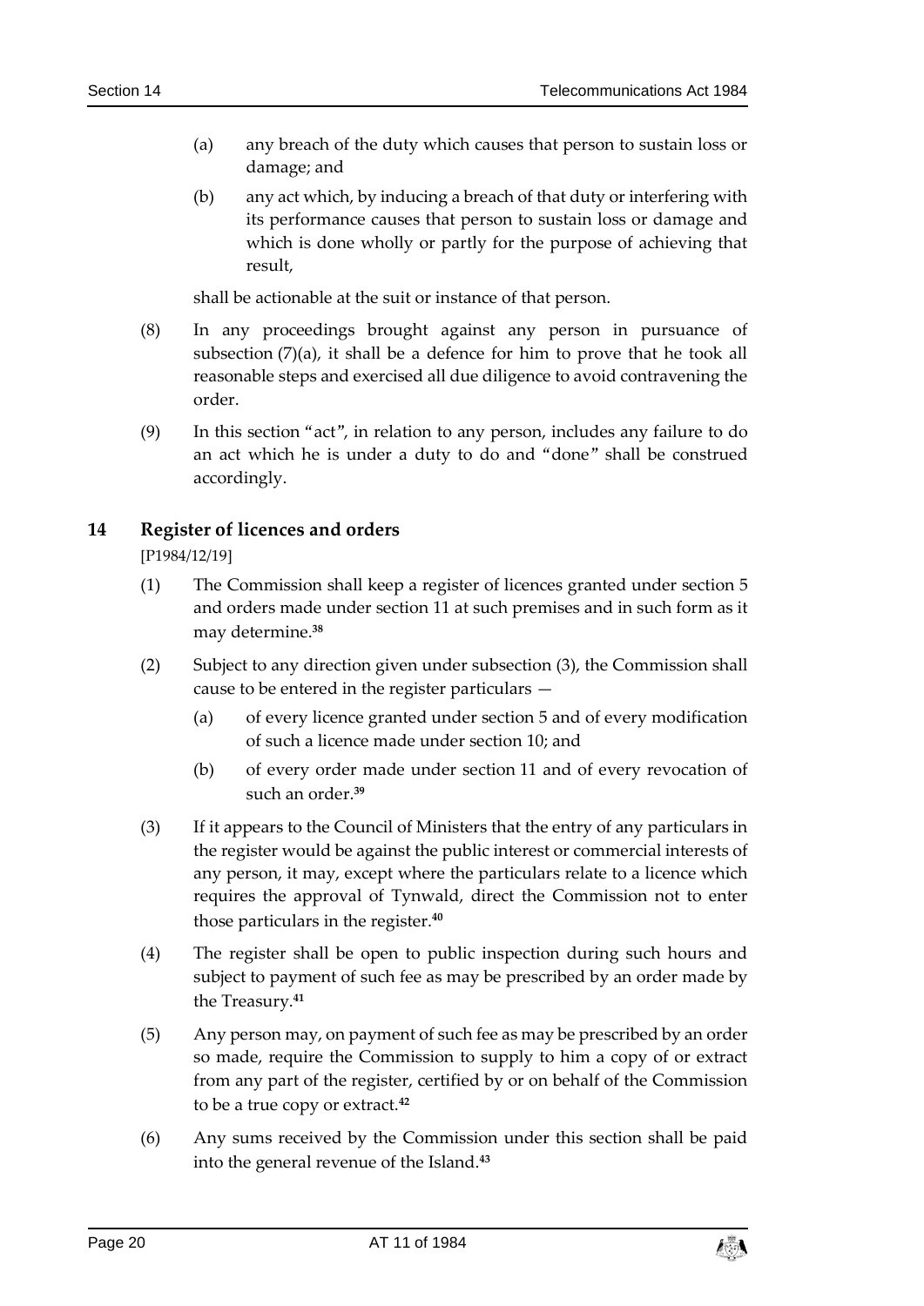(a) any breach of the duty which causes that person to sustain loss or damage; and

(b) any act which, by inducing a breach of that duty or interfering with its performance causes that person to sustain loss or damage and which is done wholly or partly for the purpose of achieving that result,

shall be actionable at the suit or instance of that person.

(8) In any proceedings brought against any person in pursuance of subsection (7)(a), it shall be a defence for him to prove that he took all reasonable steps and exercised all due diligence to avoid contravening the order.

(9) In this section "act", in relation to any person, includes any failure to do an act which he is under a duty to do and "done" shall be construed accordingly.

## 14 Register of licences and orders

[P1984/12/19]

(1) The Commission shall keep a register of licences granted under section 5 and orders made under section 11 at such premises and in such form as it may determine.[38]

(2) Subject to any direction given under subsection (3), the Commission shall cause to be entered in the register particulars —

(a) of every licence granted under section 5 and of every modification of such a licence made under section 10; and

(b) of every order made under section 11 and of every revocation of such an order.[39]

(3) If it appears to the Council of Ministers that the entry of any particulars in the register would be against the public interest or commercial interests of any person, it may, except where the particulars relate to a licence which requires the approval of Tynwald, direct the Commission not to enter those particulars in the register.[40]

(4) The register shall be open to public inspection during such hours and subject to payment of such fee as may be prescribed by an order made by the Treasury.[41]

(5) Any person may, on payment of such fee as may be prescribed by an order so made, require the Commission to supply to him a copy of or extract from any part of the register, certified by or on behalf of the Commission to be a true copy or extract.[42]

(6) Any sums received by the Commission under this section shall be paid into the general revenue of the Island.[43]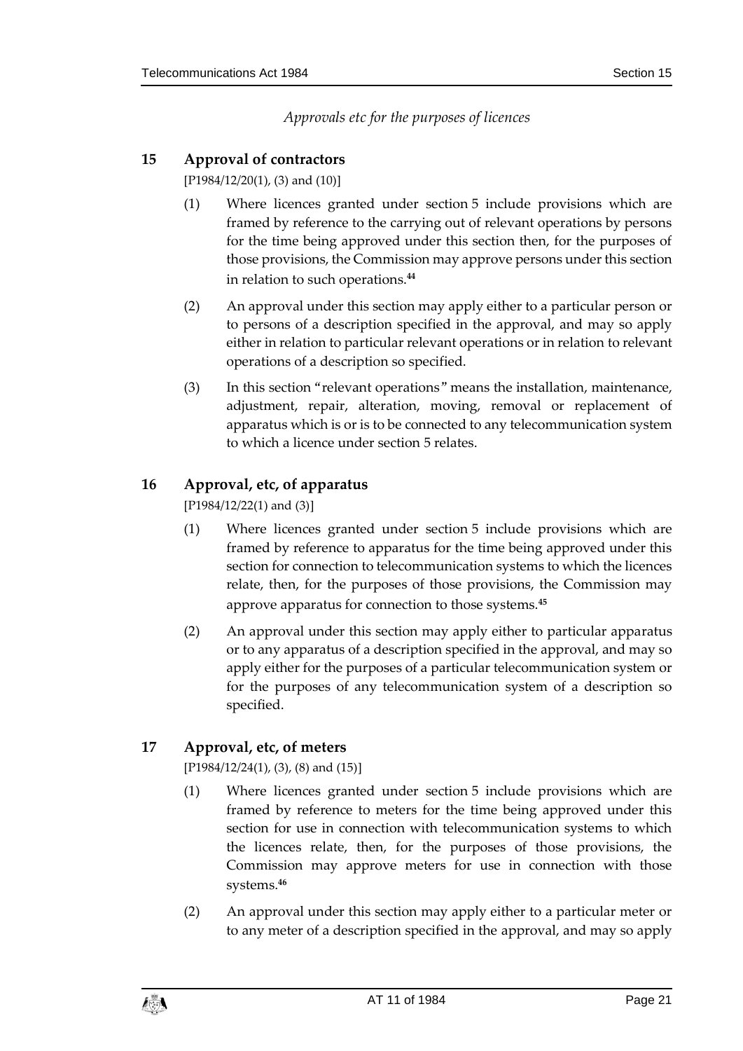*Approvals etc for the purposes of licences*

## 15 Approval of contractors

[P1984/12/20(1), (3) and (10)]

(1) Where licences granted under section 5 include provisions which are framed by reference to the carrying out of relevant operations by persons for the time being approved under this section then, for the purposes of those provisions, the Commission may approve persons under this section in relation to such operations.[44]

(2) An approval under this section may apply either to a particular person or to persons of a description specified in the approval, and may so apply either in relation to particular relevant operations or in relation to relevant operations of a description so specified.

(3) In this section "relevant operations" means the installation, maintenance, adjustment, repair, alteration, moving, removal or replacement of apparatus which is or is to be connected to any telecommunication system to which a licence under section 5 relates.

## 16 Approval, etc, of apparatus

[P1984/12/22(1) and (3)]

(1) Where licences granted under section 5 include provisions which are framed by reference to apparatus for the time being approved under this section for connection to telecommunication systems to which the licences relate, then, for the purposes of those provisions, the Commission may approve apparatus for connection to those systems.[45]

(2) An approval under this section may apply either to particular apparatus or to any apparatus of a description specified in the approval, and may so apply either for the purposes of a particular telecommunication system or for the purposes of any telecommunication system of a description so specified.

## 17 Approval, etc, of meters

[P1984/12/24(1), (3), (8) and (15)]

(1) Where licences granted under section 5 include provisions which are framed by reference to meters for the time being approved under this section for use in connection with telecommunication systems to which the licences relate, then, for the purposes of those provisions, the Commission may approve meters for use in connection with those systems.[46]

(2) An approval under this section may apply either to a particular meter or to any meter of a description specified in the approval, and may so apply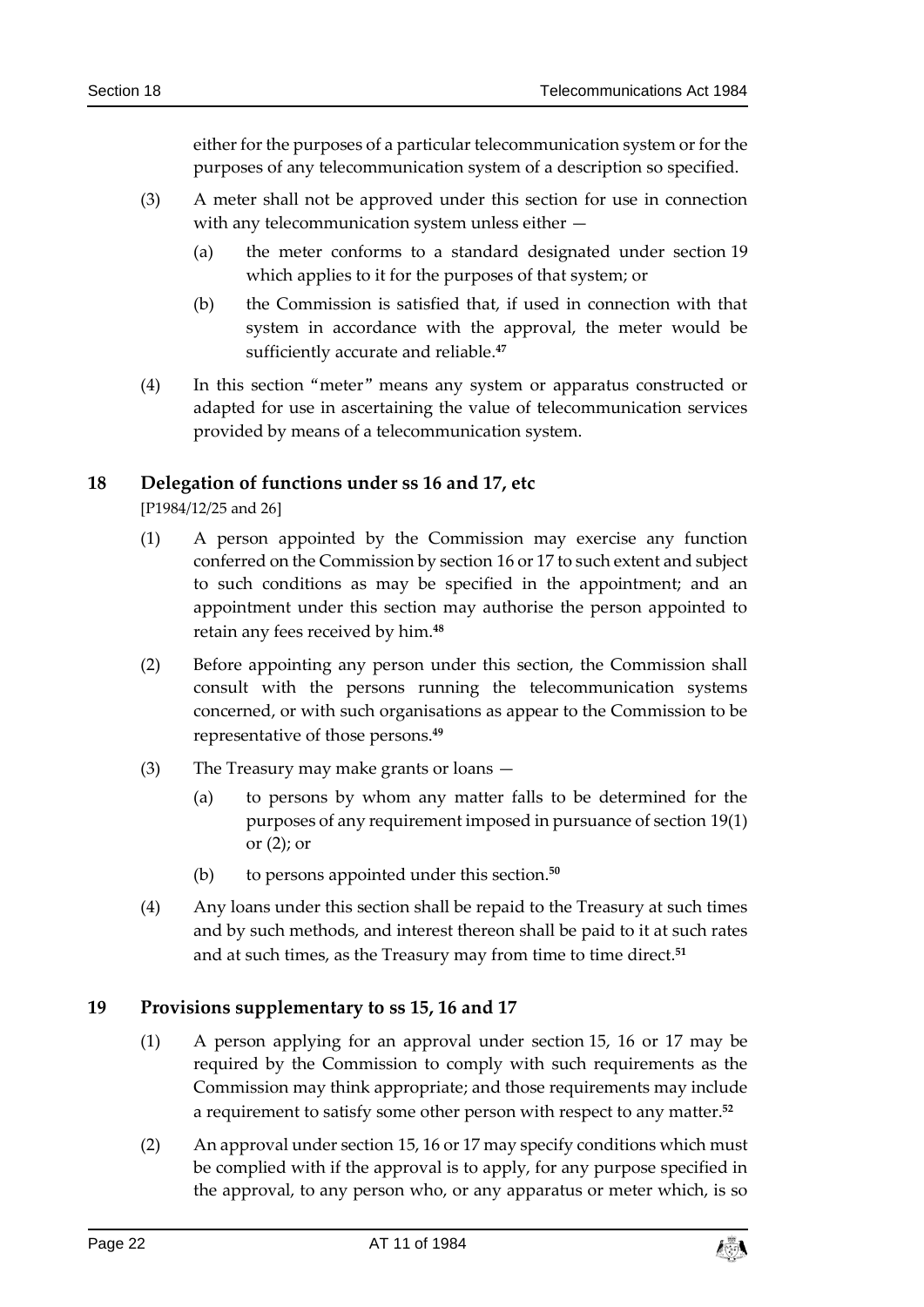either for the purposes of a particular telecommunication system or for the purposes of any telecommunication system of a description so specified.

(3) A meter shall not be approved under this section for use in connection with any telecommunication system unless either —

(a) the meter conforms to a standard designated under section 19 which applies to it for the purposes of that system; or

(b) the Commission is satisfied that, if used in connection with that system in accordance with the approval, the meter would be sufficiently accurate and reliable.[47]

(4) In this section "meter" means any system or apparatus constructed or adapted for use in ascertaining the value of telecommunication services provided by means of a telecommunication system.

## 18 Delegation of functions under ss 16 and 17, etc

[P1984/12/25 and 26]

(1) A person appointed by the Commission may exercise any function conferred on the Commission by section 16 or 17 to such extent and subject to such conditions as may be specified in the appointment; and an appointment under this section may authorise the person appointed to retain any fees received by him.[48]

(2) Before appointing any person under this section, the Commission shall consult with the persons running the telecommunication systems concerned, or with such organisations as appear to the Commission to be representative of those persons.[49]

(3) The Treasury may make grants or loans —

(a) to persons by whom any matter falls to be determined for the purposes of any requirement imposed in pursuance of section 19(1) or (2); or

(b) to persons appointed under this section.[50]

(4) Any loans under this section shall be repaid to the Treasury at such times and by such methods, and interest thereon shall be paid to it at such rates and at such times, as the Treasury may from time to time direct.[51]

## 19 Provisions supplementary to ss 15, 16 and 17

(1) A person applying for an approval under section 15, 16 or 17 may be required by the Commission to comply with such requirements as the Commission may think appropriate; and those requirements may include a requirement to satisfy some other person with respect to any matter.[52]

(2) An approval under section 15, 16 or 17 may specify conditions which must be complied with if the approval is to apply, for any purpose specified in the approval, to any person who, or any apparatus or meter which, is so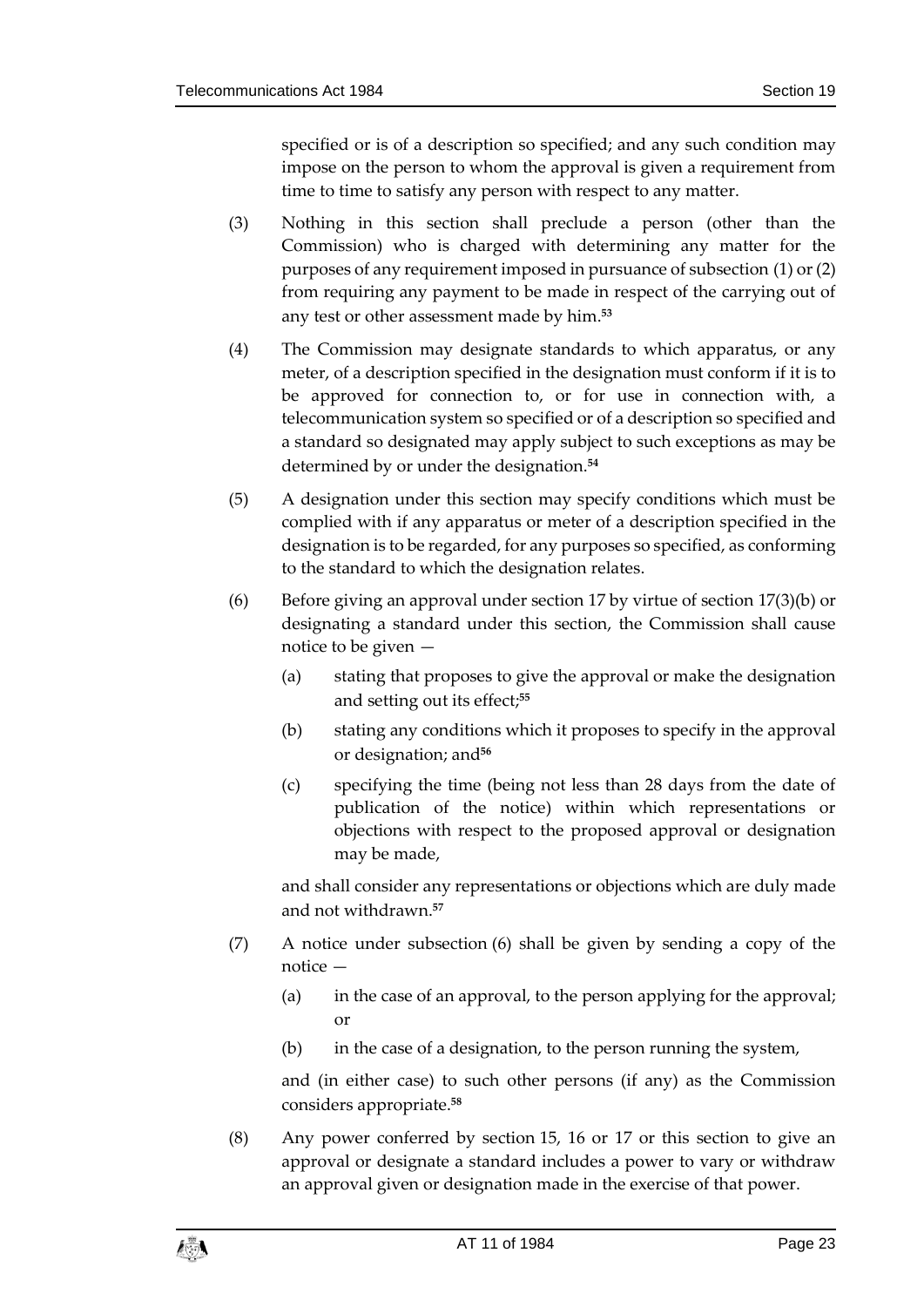specified or is of a description so specified; and any such condition may impose on the person to whom the approval is given a requirement from time to time to satisfy any person with respect to any matter.

(3) Nothing in this section shall preclude a person (other than the Commission) who is charged with determining any matter for the purposes of any requirement imposed in pursuance of subsection (1) or (2) from requiring any payment to be made in respect of the carrying out of any test or other assessment made by him.[53]

(4) The Commission may designate standards to which apparatus, or any meter, of a description specified in the designation must conform if it is to be approved for connection to, or for use in connection with, a telecommunication system so specified or of a description so specified and a standard so designated may apply subject to such exceptions as may be determined by or under the designation.[54]

(5) A designation under this section may specify conditions which must be complied with if any apparatus or meter of a description specified in the designation is to be regarded, for any purposes so specified, as conforming to the standard to which the designation relates.

(6) Before giving an approval under section 17 by virtue of section 17(3)(b) or designating a standard under this section, the Commission shall cause notice to be given —

(a) stating that proposes to give the approval or make the designation and setting out its effect;[55]

(b) stating any conditions which it proposes to specify in the approval or designation; and[56]

(c) specifying the time (being not less than 28 days from the date of publication of the notice) within which representations or objections with respect to the proposed approval or designation may be made,

and shall consider any representations or objections which are duly made and not withdrawn.[57]

(7) A notice under subsection (6) shall be given by sending a copy of the notice —

(a) in the case of an approval, to the person applying for the approval; or

(b) in the case of a designation, to the person running the system,

and (in either case) to such other persons (if any) as the Commission considers appropriate.[58]

(8) Any power conferred by section 15, 16 or 17 or this section to give an approval or designate a standard includes a power to vary or withdraw an approval given or designation made in the exercise of that power.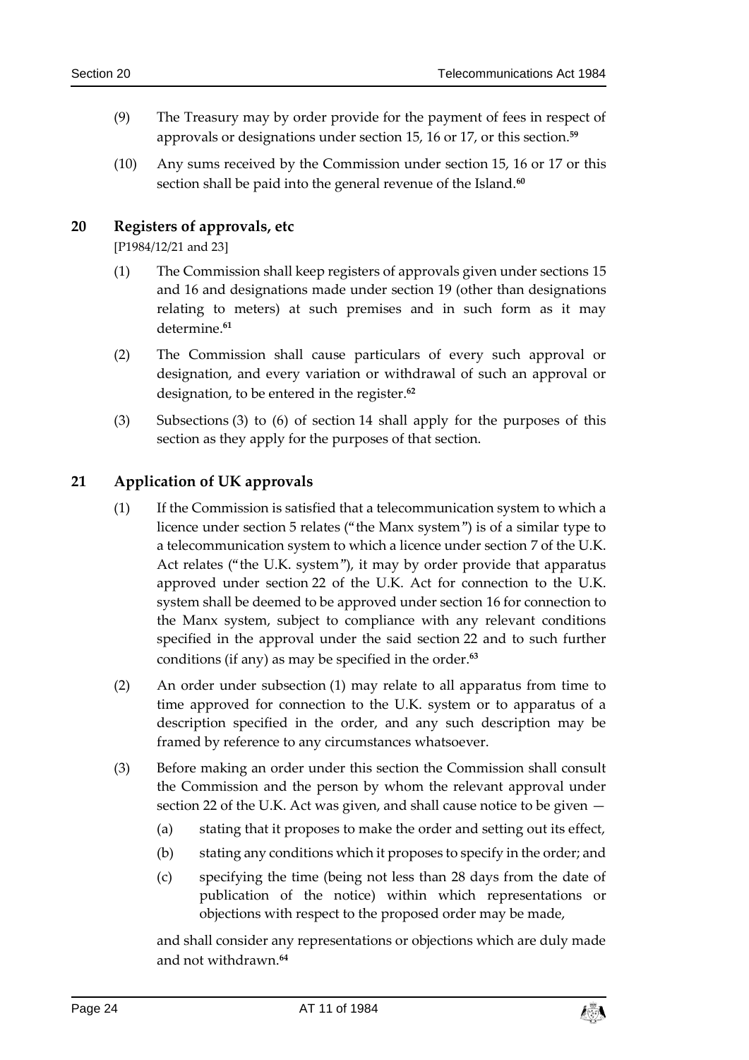(9) The Treasury may by order provide for the payment of fees in respect of approvals or designations under section 15, 16 or 17, or this section.[59]

(10) Any sums received by the Commission under section 15, 16 or 17 or this section shall be paid into the general revenue of the Island.[60]

## 20 Registers of approvals, etc

[P1984/12/21 and 23]

(1) The Commission shall keep registers of approvals given under sections 15 and 16 and designations made under section 19 (other than designations relating to meters) at such premises and in such form as it may determine.[61]

(2) The Commission shall cause particulars of every such approval or designation, and every variation or withdrawal of such an approval or designation, to be entered in the register.[62]

(3) Subsections (3) to (6) of section 14 shall apply for the purposes of this section as they apply for the purposes of that section.

## 21 Application of UK approvals

(1) If the Commission is satisfied that a telecommunication system to which a licence under section 5 relates ("the Manx system") is of a similar type to a telecommunication system to which a licence under section 7 of the U.K. Act relates ("the U.K. system"), it may by order provide that apparatus approved under section 22 of the U.K. Act for connection to the U.K. system shall be deemed to be approved under section 16 for connection to the Manx system, subject to compliance with any relevant conditions specified in the approval under the said section 22 and to such further conditions (if any) as may be specified in the order.[63]

(2) An order under subsection (1) may relate to all apparatus from time to time approved for connection to the U.K. system or to apparatus of a description specified in the order, and any such description may be framed by reference to any circumstances whatsoever.

(3) Before making an order under this section the Commission shall consult the Commission and the person by whom the relevant approval under section 22 of the U.K. Act was given, and shall cause notice to be given —

(a) stating that it proposes to make the order and setting out its effect,

(b) stating any conditions which it proposes to specify in the order; and

(c) specifying the time (being not less than 28 days from the date of publication of the notice) within which representations or objections with respect to the proposed order may be made,

and shall consider any representations or objections which are duly made and not withdrawn.[64]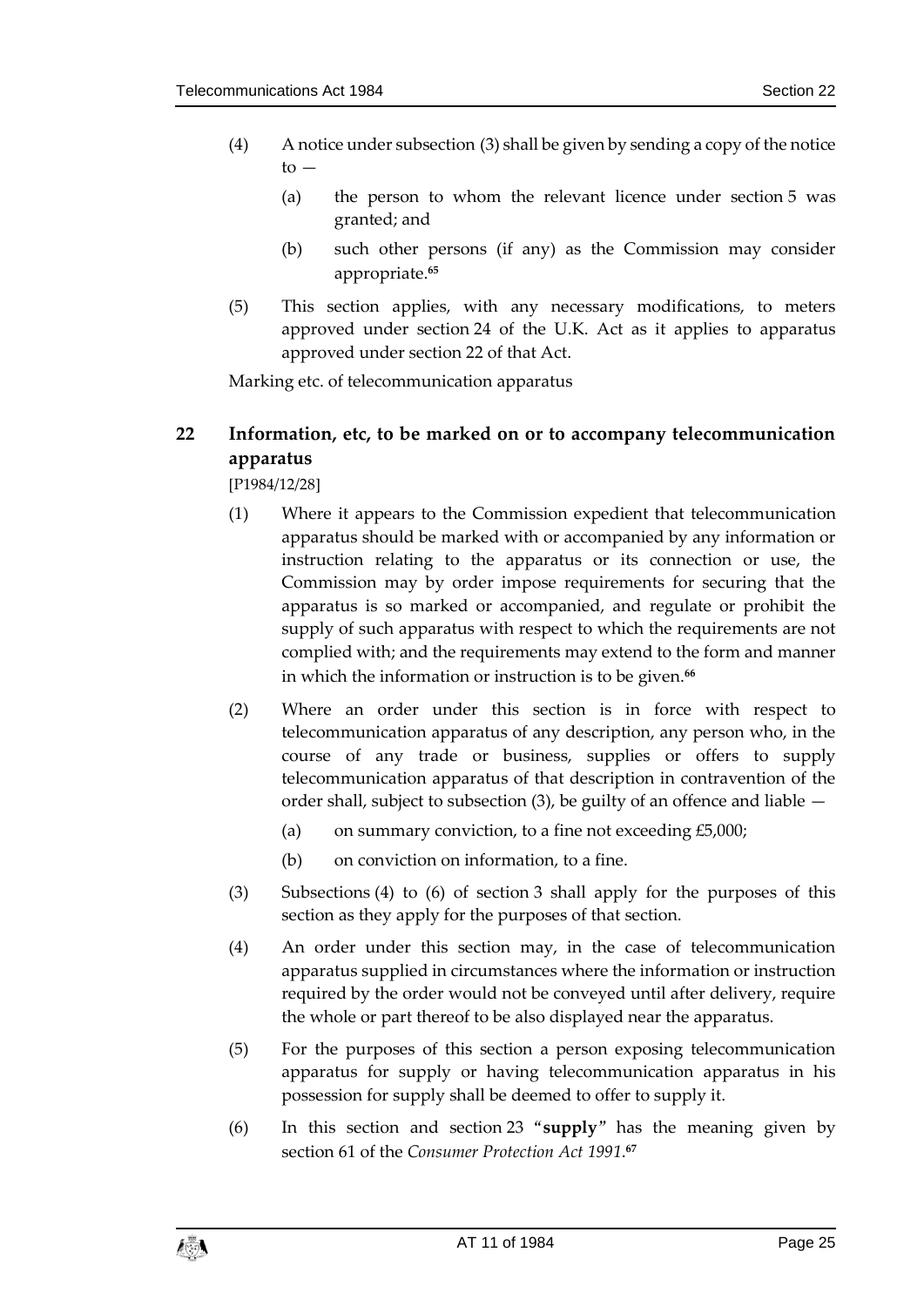(4) A notice under subsection (3) shall be given by sending a copy of the notice to —

(a) the person to whom the relevant licence under section 5 was granted; and

(b) such other persons (if any) as the Commission may consider appropriate.[65]

(5) This section applies, with any necessary modifications, to meters approved under section 24 of the U.K. Act as it applies to apparatus approved under section 22 of that Act.

Marking etc. of telecommunication apparatus

## 22 Information, etc, to be marked on or to accompany telecommunication apparatus

[P1984/12/28]

(1) Where it appears to the Commission expedient that telecommunication apparatus should be marked with or accompanied by any information or instruction relating to the apparatus or its connection or use, the Commission may by order impose requirements for securing that the apparatus is so marked or accompanied, and regulate or prohibit the supply of such apparatus with respect to which the requirements are not complied with; and the requirements may extend to the form and manner in which the information or instruction is to be given.[66]

(2) Where an order under this section is in force with respect to telecommunication apparatus of any description, any person who, in the course of any trade or business, supplies or offers to supply telecommunication apparatus of that description in contravention of the order shall, subject to subsection (3), be guilty of an offence and liable —

(a) on summary conviction, to a fine not exceeding £5,000;

(b) on conviction on information, to a fine.

(3) Subsections (4) to (6) of section 3 shall apply for the purposes of this section as they apply for the purposes of that section.

(4) An order under this section may, in the case of telecommunication apparatus supplied in circumstances where the information or instruction required by the order would not be conveyed until after delivery, require the whole or part thereof to be also displayed near the apparatus.

(5) For the purposes of this section a person exposing telecommunication apparatus for supply or having telecommunication apparatus in his possession for supply shall be deemed to offer to supply it.

(6) In this section and section 23 "**supply**" has the meaning given by section 61 of the *Consumer Protection Act 1991*.[67]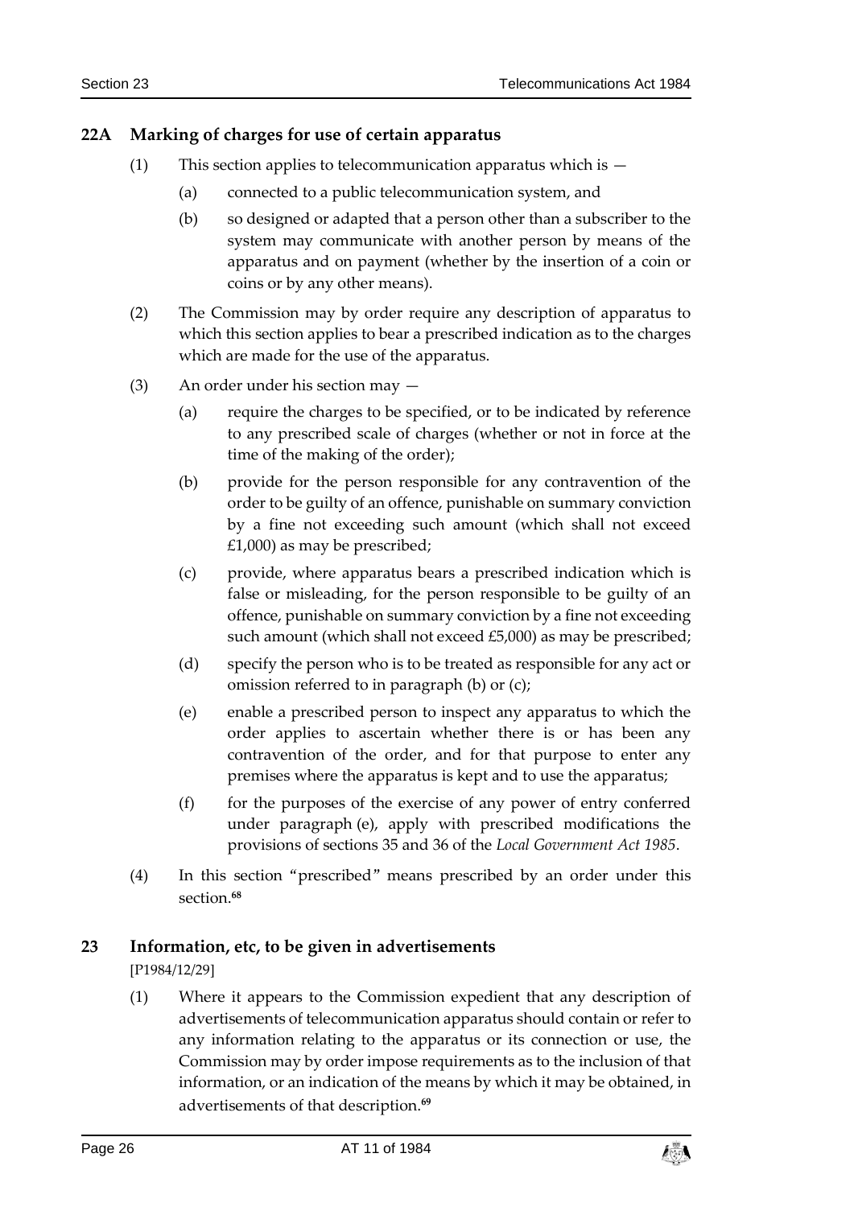## 22A Marking of charges for use of certain apparatus

(1) This section applies to telecommunication apparatus which is —

(a) connected to a public telecommunication system, and

(b) so designed or adapted that a person other than a subscriber to the system may communicate with another person by means of the apparatus and on payment (whether by the insertion of a coin or coins or by any other means).

(2) The Commission may by order require any description of apparatus to which this section applies to bear a prescribed indication as to the charges which are made for the use of the apparatus.

(3) An order under his section may —

(a) require the charges to be specified, or to be indicated by reference to any prescribed scale of charges (whether or not in force at the time of the making of the order);

(b) provide for the person responsible for any contravention of the order to be guilty of an offence, punishable on summary conviction by a fine not exceeding such amount (which shall not exceed £1,000) as may be prescribed;

(c) provide, where apparatus bears a prescribed indication which is false or misleading, for the person responsible to be guilty of an offence, punishable on summary conviction by a fine not exceeding such amount (which shall not exceed £5,000) as may be prescribed;

(d) specify the person who is to be treated as responsible for any act or omission referred to in paragraph (b) or (c);

(e) enable a prescribed person to inspect any apparatus to which the order applies to ascertain whether there is or has been any contravention of the order, and for that purpose to enter any premises where the apparatus is kept and to use the apparatus;

(f) for the purposes of the exercise of any power of entry conferred under paragraph (e), apply with prescribed modifications the provisions of sections 35 and 36 of the *Local Government Act 1985*.

(4) In this section "prescribed" means prescribed by an order under this section.[68]

## 23 Information, etc, to be given in advertisements

[P1984/12/29]

(1) Where it appears to the Commission expedient that any description of advertisements of telecommunication apparatus should contain or refer to any information relating to the apparatus or its connection or use, the Commission may by order impose requirements as to the inclusion of that information, or an indication of the means by which it may be obtained, in advertisements of that description.[69]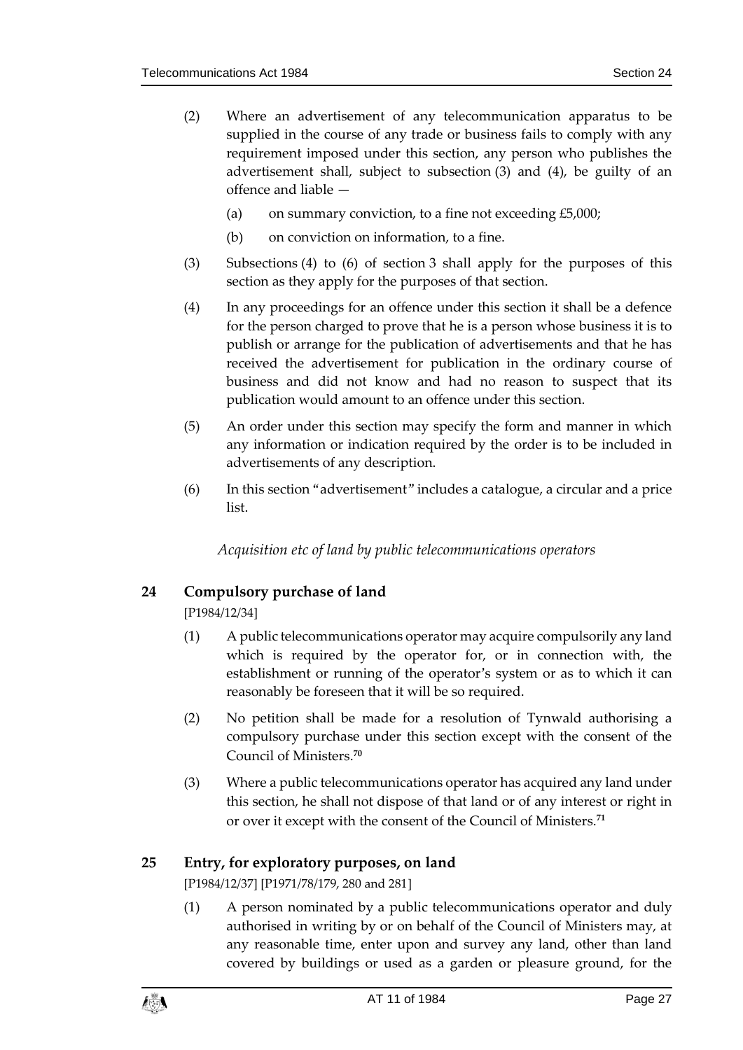(2) Where an advertisement of any telecommunication apparatus to be supplied in the course of any trade or business fails to comply with any requirement imposed under this section, any person who publishes the advertisement shall, subject to subsection (3) and (4), be guilty of an offence and liable —

(a) on summary conviction, to a fine not exceeding £5,000;

(b) on conviction on information, to a fine.

(3) Subsections (4) to (6) of section 3 shall apply for the purposes of this section as they apply for the purposes of that section.

(4) In any proceedings for an offence under this section it shall be a defence for the person charged to prove that he is a person whose business it is to publish or arrange for the publication of advertisements and that he has received the advertisement for publication in the ordinary course of business and did not know and had no reason to suspect that its publication would amount to an offence under this section.

(5) An order under this section may specify the form and manner in which any information or indication required by the order is to be included in advertisements of any description.

(6) In this section "advertisement" includes a catalogue, a circular and a price list.

*Acquisition etc of land by public telecommunications operators*

## 24 Compulsory purchase of land

[P1984/12/34]

(1) A public telecommunications operator may acquire compulsorily any land which is required by the operator for, or in connection with, the establishment or running of the operator's system or as to which it can reasonably be foreseen that it will be so required.

(2) No petition shall be made for a resolution of Tynwald authorising a compulsory purchase under this section except with the consent of the Council of Ministers.[70]

(3) Where a public telecommunications operator has acquired any land under this section, he shall not dispose of that land or of any interest or right in or over it except with the consent of the Council of Ministers.[71]

## 25 Entry, for exploratory purposes, on land

[P1984/12/37] [P1971/78/179, 280 and 281]

(1) A person nominated by a public telecommunications operator and duly authorised in writing by or on behalf of the Council of Ministers may, at any reasonable time, enter upon and survey any land, other than land covered by buildings or used as a garden or pleasure ground, for the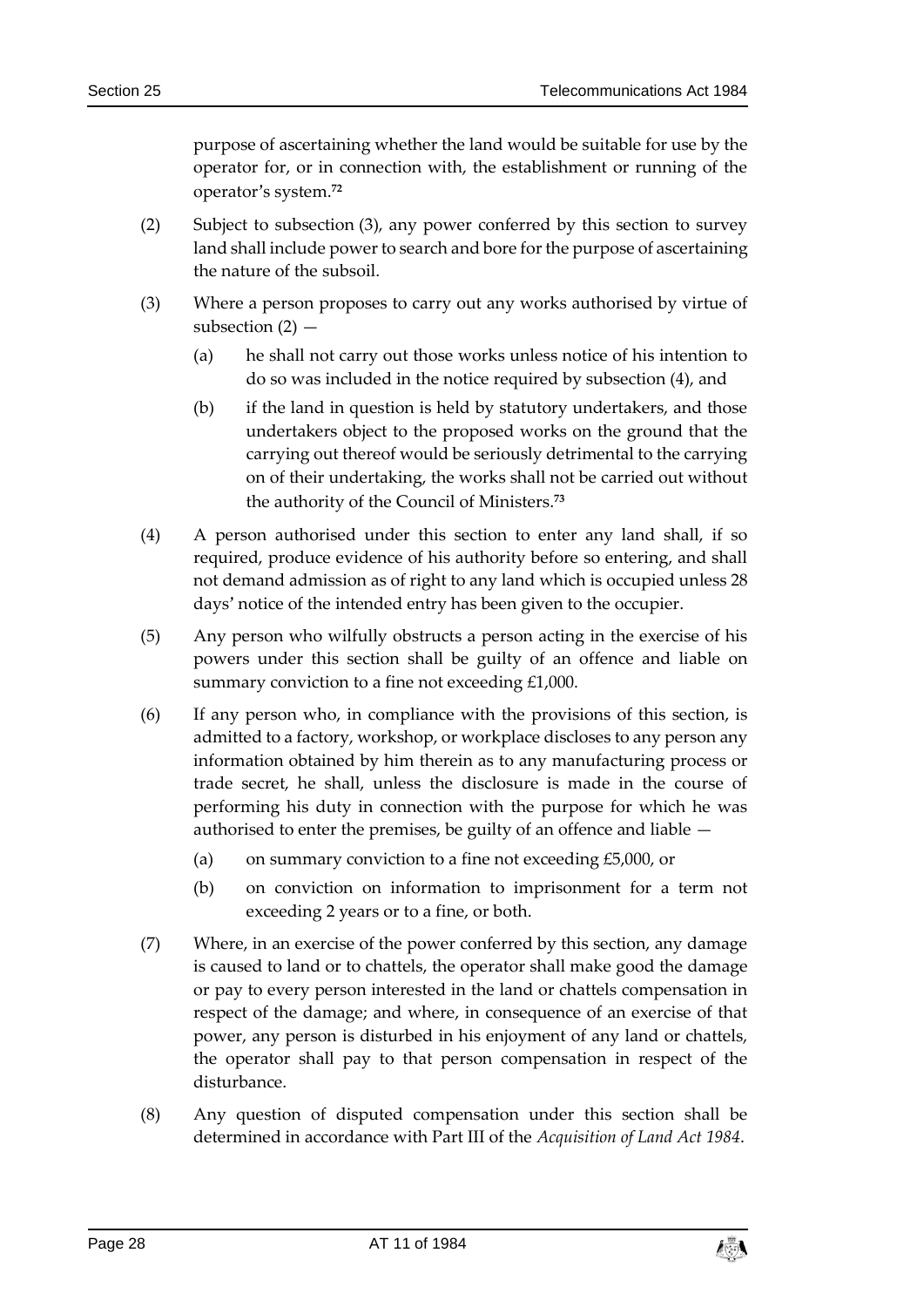purpose of ascertaining whether the land would be suitable for use by the operator for, or in connection with, the establishment or running of the operator's system.[72]

(2) Subject to subsection (3), any power conferred by this section to survey land shall include power to search and bore for the purpose of ascertaining the nature of the subsoil.

(3) Where a person proposes to carry out any works authorised by virtue of subsection (2) —

(a) he shall not carry out those works unless notice of his intention to do so was included in the notice required by subsection (4), and

(b) if the land in question is held by statutory undertakers, and those undertakers object to the proposed works on the ground that the carrying out thereof would be seriously detrimental to the carrying on of their undertaking, the works shall not be carried out without the authority of the Council of Ministers.[73]

(4) A person authorised under this section to enter any land shall, if so required, produce evidence of his authority before so entering, and shall not demand admission as of right to any land which is occupied unless 28 days' notice of the intended entry has been given to the occupier.

(5) Any person who wilfully obstructs a person acting in the exercise of his powers under this section shall be guilty of an offence and liable on summary conviction to a fine not exceeding £1,000.

(6) If any person who, in compliance with the provisions of this section, is admitted to a factory, workshop, or workplace discloses to any person any information obtained by him therein as to any manufacturing process or trade secret, he shall, unless the disclosure is made in the course of performing his duty in connection with the purpose for which he was authorised to enter the premises, be guilty of an offence and liable —

(a) on summary conviction to a fine not exceeding £5,000, or

(b) on conviction on information to imprisonment for a term not exceeding 2 years or to a fine, or both.

(7) Where, in an exercise of the power conferred by this section, any damage is caused to land or to chattels, the operator shall make good the damage or pay to every person interested in the land or chattels compensation in respect of the damage; and where, in consequence of an exercise of that power, any person is disturbed in his enjoyment of any land or chattels, the operator shall pay to that person compensation in respect of the disturbance.

(8) Any question of disputed compensation under this section shall be determined in accordance with Part III of the *Acquisition of Land Act 1984*.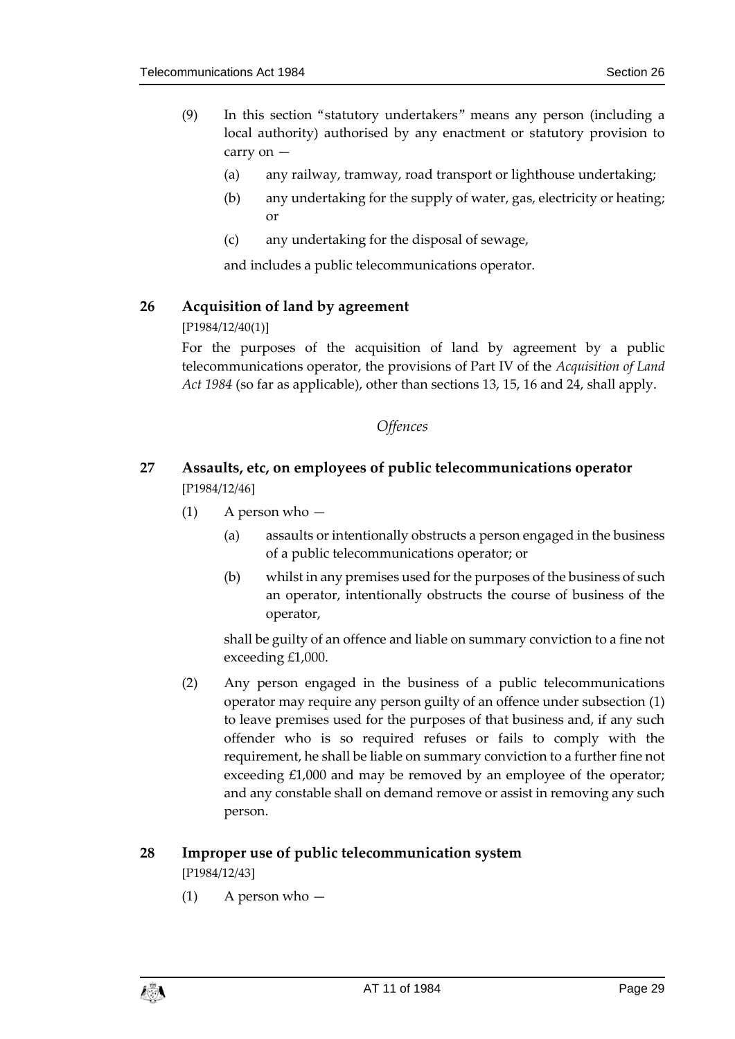(9) In this section "statutory undertakers" means any person (including a local authority) authorised by any enactment or statutory provision to carry on —

(a) any railway, tramway, road transport or lighthouse undertaking;

(b) any undertaking for the supply of water, gas, electricity or heating; or

(c) any undertaking for the disposal of sewage,

and includes a public telecommunications operator.

## 26 Acquisition of land by agreement

[P1984/12/40(1)]

For the purposes of the acquisition of land by agreement by a public telecommunications operator, the provisions of Part IV of the *Acquisition of Land Act 1984* (so far as applicable), other than sections 13, 15, 16 and 24, shall apply.

*Offences*

## 27 Assaults, etc, on employees of public telecommunications operator

[P1984/12/46]

(1) A person who —

(a) assaults or intentionally obstructs a person engaged in the business of a public telecommunications operator; or

(b) whilst in any premises used for the purposes of the business of such an operator, intentionally obstructs the course of business of the operator,

shall be guilty of an offence and liable on summary conviction to a fine not exceeding £1,000.

(2) Any person engaged in the business of a public telecommunications operator may require any person guilty of an offence under subsection (1) to leave premises used for the purposes of that business and, if any such offender who is so required refuses or fails to comply with the requirement, he shall be liable on summary conviction to a further fine not exceeding £1,000 and may be removed by an employee of the operator; and any constable shall on demand remove or assist in removing any such person.

## 28 Improper use of public telecommunication system

[P1984/12/43]

(1) A person who —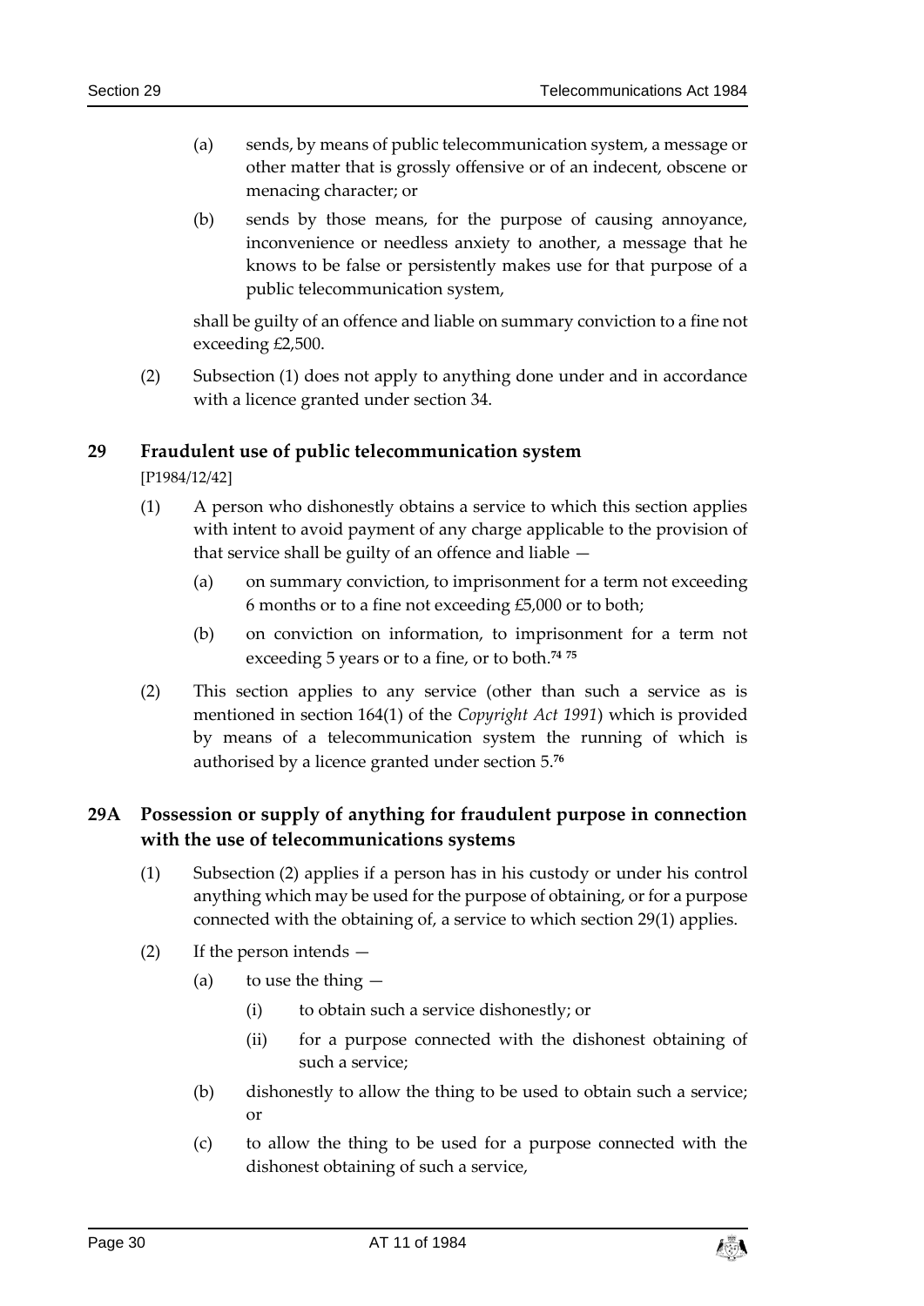(a) sends, by means of public telecommunication system, a message or other matter that is grossly offensive or of an indecent, obscene or menacing character; or

(b) sends by those means, for the purpose of causing annoyance, inconvenience or needless anxiety to another, a message that he knows to be false or persistently makes use for that purpose of a public telecommunication system,

shall be guilty of an offence and liable on summary conviction to a fine not exceeding £2,500.

(2) Subsection (1) does not apply to anything done under and in accordance with a licence granted under section 34.

## 29 Fraudulent use of public telecommunication system

[P1984/12/42]

(1) A person who dishonestly obtains a service to which this section applies with intent to avoid payment of any charge applicable to the provision of that service shall be guilty of an offence and liable —

(a) on summary conviction, to imprisonment for a term not exceeding 6 months or to a fine not exceeding £5,000 or to both;

(b) on conviction on information, to imprisonment for a term not exceeding 5 years or to a fine, or to both.[74] [75]

(2) This section applies to any service (other than such a service as is mentioned in section 164(1) of the *Copyright Act 1991*) which is provided by means of a telecommunication system the running of which is authorised by a licence granted under section 5.[76]

## 29A Possession or supply of anything for fraudulent purpose in connection with the use of telecommunications systems

(1) Subsection (2) applies if a person has in his custody or under his control anything which may be used for the purpose of obtaining, or for a purpose connected with the obtaining of, a service to which section 29(1) applies.

(2) If the person intends —

(a) to use the thing —

(i) to obtain such a service dishonestly; or

(ii) for a purpose connected with the dishonest obtaining of such a service;

(b) dishonestly to allow the thing to be used to obtain such a service; or

(c) to allow the thing to be used for a purpose connected with the dishonest obtaining of such a service,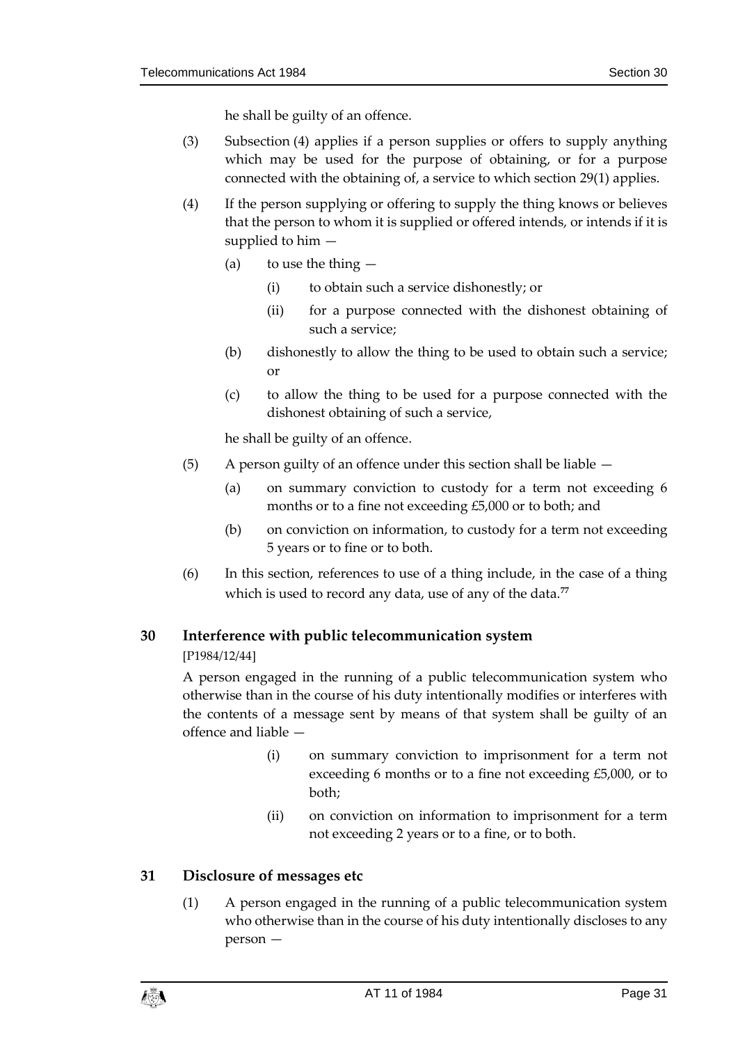he shall be guilty of an offence.

(3) Subsection (4) applies if a person supplies or offers to supply anything which may be used for the purpose of obtaining, or for a purpose connected with the obtaining of, a service to which section 29(1) applies.

(4) If the person supplying or offering to supply the thing knows or believes that the person to whom it is supplied or offered intends, or intends if it is supplied to him —

(a) to use the thing —

(i) to obtain such a service dishonestly; or

(ii) for a purpose connected with the dishonest obtaining of such a service;

(b) dishonestly to allow the thing to be used to obtain such a service; or

(c) to allow the thing to be used for a purpose connected with the dishonest obtaining of such a service,

he shall be guilty of an offence.

(5) A person guilty of an offence under this section shall be liable —

(a) on summary conviction to custody for a term not exceeding 6 months or to a fine not exceeding £5,000 or to both; and

(b) on conviction on information, to custody for a term not exceeding 5 years or to fine or to both.

(6) In this section, references to use of a thing include, in the case of a thing which is used to record any data, use of any of the data.[77]

## 30 Interference with public telecommunication system

[P1984/12/44]

A person engaged in the running of a public telecommunication system who otherwise than in the course of his duty intentionally modifies or interferes with the contents of a message sent by means of that system shall be guilty of an offence and liable —

(i) on summary conviction to imprisonment for a term not exceeding 6 months or to a fine not exceeding £5,000, or to both;

(ii) on conviction on information to imprisonment for a term not exceeding 2 years or to a fine, or to both.

## 31 Disclosure of messages etc

(1) A person engaged in the running of a public telecommunication system who otherwise than in the course of his duty intentionally discloses to any person —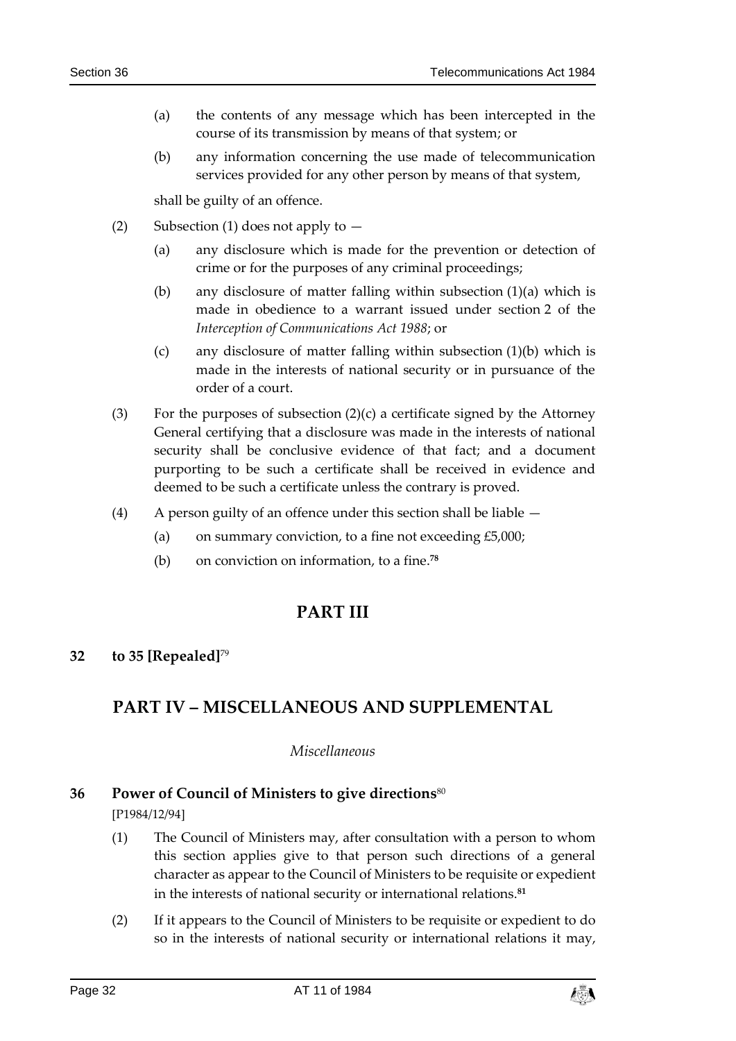(a) the contents of any message which has been intercepted in the course of its transmission by means of that system; or

(b) any information concerning the use made of telecommunication services provided for any other person by means of that system,

shall be guilty of an offence.

(2) Subsection (1) does not apply to —

(a) any disclosure which is made for the prevention or detection of crime or for the purposes of any criminal proceedings;

(b) any disclosure of matter falling within subsection (1)(a) which is made in obedience to a warrant issued under section 2 of the *Interception of Communications Act 1988*; or

(c) any disclosure of matter falling within subsection (1)(b) which is made in the interests of national security or in pursuance of the order of a court.

(3) For the purposes of subsection (2)(c) a certificate signed by the Attorney General certifying that a disclosure was made in the interests of national security shall be conclusive evidence of that fact; and a document purporting to be such a certificate shall be received in evidence and deemed to be such a certificate unless the contrary is proved.

(4) A person guilty of an offence under this section shall be liable —

(a) on summary conviction, to a fine not exceeding £5,000;

(b) on conviction on information, to a fine.[78]

# PART III

### 32 to 35 [Repealed][79]

# PART IV – MISCELLANEOUS AND SUPPLEMENTAL

*Miscellaneous*

### 36 Power of Council of Ministers to give directions[80]

[P1984/12/94]

(1) The Council of Ministers may, after consultation with a person to whom this section applies give to that person such directions of a general character as appear to the Council of Ministers to be requisite or expedient in the interests of national security or international relations.[81]

(2) If it appears to the Council of Ministers to be requisite or expedient to do so in the interests of national security or international relations it may,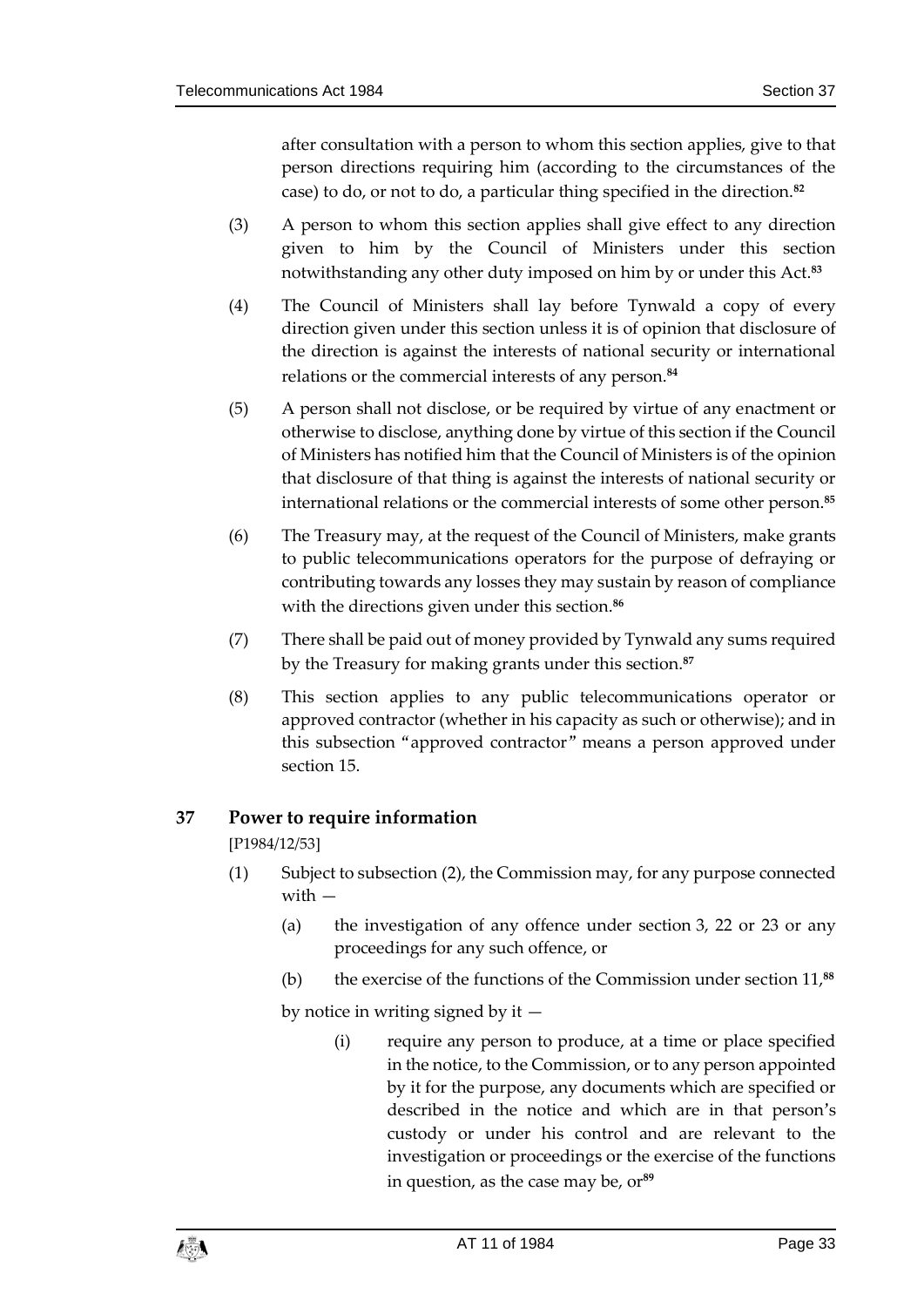after consultation with a person to whom this section applies, give to that person directions requiring him (according to the circumstances of the case) to do, or not to do, a particular thing specified in the direction.[82]

(3) A person to whom this section applies shall give effect to any direction given to him by the Council of Ministers under this section notwithstanding any other duty imposed on him by or under this Act.[83]

(4) The Council of Ministers shall lay before Tynwald a copy of every direction given under this section unless it is of opinion that disclosure of the direction is against the interests of national security or international relations or the commercial interests of any person.[84]

(5) A person shall not disclose, or be required by virtue of any enactment or otherwise to disclose, anything done by virtue of this section if the Council of Ministers has notified him that the Council of Ministers is of the opinion that disclosure of that thing is against the interests of national security or international relations or the commercial interests of some other person.[85]

(6) The Treasury may, at the request of the Council of Ministers, make grants to public telecommunications operators for the purpose of defraying or contributing towards any losses they may sustain by reason of compliance with the directions given under this section.[86]

(7) There shall be paid out of money provided by Tynwald any sums required by the Treasury for making grants under this section.[87]

(8) This section applies to any public telecommunications operator or approved contractor (whether in his capacity as such or otherwise); and in this subsection "approved contractor" means a person approved under section 15.

## 37 Power to require information

[P1984/12/53]

(1) Subject to subsection (2), the Commission may, for any purpose connected with —

  (a) the investigation of any offence under section 3, 22 or 23 or any proceedings for any such offence, or

  (b) the exercise of the functions of the Commission under section 11,[88]

by notice in writing signed by it —

  (i) require any person to produce, at a time or place specified in the notice, to the Commission, or to any person appointed by it for the purpose, any documents which are specified or described in the notice and which are in that person's custody or under his control and are relevant to the investigation or proceedings or the exercise of the functions in question, as the case may be, or[89]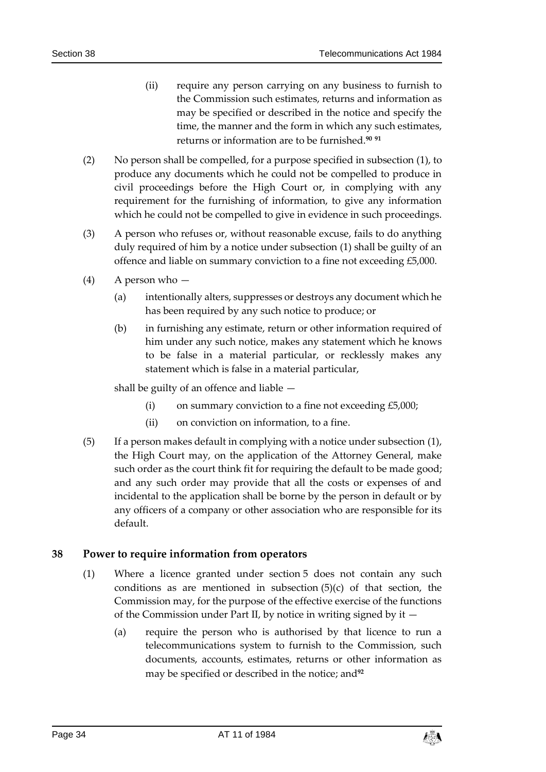(ii) require any person carrying on any business to furnish to the Commission such estimates, returns and information as may be specified or described in the notice and specify the time, the manner and the form in which any such estimates, returns or information are to be furnished.[90] [91]

(2) No person shall be compelled, for a purpose specified in subsection (1), to produce any documents which he could not be compelled to produce in civil proceedings before the High Court or, in complying with any requirement for the furnishing of information, to give any information which he could not be compelled to give in evidence in such proceedings.

(3) A person who refuses or, without reasonable excuse, fails to do anything duly required of him by a notice under subsection (1) shall be guilty of an offence and liable on summary conviction to a fine not exceeding £5,000.

(4) A person who —

(a) intentionally alters, suppresses or destroys any document which he has been required by any such notice to produce; or

(b) in furnishing any estimate, return or other information required of him under any such notice, makes any statement which he knows to be false in a material particular, or recklessly makes any statement which is false in a material particular,

shall be guilty of an offence and liable —

(i) on summary conviction to a fine not exceeding £5,000;

(ii) on conviction on information, to a fine.

(5) If a person makes default in complying with a notice under subsection (1), the High Court may, on the application of the Attorney General, make such order as the court think fit for requiring the default to be made good; and any such order may provide that all the costs or expenses of and incidental to the application shall be borne by the person in default or by any officers of a company or other association who are responsible for its default.

## 38 Power to require information from operators

(1) Where a licence granted under section 5 does not contain any such conditions as are mentioned in subsection (5)(c) of that section, the Commission may, for the purpose of the effective exercise of the functions of the Commission under Part II, by notice in writing signed by it —

(a) require the person who is authorised by that licence to run a telecommunications system to furnish to the Commission, such documents, accounts, estimates, returns or other information as may be specified or described in the notice; and[92]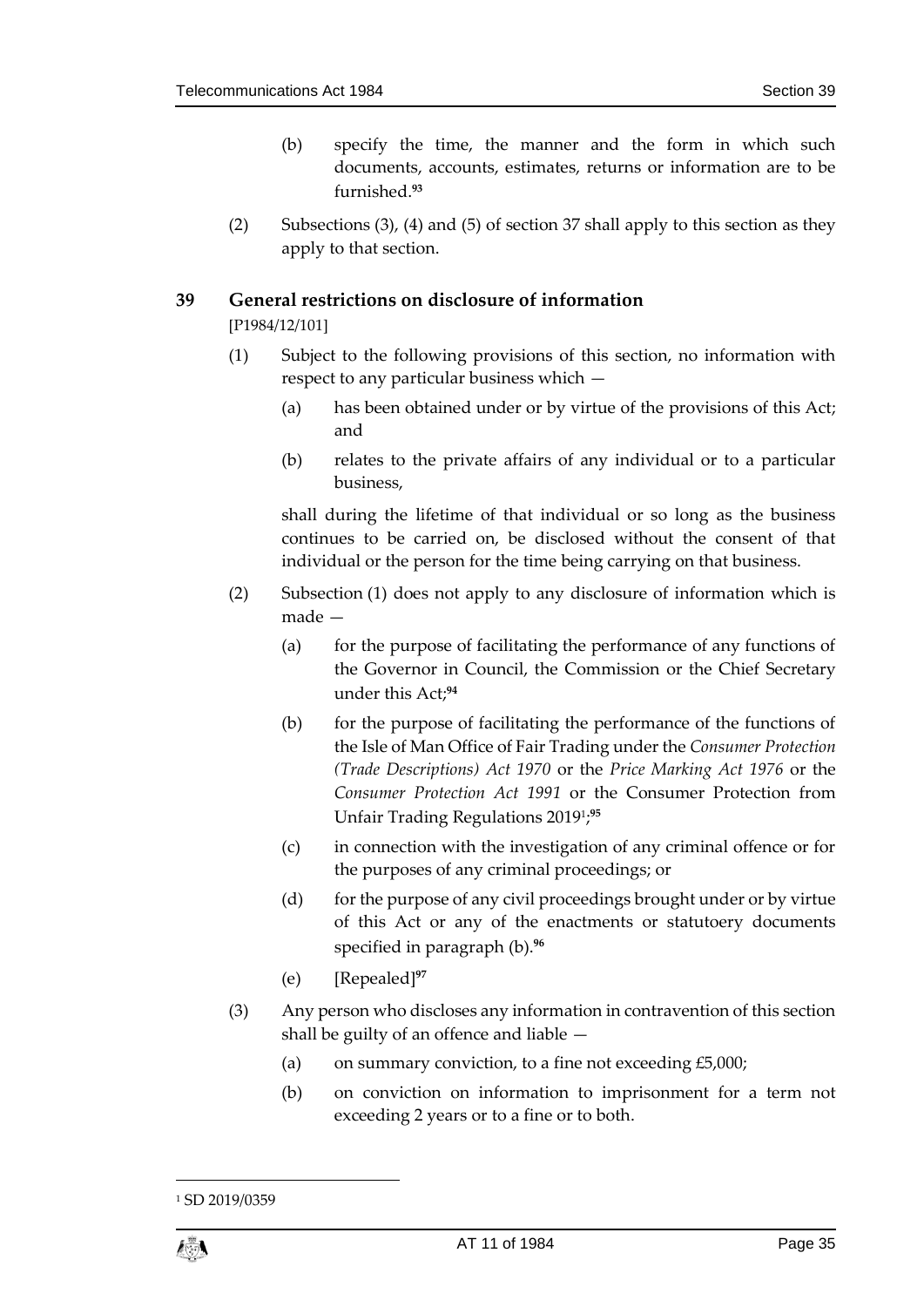(b) specify the time, the manner and the form in which such documents, accounts, estimates, returns or information are to be furnished.[93]

(2) Subsections (3), (4) and (5) of section 37 shall apply to this section as they apply to that section.

## 39 General restrictions on disclosure of information

[P1984/12/101]

(1) Subject to the following provisions of this section, no information with respect to any particular business which —

(a) has been obtained under or by virtue of the provisions of this Act; and

(b) relates to the private affairs of any individual or to a particular business,

shall during the lifetime of that individual or so long as the business continues to be carried on, be disclosed without the consent of that individual or the person for the time being carrying on that business.

(2) Subsection (1) does not apply to any disclosure of information which is made —

(a) for the purpose of facilitating the performance of any functions of the Governor in Council, the Commission or the Chief Secretary under this Act;[94]

(b) for the purpose of facilitating the performance of the functions of the Isle of Man Office of Fair Trading under the *Consumer Protection (Trade Descriptions) Act 1970* or the *Price Marking Act 1976* or the *Consumer Protection Act 1991* or the Consumer Protection from Unfair Trading Regulations 2019[1];[95]

(c) in connection with the investigation of any criminal offence or for the purposes of any criminal proceedings; or

(d) for the purpose of any civil proceedings brought under or by virtue of this Act or any of the enactments or statutoery documents specified in paragraph (b).[96]

(e) [Repealed][97]

(3) Any person who discloses any information in contravention of this section shall be guilty of an offence and liable —

(a) on summary conviction, to a fine not exceeding £5,000;

(b) on conviction on information to imprisonment for a term not exceeding 2 years or to a fine or to both.

[1] SD 2019/0359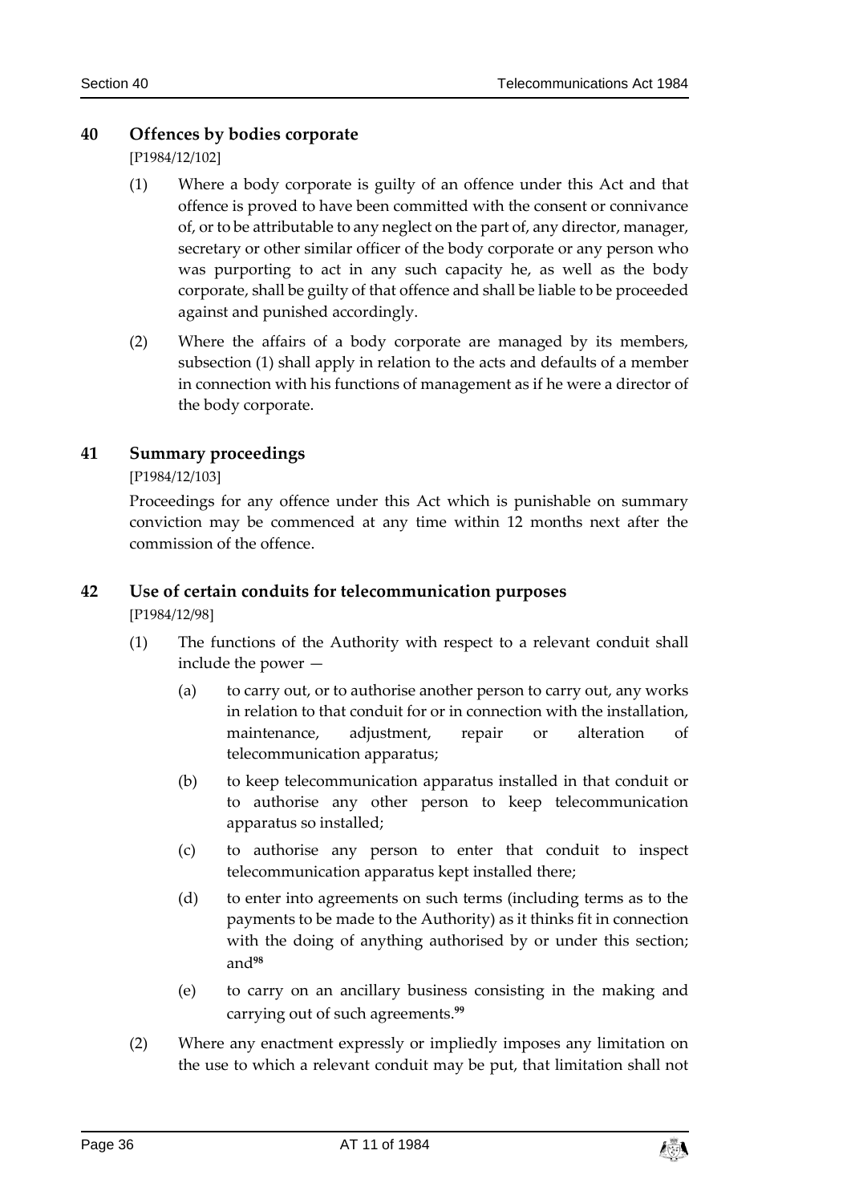## 40 Offences by bodies corporate

[P1984/12/102]

(1) Where a body corporate is guilty of an offence under this Act and that offence is proved to have been committed with the consent or connivance of, or to be attributable to any neglect on the part of, any director, manager, secretary or other similar officer of the body corporate or any person who was purporting to act in any such capacity he, as well as the body corporate, shall be guilty of that offence and shall be liable to be proceeded against and punished accordingly.

(2) Where the affairs of a body corporate are managed by its members, subsection (1) shall apply in relation to the acts and defaults of a member in connection with his functions of management as if he were a director of the body corporate.

## 41 Summary proceedings

[P1984/12/103]

Proceedings for any offence under this Act which is punishable on summary conviction may be commenced at any time within 12 months next after the commission of the offence.

## 42 Use of certain conduits for telecommunication purposes

[P1984/12/98]

(1) The functions of the Authority with respect to a relevant conduit shall include the power —

(a) to carry out, or to authorise another person to carry out, any works in relation to that conduit for or in connection with the installation, maintenance, adjustment, repair or alteration of telecommunication apparatus;

(b) to keep telecommunication apparatus installed in that conduit or to authorise any other person to keep telecommunication apparatus so installed;

(c) to authorise any person to enter that conduit to inspect telecommunication apparatus kept installed there;

(d) to enter into agreements on such terms (including terms as to the payments to be made to the Authority) as it thinks fit in connection with the doing of anything authorised by or under this section; and[98]

(e) to carry on an ancillary business consisting in the making and carrying out of such agreements.[99]

(2) Where any enactment expressly or impliedly imposes any limitation on the use to which a relevant conduit may be put, that limitation shall not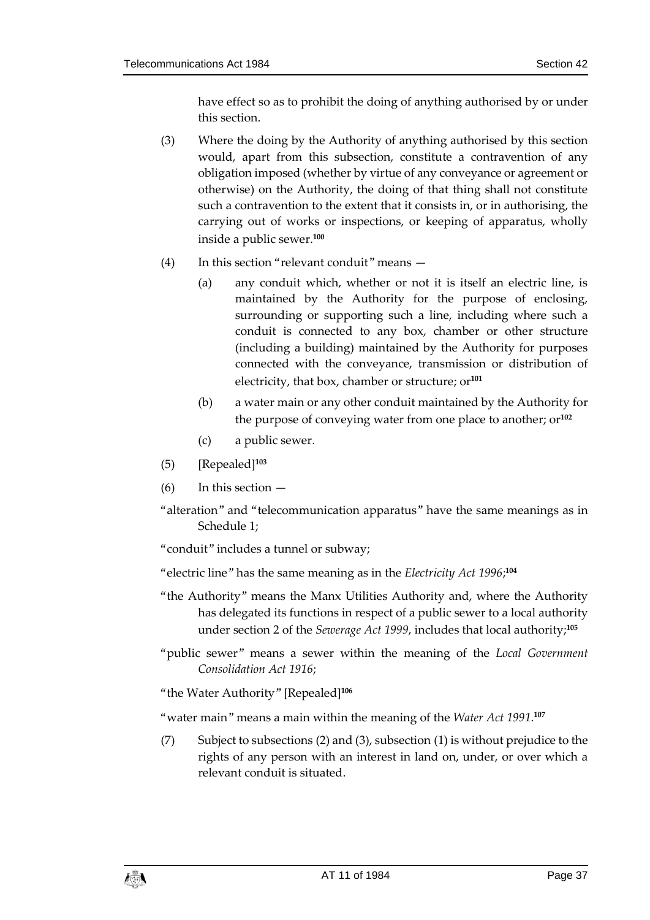have effect so as to prohibit the doing of anything authorised by or under this section.

(3) Where the doing by the Authority of anything authorised by this section would, apart from this subsection, constitute a contravention of any obligation imposed (whether by virtue of any conveyance or agreement or otherwise) on the Authority, the doing of that thing shall not constitute such a contravention to the extent that it consists in, or in authorising, the carrying out of works or inspections, or keeping of apparatus, wholly inside a public sewer.[100]

(4) In this section "relevant conduit" means —

(a) any conduit which, whether or not it is itself an electric line, is maintained by the Authority for the purpose of enclosing, surrounding or supporting such a line, including where such a conduit is connected to any box, chamber or other structure (including a building) maintained by the Authority for purposes connected with the conveyance, transmission or distribution of electricity, that box, chamber or structure; or[101]

(b) a water main or any other conduit maintained by the Authority for the purpose of conveying water from one place to another; or[102]

(c) a public sewer.

(5) [Repealed][103]

(6) In this section —

"alteration" and "telecommunication apparatus" have the same meanings as in Schedule 1;

"conduit" includes a tunnel or subway;

"electric line" has the same meaning as in the *Electricity Act 1996*;[104]

"the Authority" means the Manx Utilities Authority and, where the Authority has delegated its functions in respect of a public sewer to a local authority under section 2 of the *Sewerage Act 1999*, includes that local authority;[105]

"public sewer" means a sewer within the meaning of the *Local Government Consolidation Act 1916*;

"the Water Authority" [Repealed][106]

"water main" means a main within the meaning of the *Water Act 1991*.[107]

(7) Subject to subsections (2) and (3), subsection (1) is without prejudice to the rights of any person with an interest in land on, under, or over which a relevant conduit is situated.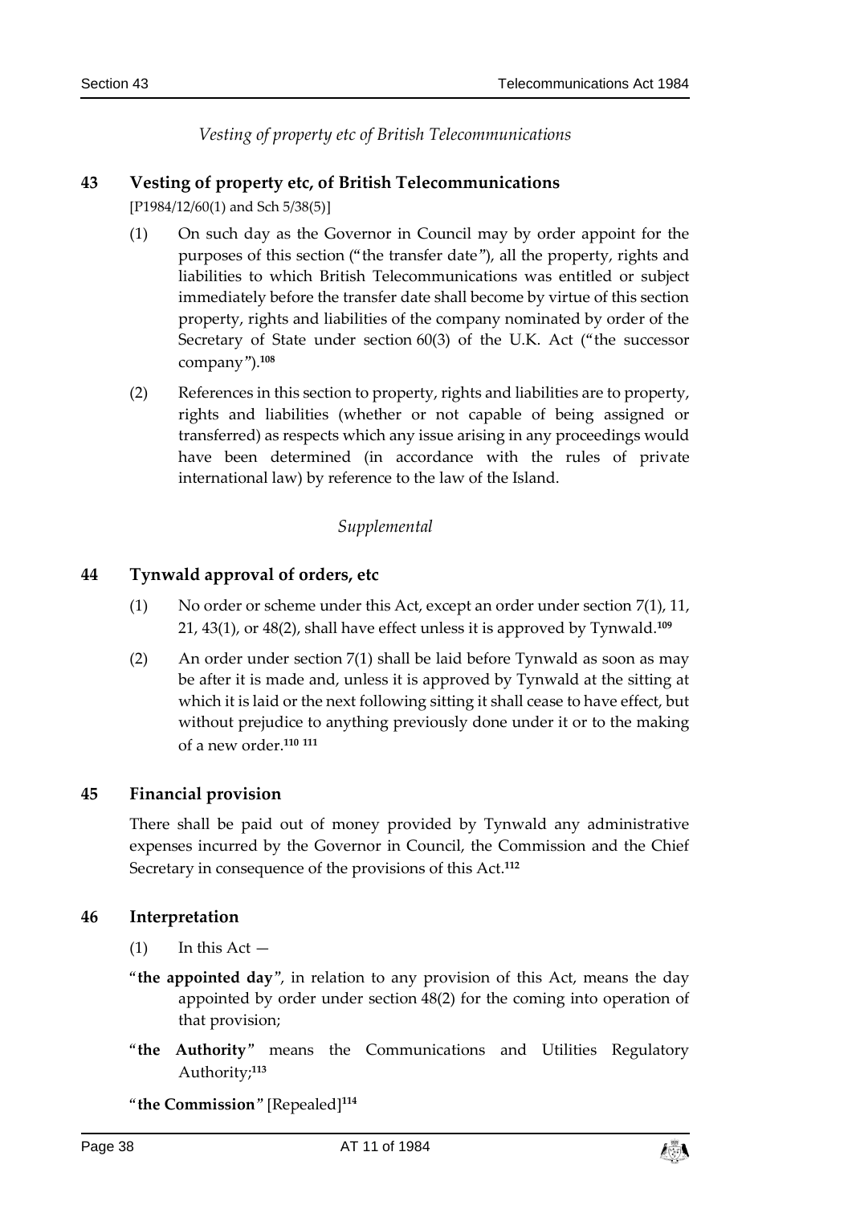*Vesting of property etc of British Telecommunications*

## 43 Vesting of property etc, of British Telecommunications

[P1984/12/60(1) and Sch 5/38(5)]

(1) On such day as the Governor in Council may by order appoint for the purposes of this section ("the transfer date"), all the property, rights and liabilities to which British Telecommunications was entitled or subject immediately before the transfer date shall become by virtue of this section property, rights and liabilities of the company nominated by order of the Secretary of State under section 60(3) of the U.K. Act ("the successor company").[108]

(2) References in this section to property, rights and liabilities are to property, rights and liabilities (whether or not capable of being assigned or transferred) as respects which any issue arising in any proceedings would have been determined (in accordance with the rules of private international law) by reference to the law of the Island.

*Supplemental*

## 44 Tynwald approval of orders, etc

(1) No order or scheme under this Act, except an order under section 7(1), 11, 21, 43(1), or 48(2), shall have effect unless it is approved by Tynwald.[109]

(2) An order under section 7(1) shall be laid before Tynwald as soon as may be after it is made and, unless it is approved by Tynwald at the sitting at which it is laid or the next following sitting it shall cease to have effect, but without prejudice to anything previously done under it or to the making of a new order.[110] [111]

## 45 Financial provision

There shall be paid out of money provided by Tynwald any administrative expenses incurred by the Governor in Council, the Commission and the Chief Secretary in consequence of the provisions of this Act.[112]

## 46 Interpretation

(1) In this Act —

"**the appointed day**", in relation to any provision of this Act, means the day appointed by order under section 48(2) for the coming into operation of that provision;

"**the Authority**" means the Communications and Utilities Regulatory Authority;[113]

"**the Commission**" [Repealed][114]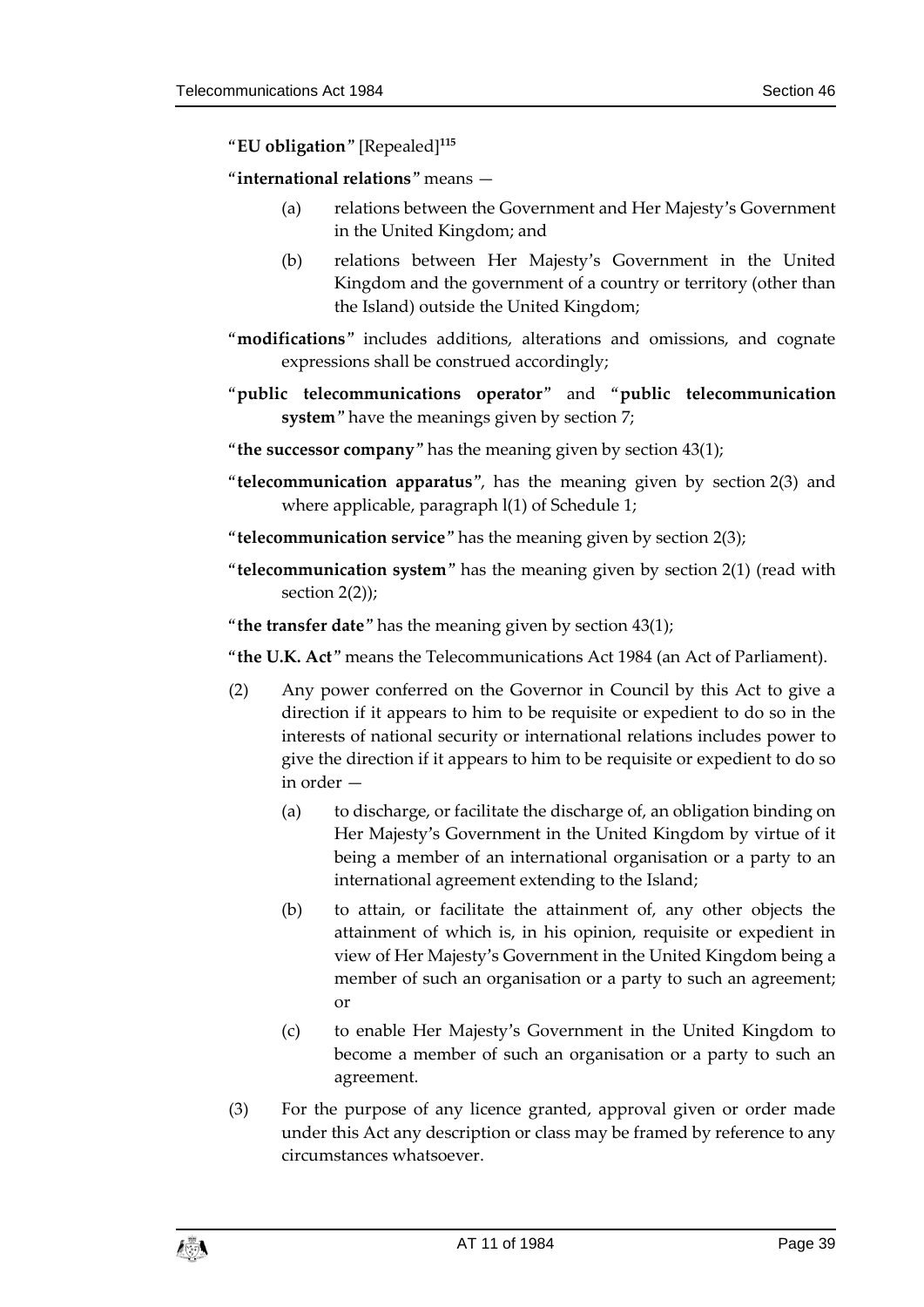"**EU obligation**" [Repealed][115]

"**international relations**" means —

(a) relations between the Government and Her Majesty's Government in the United Kingdom; and

(b) relations between Her Majesty's Government in the United Kingdom and the government of a country or territory (other than the Island) outside the United Kingdom;

"**modifications**" includes additions, alterations and omissions, and cognate expressions shall be construed accordingly;

"**public telecommunications operator**" and "**public telecommunication system**" have the meanings given by section 7;

"**the successor company**" has the meaning given by section 43(1);

"**telecommunication apparatus**", has the meaning given by section 2(3) and where applicable, paragraph l(1) of Schedule 1;

"**telecommunication service**" has the meaning given by section 2(3);

"**telecommunication system**" has the meaning given by section 2(1) (read with section 2(2));

"**the transfer date**" has the meaning given by section 43(1);

"**the U.K. Act**" means the Telecommunications Act 1984 (an Act of Parliament).

(2) Any power conferred on the Governor in Council by this Act to give a direction if it appears to him to be requisite or expedient to do so in the interests of national security or international relations includes power to give the direction if it appears to him to be requisite or expedient to do so in order —

(a) to discharge, or facilitate the discharge of, an obligation binding on Her Majesty's Government in the United Kingdom by virtue of it being a member of an international organisation or a party to an international agreement extending to the Island;

(b) to attain, or facilitate the attainment of, any other objects the attainment of which is, in his opinion, requisite or expedient in view of Her Majesty's Government in the United Kingdom being a member of such an organisation or a party to such an agreement; or

(c) to enable Her Majesty's Government in the United Kingdom to become a member of such an organisation or a party to such an agreement.

(3) For the purpose of any licence granted, approval given or order made under this Act any description or class may be framed by reference to any circumstances whatsoever.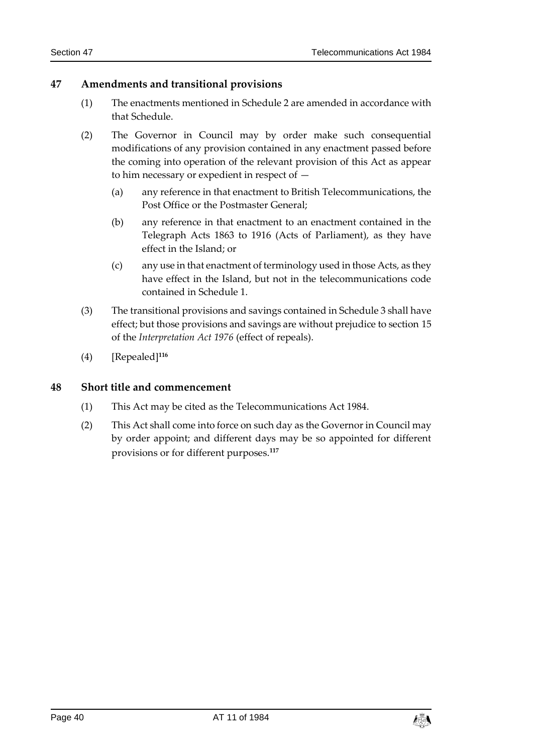## 47 Amendments and transitional provisions

(1) The enactments mentioned in Schedule 2 are amended in accordance with that Schedule.

(2) The Governor in Council may by order make such consequential modifications of any provision contained in any enactment passed before the coming into operation of the relevant provision of this Act as appear to him necessary or expedient in respect of —

(a) any reference in that enactment to British Telecommunications, the Post Office or the Postmaster General;

(b) any reference in that enactment to an enactment contained in the Telegraph Acts 1863 to 1916 (Acts of Parliament), as they have effect in the Island; or

(c) any use in that enactment of terminology used in those Acts, as they have effect in the Island, but not in the telecommunications code contained in Schedule 1.

(3) The transitional provisions and savings contained in Schedule 3 shall have effect; but those provisions and savings are without prejudice to section 15 of the *Interpretation Act 1976* (effect of repeals).

(4) [Repealed][116]

## 48 Short title and commencement

(1) This Act may be cited as the Telecommunications Act 1984.

(2) This Act shall come into force on such day as the Governor in Council may by order appoint; and different days may be so appointed for different provisions or for different purposes.[117]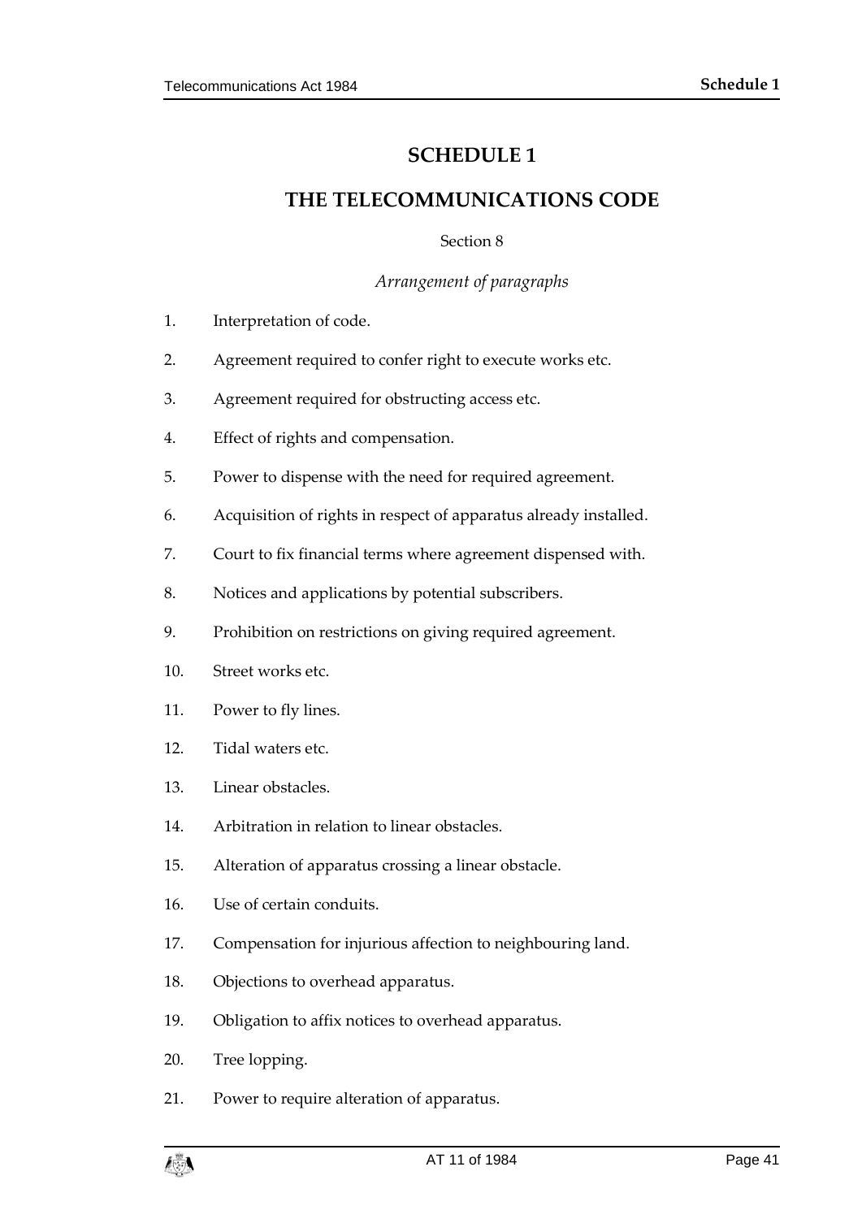# SCHEDULE 1

# THE TELECOMMUNICATIONS CODE

Section 8

*Arrangement of paragraphs*

1. Interpretation of code.
2. Agreement required to confer right to execute works etc.
3. Agreement required for obstructing access etc.
4. Effect of rights and compensation.
5. Power to dispense with the need for required agreement.
6. Acquisition of rights in respect of apparatus already installed.
7. Court to fix financial terms where agreement dispensed with.
8. Notices and applications by potential subscribers.
9. Prohibition on restrictions on giving required agreement.
10. Street works etc.
11. Power to fly lines.
12. Tidal waters etc.
13. Linear obstacles.
14. Arbitration in relation to linear obstacles.
15. Alteration of apparatus crossing a linear obstacle.
16. Use of certain conduits.
17. Compensation for injurious affection to neighbouring land.
18. Objections to overhead apparatus.
19. Obligation to affix notices to overhead apparatus.
20. Tree lopping.
21. Power to require alteration of apparatus.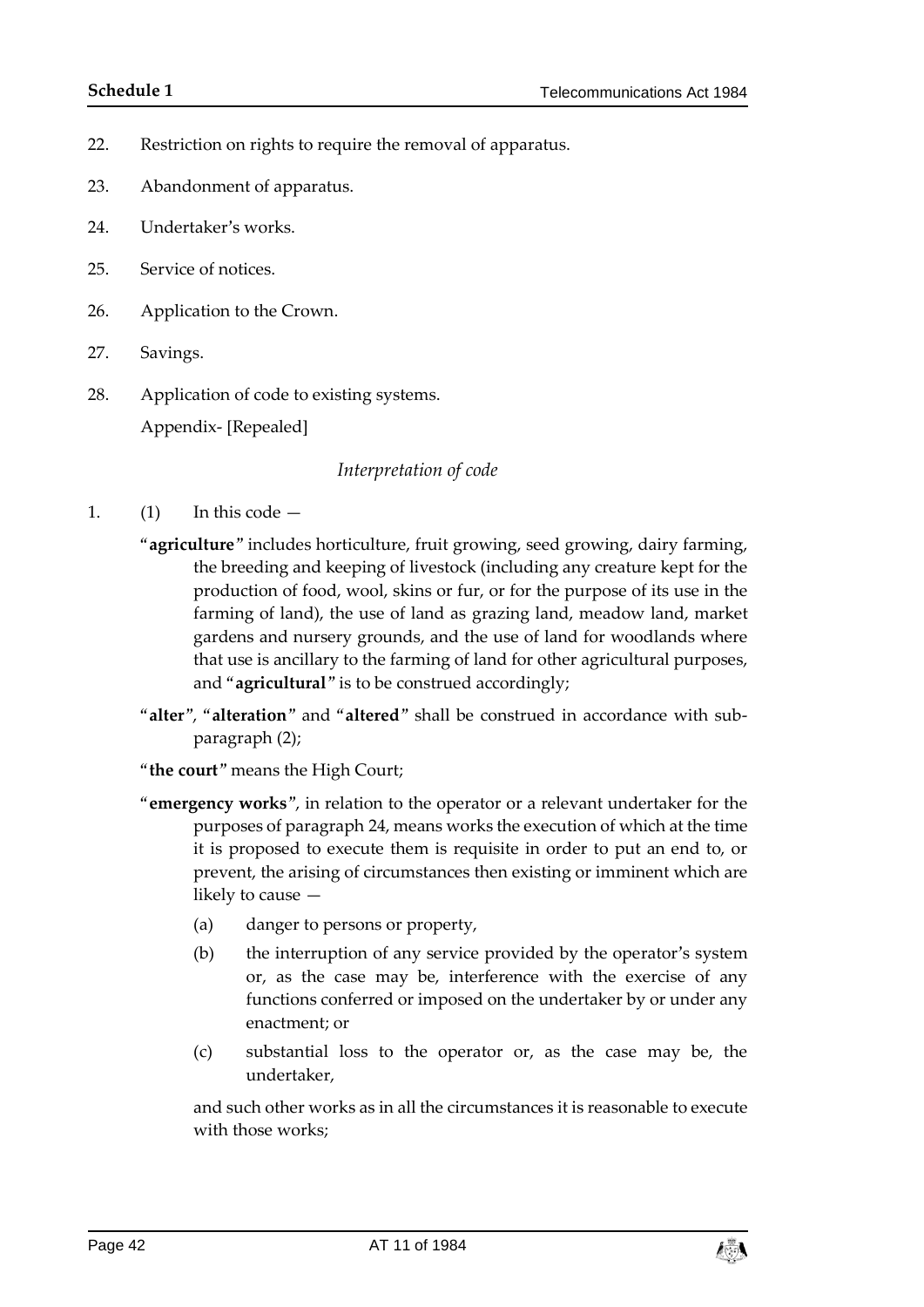22. Restriction on rights to require the removal of apparatus.

23. Abandonment of apparatus.

24. Undertaker's works.

25. Service of notices.

26. Application to the Crown.

27. Savings.

28. Application of code to existing systems.

Appendix- [Repealed]

*Interpretation of code*

1. (1) In this code —

"**agriculture**" includes horticulture, fruit growing, seed growing, dairy farming, the breeding and keeping of livestock (including any creature kept for the production of food, wool, skins or fur, or for the purpose of its use in the farming of land), the use of land as grazing land, meadow land, market gardens and nursery grounds, and the use of land for woodlands where that use is ancillary to the farming of land for other agricultural purposes, and "**agricultural**" is to be construed accordingly;

"**alter**", "**alteration**" and "**altered**" shall be construed in accordance with sub-paragraph (2);

"**the court**" means the High Court;

"**emergency works**", in relation to the operator or a relevant undertaker for the purposes of paragraph 24, means works the execution of which at the time it is proposed to execute them is requisite in order to put an end to, or prevent, the arising of circumstances then existing or imminent which are likely to cause —

(a) danger to persons or property,

(b) the interruption of any service provided by the operator's system or, as the case may be, interference with the exercise of any functions conferred or imposed on the undertaker by or under any enactment; or

(c) substantial loss to the operator or, as the case may be, the undertaker,

and such other works as in all the circumstances it is reasonable to execute with those works;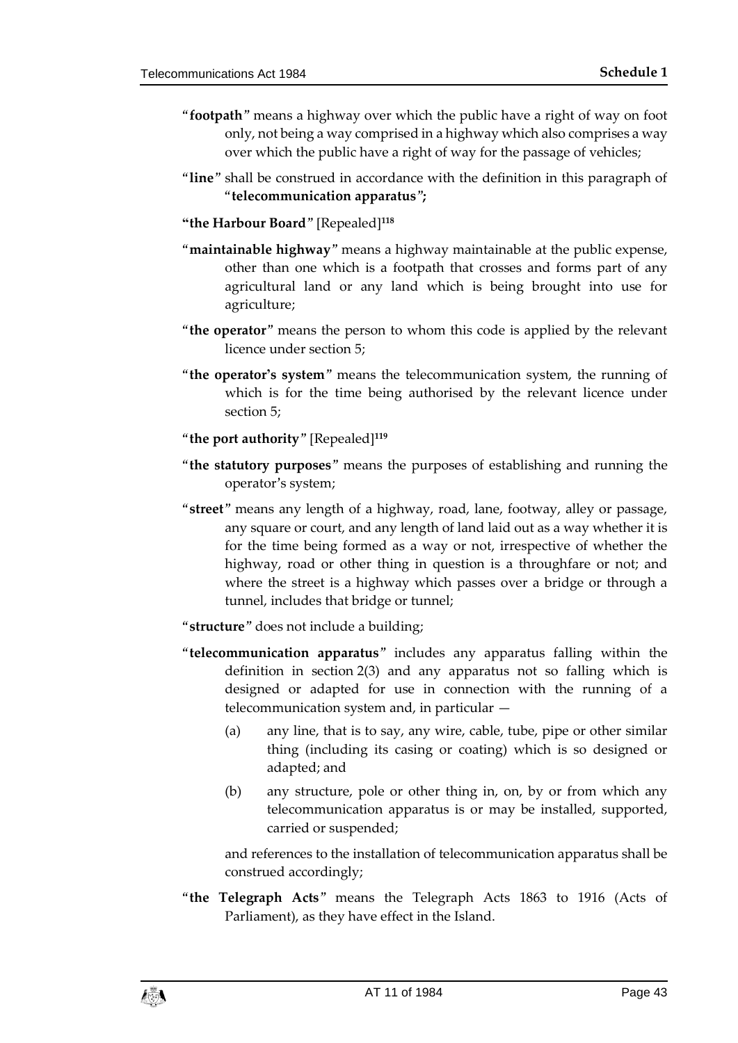"**footpath**" means a highway over which the public have a right of way on foot only, not being a way comprised in a highway which also comprises a way over which the public have a right of way for the passage of vehicles;

"**line**" shall be construed in accordance with the definition in this paragraph of "**telecommunication apparatus**"**;**

**"the Harbour Board"** [Repealed][118]

"**maintainable highway**" means a highway maintainable at the public expense, other than one which is a footpath that crosses and forms part of any agricultural land or any land which is being brought into use for agriculture;

"**the operator**" means the person to whom this code is applied by the relevant licence under section 5;

"**the operator's system**" means the telecommunication system, the running of which is for the time being authorised by the relevant licence under section 5;

"**the port authority**" [Repealed][119]

"**the statutory purposes**" means the purposes of establishing and running the operator's system;

"**street**" means any length of a highway, road, lane, footway, alley or passage, any square or court, and any length of land laid out as a way whether it is for the time being formed as a way or not, irrespective of whether the highway, road or other thing in question is a throughfare or not; and where the street is a highway which passes over a bridge or through a tunnel, includes that bridge or tunnel;

"**structure**" does not include a building;

"**telecommunication apparatus**" includes any apparatus falling within the definition in section 2(3) and any apparatus not so falling which is designed or adapted for use in connection with the running of a telecommunication system and, in particular —

(a) any line, that is to say, any wire, cable, tube, pipe or other similar thing (including its casing or coating) which is so designed or adapted; and

(b) any structure, pole or other thing in, on, by or from which any telecommunication apparatus is or may be installed, supported, carried or suspended;

and references to the installation of telecommunication apparatus shall be construed accordingly;

"**the Telegraph Acts**" means the Telegraph Acts 1863 to 1916 (Acts of Parliament), as they have effect in the Island.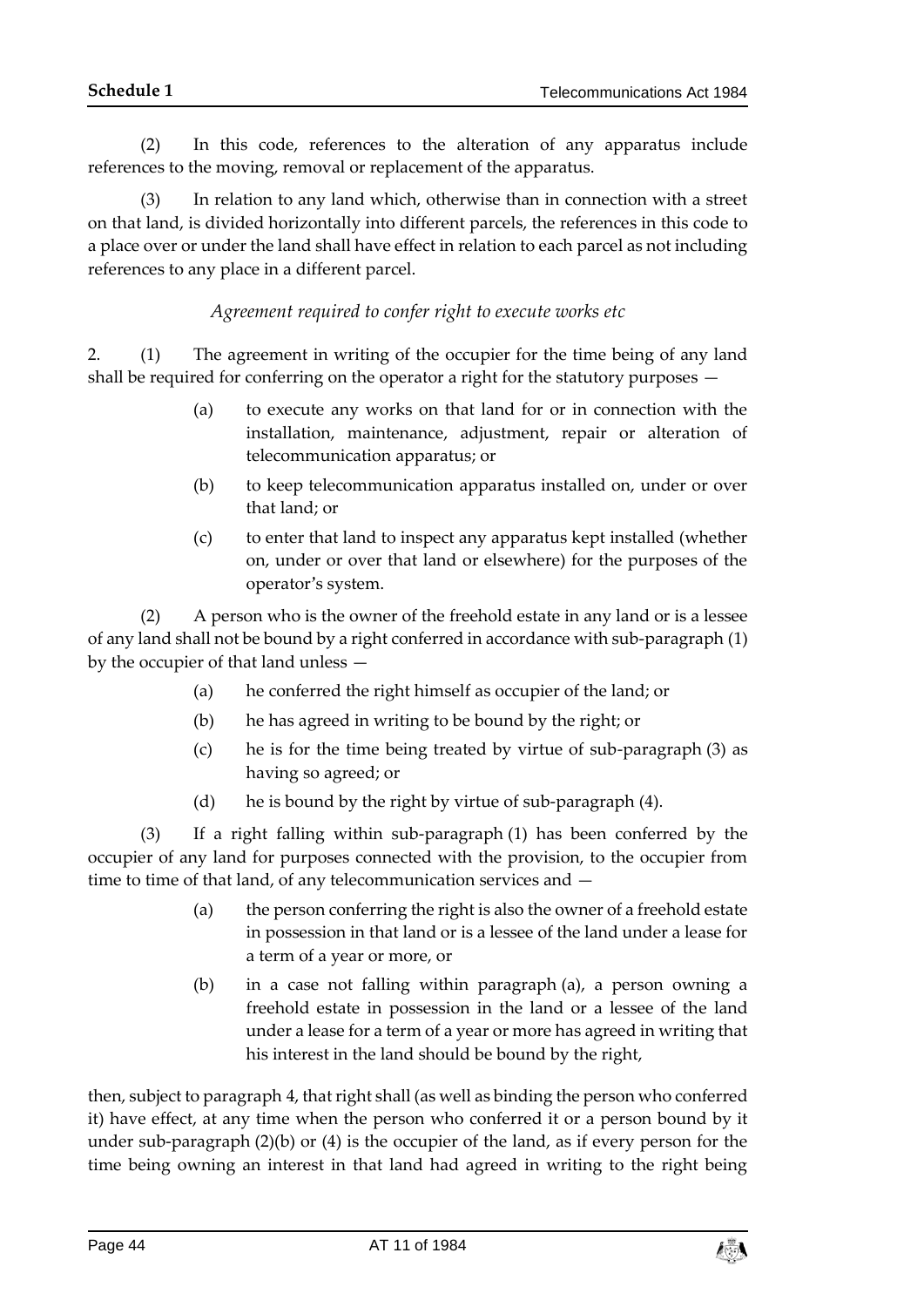(2) In this code, references to the alteration of any apparatus include references to the moving, removal or replacement of the apparatus.

(3) In relation to any land which, otherwise than in connection with a street on that land, is divided horizontally into different parcels, the references in this code to a place over or under the land shall have effect in relation to each parcel as not including references to any place in a different parcel.

*Agreement required to confer right to execute works etc*

2. (1) The agreement in writing of the occupier for the time being of any land shall be required for conferring on the operator a right for the statutory purposes —

- (a) to execute any works on that land for or in connection with the installation, maintenance, adjustment, repair or alteration of telecommunication apparatus; or
- (b) to keep telecommunication apparatus installed on, under or over that land; or
- (c) to enter that land to inspect any apparatus kept installed (whether on, under or over that land or elsewhere) for the purposes of the operator's system.

(2) A person who is the owner of the freehold estate in any land or is a lessee of any land shall not be bound by a right conferred in accordance with sub-paragraph (1) by the occupier of that land unless —

- (a) he conferred the right himself as occupier of the land; or
- (b) he has agreed in writing to be bound by the right; or
- (c) he is for the time being treated by virtue of sub-paragraph (3) as having so agreed; or
- (d) he is bound by the right by virtue of sub-paragraph (4).

(3) If a right falling within sub-paragraph (1) has been conferred by the occupier of any land for purposes connected with the provision, to the occupier from time to time of that land, of any telecommunication services and —

- (a) the person conferring the right is also the owner of a freehold estate in possession in that land or is a lessee of the land under a lease for a term of a year or more, or
- (b) in a case not falling within paragraph (a), a person owning a freehold estate in possession in the land or a lessee of the land under a lease for a term of a year or more has agreed in writing that his interest in the land should be bound by the right,

then, subject to paragraph 4, that right shall (as well as binding the person who conferred it) have effect, at any time when the person who conferred it or a person bound by it under sub-paragraph (2)(b) or (4) is the occupier of the land, as if every person for the time being owning an interest in that land had agreed in writing to the right being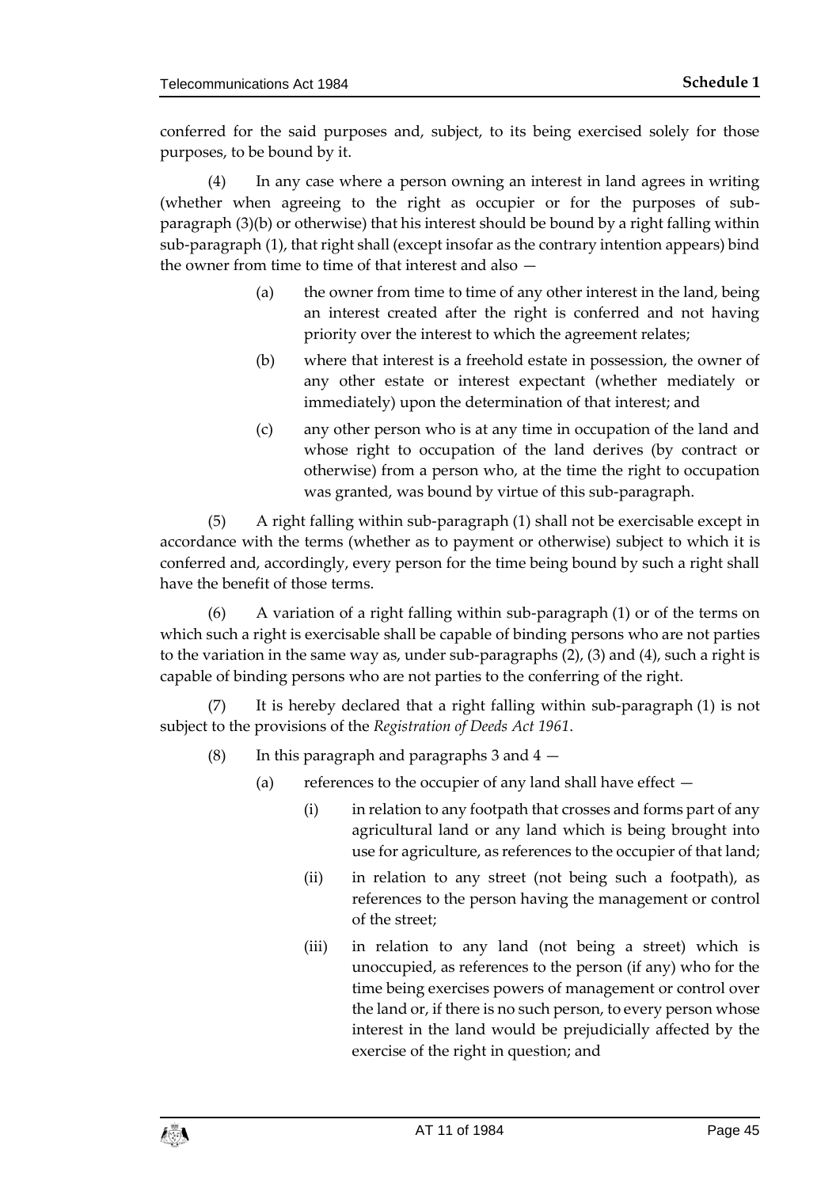conferred for the said purposes and, subject, to its being exercised solely for those purposes, to be bound by it.

(4) In any case where a person owning an interest in land agrees in writing (whether when agreeing to the right as occupier or for the purposes of sub-paragraph (3)(b) or otherwise) that his interest should be bound by a right falling within sub-paragraph (1), that right shall (except insofar as the contrary intention appears) bind the owner from time to time of that interest and also —

- (a) the owner from time to time of any other interest in the land, being an interest created after the right is conferred and not having priority over the interest to which the agreement relates;
- (b) where that interest is a freehold estate in possession, the owner of any other estate or interest expectant (whether mediately or immediately) upon the determination of that interest; and
- (c) any other person who is at any time in occupation of the land and whose right to occupation of the land derives (by contract or otherwise) from a person who, at the time the right to occupation was granted, was bound by virtue of this sub-paragraph.

(5) A right falling within sub-paragraph (1) shall not be exercisable except in accordance with the terms (whether as to payment or otherwise) subject to which it is conferred and, accordingly, every person for the time being bound by such a right shall have the benefit of those terms.

(6) A variation of a right falling within sub-paragraph (1) or of the terms on which such a right is exercisable shall be capable of binding persons who are not parties to the variation in the same way as, under sub-paragraphs (2), (3) and (4), such a right is capable of binding persons who are not parties to the conferring of the right.

(7) It is hereby declared that a right falling within sub-paragraph (1) is not subject to the provisions of the *Registration of Deeds Act 1961*.

(8) In this paragraph and paragraphs 3 and 4 —

- (a) references to the occupier of any land shall have effect —
  - (i) in relation to any footpath that crosses and forms part of any agricultural land or any land which is being brought into use for agriculture, as references to the occupier of that land;
  - (ii) in relation to any street (not being such a footpath), as references to the person having the management or control of the street;
  - (iii) in relation to any land (not being a street) which is unoccupied, as references to the person (if any) who for the time being exercises powers of management or control over the land or, if there is no such person, to every person whose interest in the land would be prejudicially affected by the exercise of the right in question; and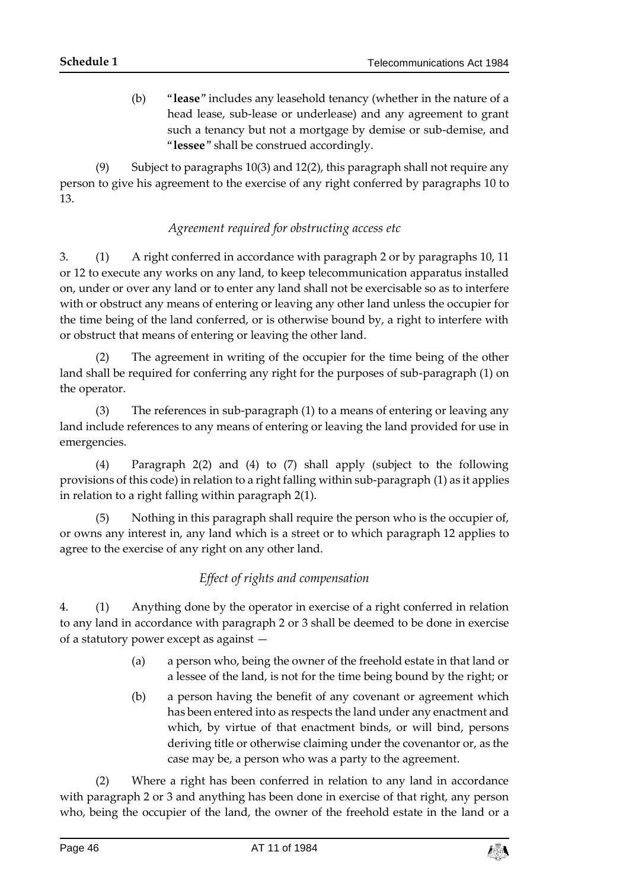(b) "**lease**" includes any leasehold tenancy (whether in the nature of a head lease, sub-lease or underlease) and any agreement to grant such a tenancy but not a mortgage by demise or sub-demise, and "**lessee**" shall be construed accordingly.

(9) Subject to paragraphs 10(3) and 12(2), this paragraph shall not require any person to give his agreement to the exercise of any right conferred by paragraphs 10 to 13.

*Agreement required for obstructing access etc*

3. (1) A right conferred in accordance with paragraph 2 or by paragraphs 10, 11 or 12 to execute any works on any land, to keep telecommunication apparatus installed on, under or over any land or to enter any land shall not be exercisable so as to interfere with or obstruct any means of entering or leaving any other land unless the occupier for the time being of the land conferred, or is otherwise bound by, a right to interfere with or obstruct that means of entering or leaving the other land.

(2) The agreement in writing of the occupier for the time being of the other land shall be required for conferring any right for the purposes of sub-paragraph (1) on the operator.

(3) The references in sub-paragraph (1) to a means of entering or leaving any land include references to any means of entering or leaving the land provided for use in emergencies.

(4) Paragraph 2(2) and (4) to (7) shall apply (subject to the following provisions of this code) in relation to a right falling within sub-paragraph (1) as it applies in relation to a right falling within paragraph 2(1).

(5) Nothing in this paragraph shall require the person who is the occupier of, or owns any interest in, any land which is a street or to which paragraph 12 applies to agree to the exercise of any right on any other land.

*Effect of rights and compensation*

4. (1) Anything done by the operator in exercise of a right conferred in relation to any land in accordance with paragraph 2 or 3 shall be deemed to be done in exercise of a statutory power except as against —

(a) a person who, being the owner of the freehold estate in that land or a lessee of the land, is not for the time being bound by the right; or

(b) a person having the benefit of any covenant or agreement which has been entered into as respects the land under any enactment and which, by virtue of that enactment binds, or will bind, persons deriving title or otherwise claiming under the covenantor or, as the case may be, a person who was a party to the agreement.

(2) Where a right has been conferred in relation to any land in accordance with paragraph 2 or 3 and anything has been done in exercise of that right, any person who, being the occupier of the land, the owner of the freehold estate in the land or a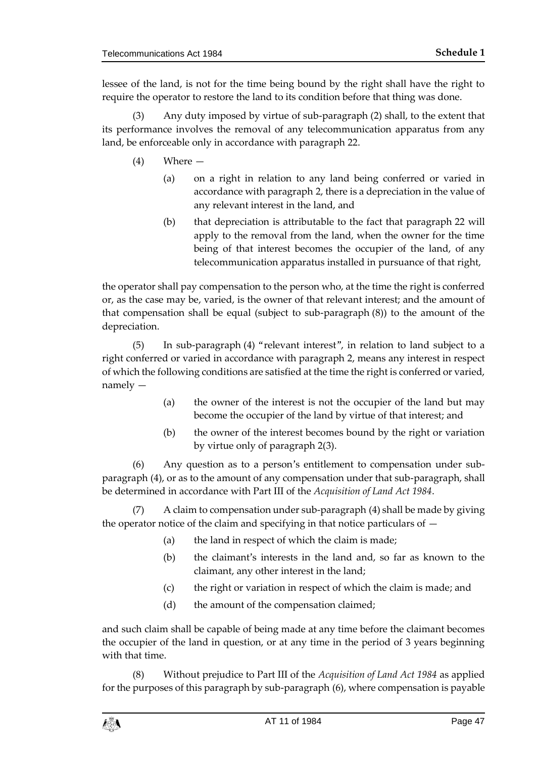lessee of the land, is not for the time being bound by the right shall have the right to require the operator to restore the land to its condition before that thing was done.

(3) Any duty imposed by virtue of sub-paragraph (2) shall, to the extent that its performance involves the removal of any telecommunication apparatus from any land, be enforceable only in accordance with paragraph 22.

(4) Where —

(a) on a right in relation to any land being conferred or varied in accordance with paragraph 2, there is a depreciation in the value of any relevant interest in the land, and

(b) that depreciation is attributable to the fact that paragraph 22 will apply to the removal from the land, when the owner for the time being of that interest becomes the occupier of the land, of any telecommunication apparatus installed in pursuance of that right,

the operator shall pay compensation to the person who, at the time the right is conferred or, as the case may be, varied, is the owner of that relevant interest; and the amount of that compensation shall be equal (subject to sub-paragraph (8)) to the amount of the depreciation.

(5) In sub-paragraph (4) "relevant interest", in relation to land subject to a right conferred or varied in accordance with paragraph 2, means any interest in respect of which the following conditions are satisfied at the time the right is conferred or varied, namely —

(a) the owner of the interest is not the occupier of the land but may become the occupier of the land by virtue of that interest; and

(b) the owner of the interest becomes bound by the right or variation by virtue only of paragraph 2(3).

(6) Any question as to a person's entitlement to compensation under sub-paragraph (4), or as to the amount of any compensation under that sub-paragraph, shall be determined in accordance with Part III of the *Acquisition of Land Act 1984*.

(7) A claim to compensation under sub-paragraph (4) shall be made by giving the operator notice of the claim and specifying in that notice particulars of —

(a) the land in respect of which the claim is made;

(b) the claimant's interests in the land and, so far as known to the claimant, any other interest in the land;

(c) the right or variation in respect of which the claim is made; and

(d) the amount of the compensation claimed;

and such claim shall be capable of being made at any time before the claimant becomes the occupier of the land in question, or at any time in the period of 3 years beginning with that time.

(8) Without prejudice to Part III of the *Acquisition of Land Act 1984* as applied for the purposes of this paragraph by sub-paragraph (6), where compensation is payable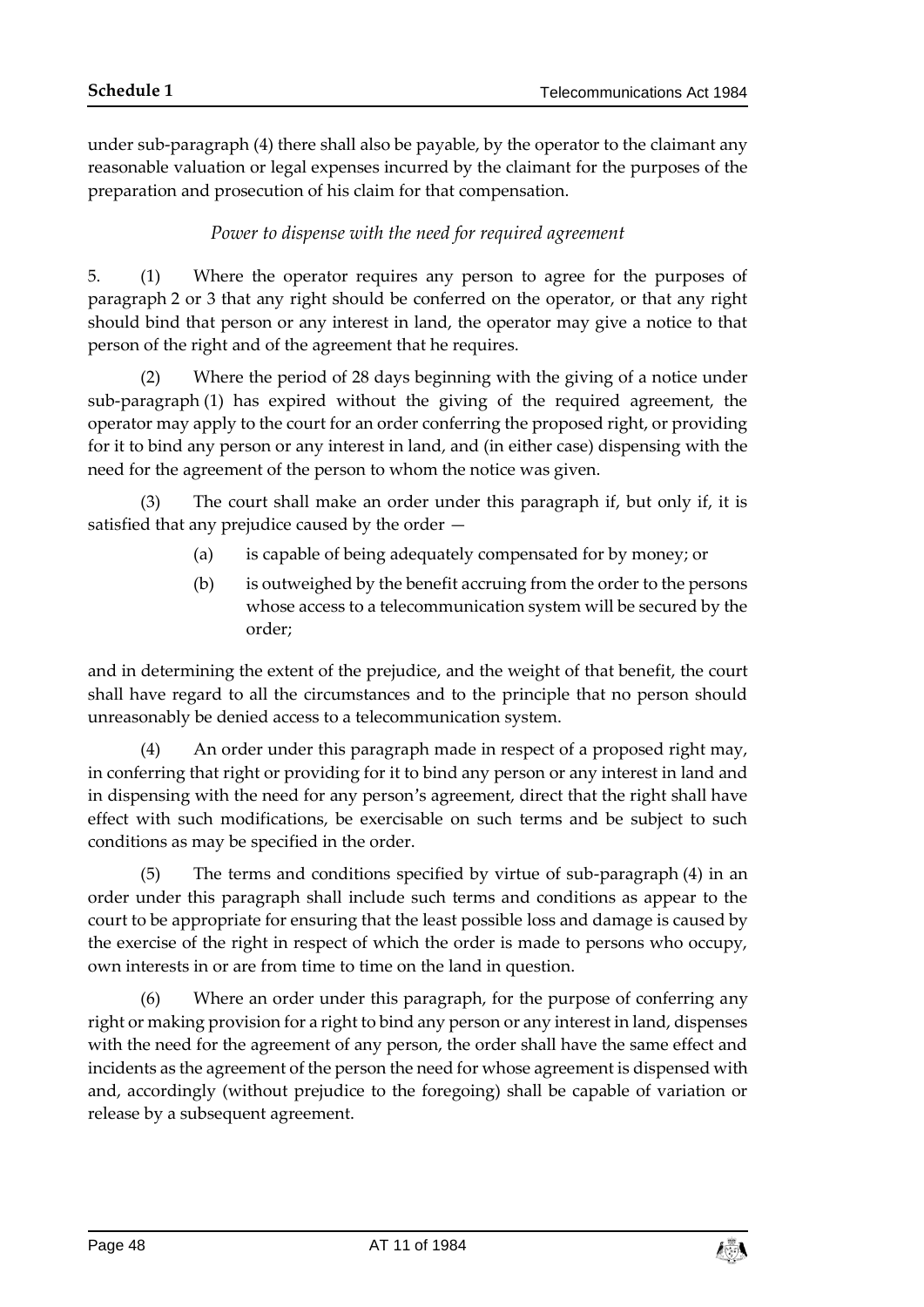under sub-paragraph (4) there shall also be payable, by the operator to the claimant any reasonable valuation or legal expenses incurred by the claimant for the purposes of the preparation and prosecution of his claim for that compensation.

*Power to dispense with the need for required agreement*

5. (1) Where the operator requires any person to agree for the purposes of paragraph 2 or 3 that any right should be conferred on the operator, or that any right should bind that person or any interest in land, the operator may give a notice to that person of the right and of the agreement that he requires.

(2) Where the period of 28 days beginning with the giving of a notice under sub-paragraph (1) has expired without the giving of the required agreement, the operator may apply to the court for an order conferring the proposed right, or providing for it to bind any person or any interest in land, and (in either case) dispensing with the need for the agreement of the person to whom the notice was given.

(3) The court shall make an order under this paragraph if, but only if, it is satisfied that any prejudice caused by the order —

(a) is capable of being adequately compensated for by money; or

(b) is outweighed by the benefit accruing from the order to the persons whose access to a telecommunication system will be secured by the order;

and in determining the extent of the prejudice, and the weight of that benefit, the court shall have regard to all the circumstances and to the principle that no person should unreasonably be denied access to a telecommunication system.

(4) An order under this paragraph made in respect of a proposed right may, in conferring that right or providing for it to bind any person or any interest in land and in dispensing with the need for any person's agreement, direct that the right shall have effect with such modifications, be exercisable on such terms and be subject to such conditions as may be specified in the order.

(5) The terms and conditions specified by virtue of sub-paragraph (4) in an order under this paragraph shall include such terms and conditions as appear to the court to be appropriate for ensuring that the least possible loss and damage is caused by the exercise of the right in respect of which the order is made to persons who occupy, own interests in or are from time to time on the land in question.

(6) Where an order under this paragraph, for the purpose of conferring any right or making provision for a right to bind any person or any interest in land, dispenses with the need for the agreement of any person, the order shall have the same effect and incidents as the agreement of the person the need for whose agreement is dispensed with and, accordingly (without prejudice to the foregoing) shall be capable of variation or release by a subsequent agreement.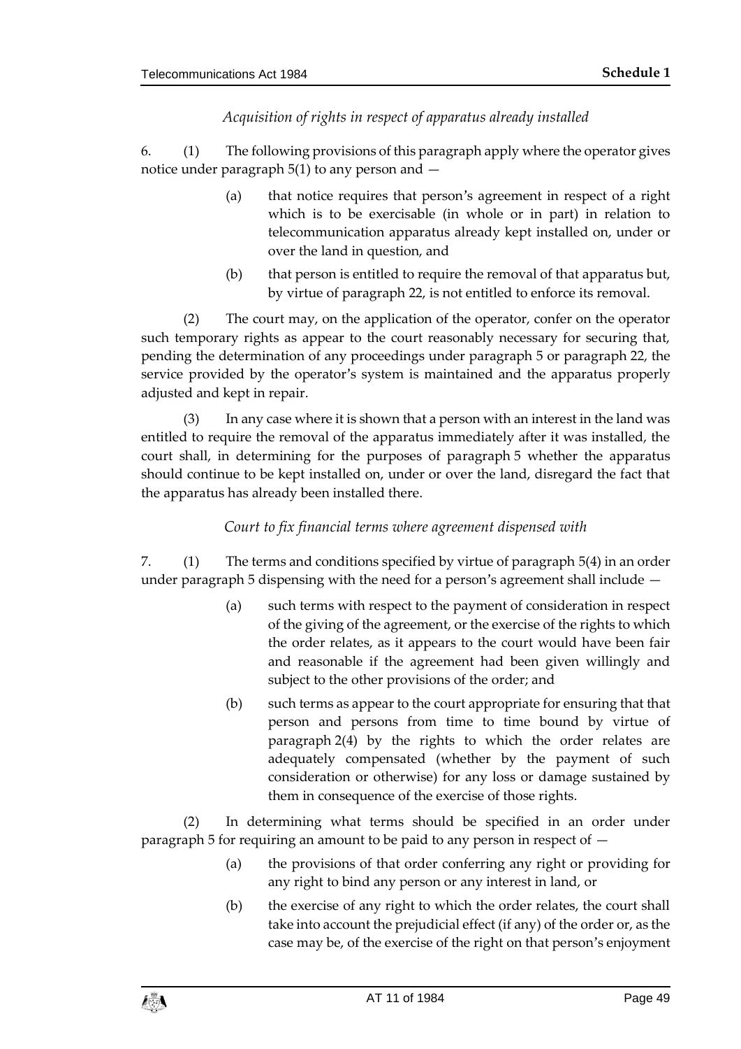*Acquisition of rights in respect of apparatus already installed*

6. (1) The following provisions of this paragraph apply where the operator gives notice under paragraph 5(1) to any person and —

(a) that notice requires that person's agreement in respect of a right which is to be exercisable (in whole or in part) in relation to telecommunication apparatus already kept installed on, under or over the land in question, and

(b) that person is entitled to require the removal of that apparatus but, by virtue of paragraph 22, is not entitled to enforce its removal.

(2) The court may, on the application of the operator, confer on the operator such temporary rights as appear to the court reasonably necessary for securing that, pending the determination of any proceedings under paragraph 5 or paragraph 22, the service provided by the operator's system is maintained and the apparatus properly adjusted and kept in repair.

(3) In any case where it is shown that a person with an interest in the land was entitled to require the removal of the apparatus immediately after it was installed, the court shall, in determining for the purposes of paragraph 5 whether the apparatus should continue to be kept installed on, under or over the land, disregard the fact that the apparatus has already been installed there.

*Court to fix financial terms where agreement dispensed with*

7. (1) The terms and conditions specified by virtue of paragraph 5(4) in an order under paragraph 5 dispensing with the need for a person's agreement shall include —

(a) such terms with respect to the payment of consideration in respect of the giving of the agreement, or the exercise of the rights to which the order relates, as it appears to the court would have been fair and reasonable if the agreement had been given willingly and subject to the other provisions of the order; and

(b) such terms as appear to the court appropriate for ensuring that that person and persons from time to time bound by virtue of paragraph 2(4) by the rights to which the order relates are adequately compensated (whether by the payment of such consideration or otherwise) for any loss or damage sustained by them in consequence of the exercise of those rights.

(2) In determining what terms should be specified in an order under paragraph 5 for requiring an amount to be paid to any person in respect of —

(a) the provisions of that order conferring any right or providing for any right to bind any person or any interest in land, or

(b) the exercise of any right to which the order relates, the court shall take into account the prejudicial effect (if any) of the order or, as the case may be, of the exercise of the right on that person's enjoyment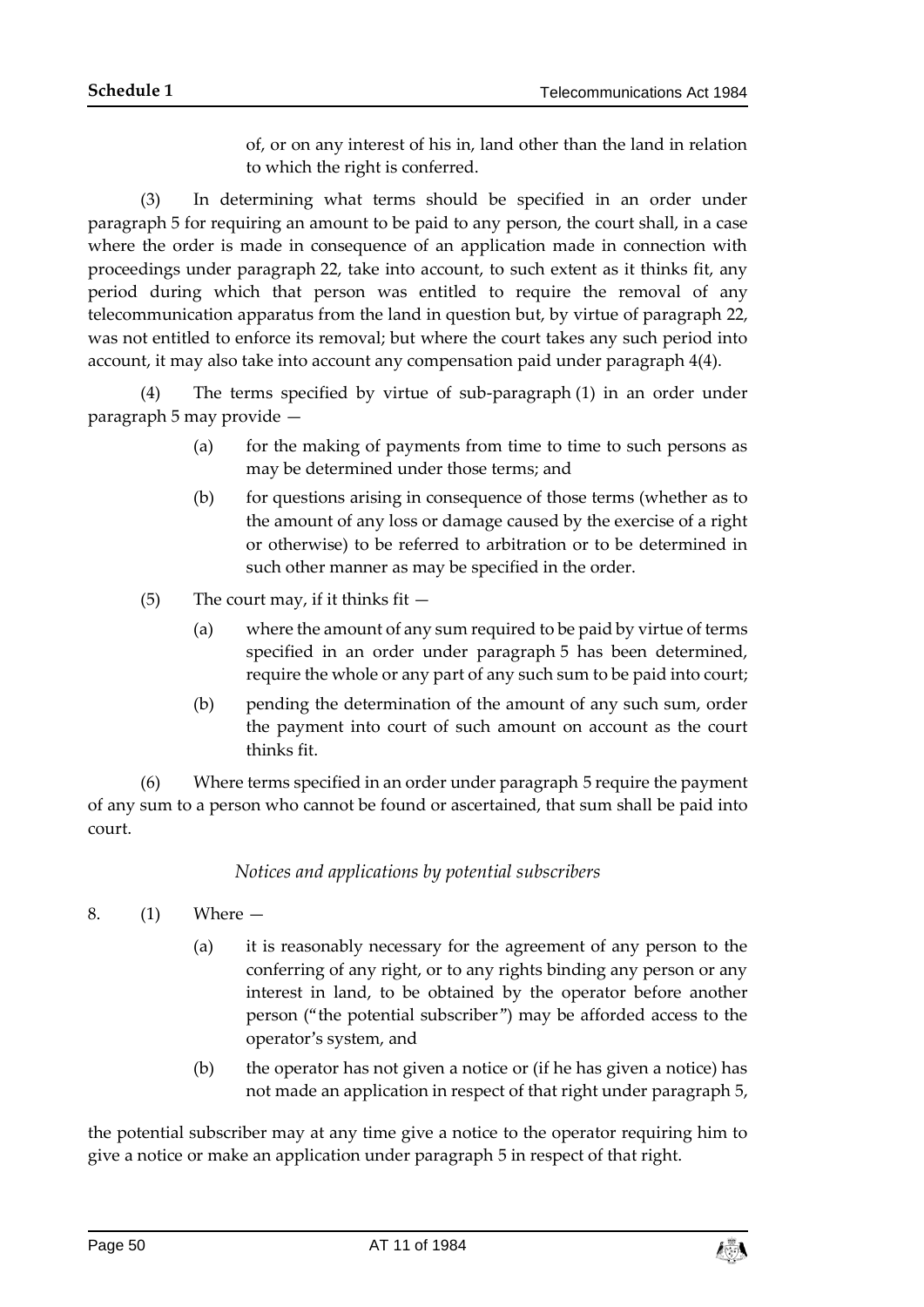of, or on any interest of his in, land other than the land in relation to which the right is conferred.

(3) In determining what terms should be specified in an order under paragraph 5 for requiring an amount to be paid to any person, the court shall, in a case where the order is made in consequence of an application made in connection with proceedings under paragraph 22, take into account, to such extent as it thinks fit, any period during which that person was entitled to require the removal of any telecommunication apparatus from the land in question but, by virtue of paragraph 22, was not entitled to enforce its removal; but where the court takes any such period into account, it may also take into account any compensation paid under paragraph 4(4).

(4) The terms specified by virtue of sub-paragraph (1) in an order under paragraph 5 may provide —

(a) for the making of payments from time to time to such persons as may be determined under those terms; and

(b) for questions arising in consequence of those terms (whether as to the amount of any loss or damage caused by the exercise of a right or otherwise) to be referred to arbitration or to be determined in such other manner as may be specified in the order.

(5) The court may, if it thinks fit —

(a) where the amount of any sum required to be paid by virtue of terms specified in an order under paragraph 5 has been determined, require the whole or any part of any such sum to be paid into court;

(b) pending the determination of the amount of any such sum, order the payment into court of such amount on account as the court thinks fit.

(6) Where terms specified in an order under paragraph 5 require the payment of any sum to a person who cannot be found or ascertained, that sum shall be paid into court.

*Notices and applications by potential subscribers*

8. (1) Where —

(a) it is reasonably necessary for the agreement of any person to the conferring of any right, or to any rights binding any person or any interest in land, to be obtained by the operator before another person ("the potential subscriber") may be afforded access to the operator's system, and

(b) the operator has not given a notice or (if he has given a notice) has not made an application in respect of that right under paragraph 5,

the potential subscriber may at any time give a notice to the operator requiring him to give a notice or make an application under paragraph 5 in respect of that right.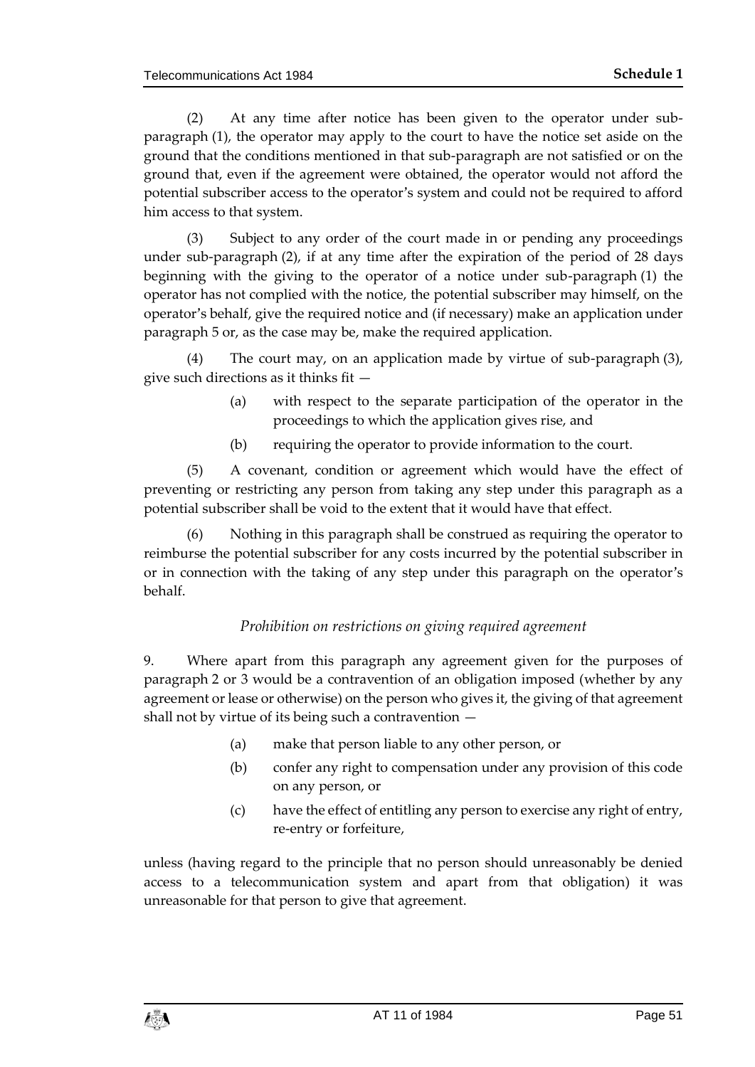(2) At any time after notice has been given to the operator under sub-paragraph (1), the operator may apply to the court to have the notice set aside on the ground that the conditions mentioned in that sub-paragraph are not satisfied or on the ground that, even if the agreement were obtained, the operator would not afford the potential subscriber access to the operator's system and could not be required to afford him access to that system.

(3) Subject to any order of the court made in or pending any proceedings under sub-paragraph (2), if at any time after the expiration of the period of 28 days beginning with the giving to the operator of a notice under sub-paragraph (1) the operator has not complied with the notice, the potential subscriber may himself, on the operator's behalf, give the required notice and (if necessary) make an application under paragraph 5 or, as the case may be, make the required application.

(4) The court may, on an application made by virtue of sub-paragraph (3), give such directions as it thinks fit —

(a) with respect to the separate participation of the operator in the proceedings to which the application gives rise, and

(b) requiring the operator to provide information to the court.

(5) A covenant, condition or agreement which would have the effect of preventing or restricting any person from taking any step under this paragraph as a potential subscriber shall be void to the extent that it would have that effect.

(6) Nothing in this paragraph shall be construed as requiring the operator to reimburse the potential subscriber for any costs incurred by the potential subscriber in or in connection with the taking of any step under this paragraph on the operator's behalf.

*Prohibition on restrictions on giving required agreement*

9. Where apart from this paragraph any agreement given for the purposes of paragraph 2 or 3 would be a contravention of an obligation imposed (whether by any agreement or lease or otherwise) on the person who gives it, the giving of that agreement shall not by virtue of its being such a contravention —

(a) make that person liable to any other person, or

(b) confer any right to compensation under any provision of this code on any person, or

(c) have the effect of entitling any person to exercise any right of entry, re-entry or forfeiture,

unless (having regard to the principle that no person should unreasonably be denied access to a telecommunication system and apart from that obligation) it was unreasonable for that person to give that agreement.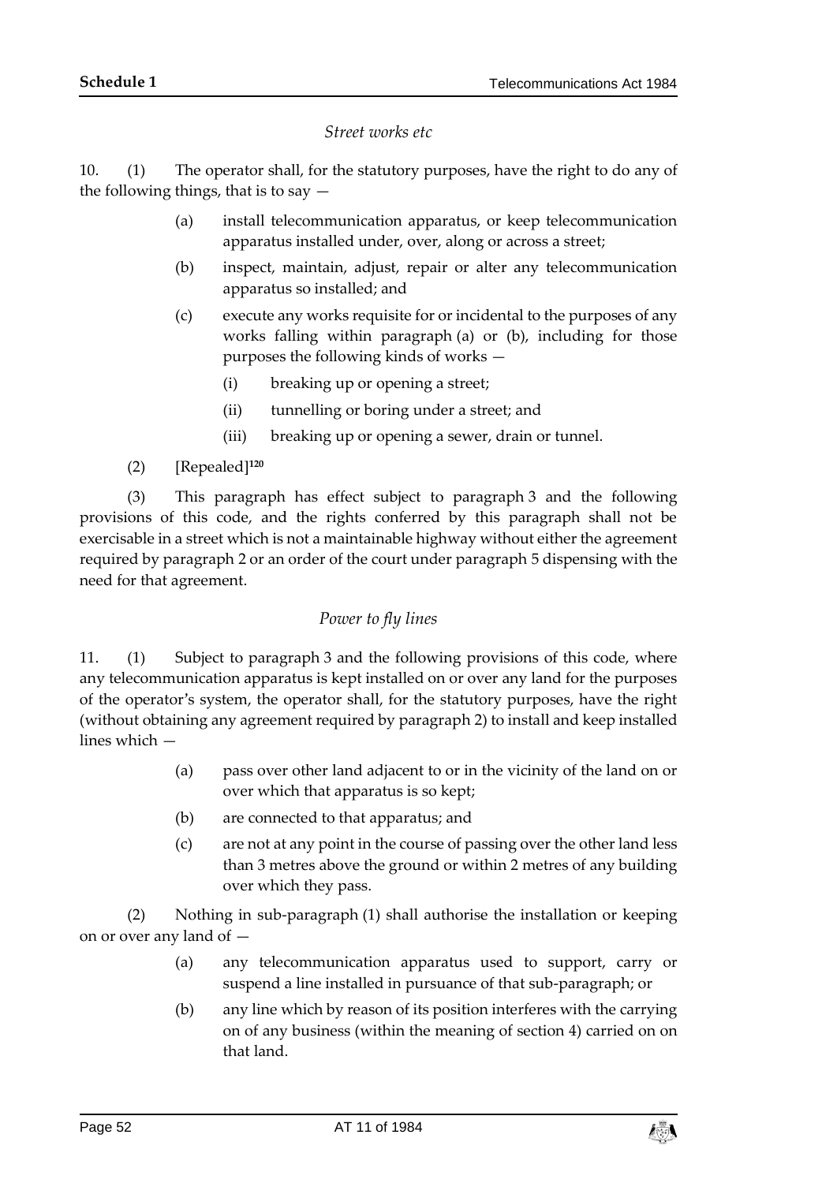*Street works etc*

10. (1) The operator shall, for the statutory purposes, have the right to do any of the following things, that is to say —

> (a) install telecommunication apparatus, or keep telecommunication apparatus installed under, over, along or across a street;
>
> (b) inspect, maintain, adjust, repair or alter any telecommunication apparatus so installed; and
>
> (c) execute any works requisite for or incidental to the purposes of any works falling within paragraph (a) or (b), including for those purposes the following kinds of works —
>
> > (i) breaking up or opening a street;
> >
> > (ii) tunnelling or boring under a street; and
> >
> > (iii) breaking up or opening a sewer, drain or tunnel.

(2) [Repealed][120]

(3) This paragraph has effect subject to paragraph 3 and the following provisions of this code, and the rights conferred by this paragraph shall not be exercisable in a street which is not a maintainable highway without either the agreement required by paragraph 2 or an order of the court under paragraph 5 dispensing with the need for that agreement.

*Power to fly lines*

11. (1) Subject to paragraph 3 and the following provisions of this code, where any telecommunication apparatus is kept installed on or over any land for the purposes of the operator's system, the operator shall, for the statutory purposes, have the right (without obtaining any agreement required by paragraph 2) to install and keep installed lines which —

> (a) pass over other land adjacent to or in the vicinity of the land on or over which that apparatus is so kept;
>
> (b) are connected to that apparatus; and
>
> (c) are not at any point in the course of passing over the other land less than 3 metres above the ground or within 2 metres of any building over which they pass.

(2) Nothing in sub-paragraph (1) shall authorise the installation or keeping on or over any land of —

> (a) any telecommunication apparatus used to support, carry or suspend a line installed in pursuance of that sub-paragraph; or
>
> (b) any line which by reason of its position interferes with the carrying on of any business (within the meaning of section 4) carried on on that land.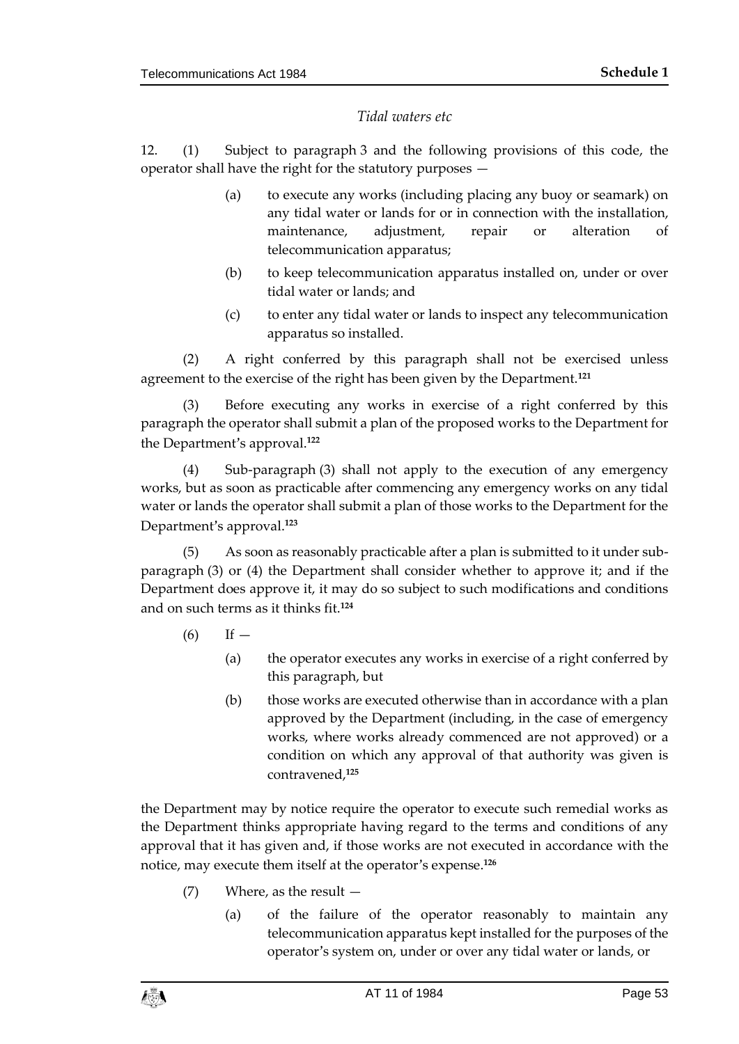*Tidal waters etc*

12. (1) Subject to paragraph 3 and the following provisions of this code, the operator shall have the right for the statutory purposes —

(a) to execute any works (including placing any buoy or seamark) on any tidal water or lands for or in connection with the installation, maintenance, adjustment, repair or alteration of telecommunication apparatus;

(b) to keep telecommunication apparatus installed on, under or over tidal water or lands; and

(c) to enter any tidal water or lands to inspect any telecommunication apparatus so installed.

(2) A right conferred by this paragraph shall not be exercised unless agreement to the exercise of the right has been given by the Department.[121]

(3) Before executing any works in exercise of a right conferred by this paragraph the operator shall submit a plan of the proposed works to the Department for the Department's approval.[122]

(4) Sub-paragraph (3) shall not apply to the execution of any emergency works, but as soon as practicable after commencing any emergency works on any tidal water or lands the operator shall submit a plan of those works to the Department for the Department's approval.[123]

(5) As soon as reasonably practicable after a plan is submitted to it under sub-paragraph (3) or (4) the Department shall consider whether to approve it; and if the Department does approve it, it may do so subject to such modifications and conditions and on such terms as it thinks fit.[124]

(6) If —

(a) the operator executes any works in exercise of a right conferred by this paragraph, but

(b) those works are executed otherwise than in accordance with a plan approved by the Department (including, in the case of emergency works, where works already commenced are not approved) or a condition on which any approval of that authority was given is contravened,[125]

the Department may by notice require the operator to execute such remedial works as the Department thinks appropriate having regard to the terms and conditions of any approval that it has given and, if those works are not executed in accordance with the notice, may execute them itself at the operator's expense.[126]

(7) Where, as the result —

(a) of the failure of the operator reasonably to maintain any telecommunication apparatus kept installed for the purposes of the operator's system on, under or over any tidal water or lands, or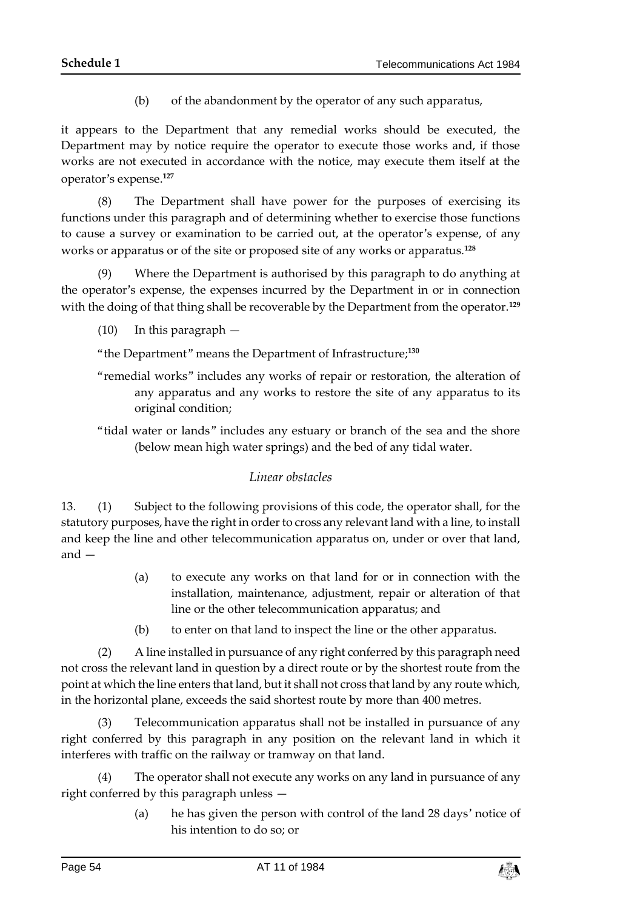(b) of the abandonment by the operator of any such apparatus,

it appears to the Department that any remedial works should be executed, the Department may by notice require the operator to execute those works and, if those works are not executed in accordance with the notice, may execute them itself at the operator's expense.[127]

(8) The Department shall have power for the purposes of exercising its functions under this paragraph and of determining whether to exercise those functions to cause a survey or examination to be carried out, at the operator's expense, of any works or apparatus or of the site or proposed site of any works or apparatus.[128]

(9) Where the Department is authorised by this paragraph to do anything at the operator's expense, the expenses incurred by the Department in or in connection with the doing of that thing shall be recoverable by the Department from the operator.[129]

(10) In this paragraph —

"the Department" means the Department of Infrastructure;[130]

"remedial works" includes any works of repair or restoration, the alteration of any apparatus and any works to restore the site of any apparatus to its original condition;

"tidal water or lands" includes any estuary or branch of the sea and the shore (below mean high water springs) and the bed of any tidal water.

*Linear obstacles*

13. (1) Subject to the following provisions of this code, the operator shall, for the statutory purposes, have the right in order to cross any relevant land with a line, to install and keep the line and other telecommunication apparatus on, under or over that land, and —

(a) to execute any works on that land for or in connection with the installation, maintenance, adjustment, repair or alteration of that line or the other telecommunication apparatus; and

(b) to enter on that land to inspect the line or the other apparatus.

(2) A line installed in pursuance of any right conferred by this paragraph need not cross the relevant land in question by a direct route or by the shortest route from the point at which the line enters that land, but it shall not cross that land by any route which, in the horizontal plane, exceeds the said shortest route by more than 400 metres.

(3) Telecommunication apparatus shall not be installed in pursuance of any right conferred by this paragraph in any position on the relevant land in which it interferes with traffic on the railway or tramway on that land.

(4) The operator shall not execute any works on any land in pursuance of any right conferred by this paragraph unless —

(a) he has given the person with control of the land 28 days' notice of his intention to do so; or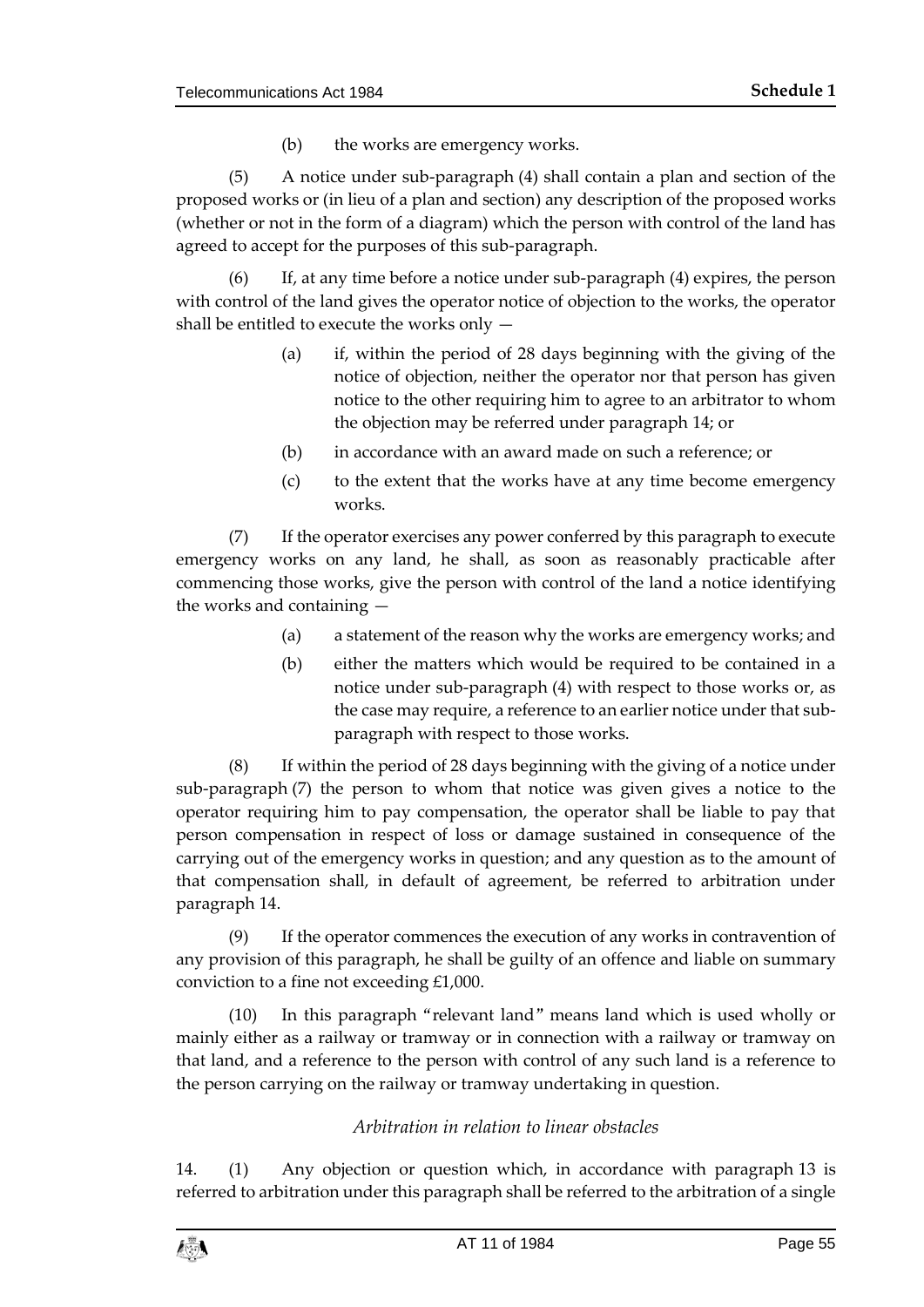(b) the works are emergency works.

(5) A notice under sub-paragraph (4) shall contain a plan and section of the proposed works or (in lieu of a plan and section) any description of the proposed works (whether or not in the form of a diagram) which the person with control of the land has agreed to accept for the purposes of this sub-paragraph.

(6) If, at any time before a notice under sub-paragraph (4) expires, the person with control of the land gives the operator notice of objection to the works, the operator shall be entitled to execute the works only —

(a) if, within the period of 28 days beginning with the giving of the notice of objection, neither the operator nor that person has given notice to the other requiring him to agree to an arbitrator to whom the objection may be referred under paragraph 14; or

(b) in accordance with an award made on such a reference; or

(c) to the extent that the works have at any time become emergency works.

(7) If the operator exercises any power conferred by this paragraph to execute emergency works on any land, he shall, as soon as reasonably practicable after commencing those works, give the person with control of the land a notice identifying the works and containing —

(a) a statement of the reason why the works are emergency works; and

(b) either the matters which would be required to be contained in a notice under sub-paragraph (4) with respect to those works or, as the case may require, a reference to an earlier notice under that sub-paragraph with respect to those works.

(8) If within the period of 28 days beginning with the giving of a notice under sub-paragraph (7) the person to whom that notice was given gives a notice to the operator requiring him to pay compensation, the operator shall be liable to pay that person compensation in respect of loss or damage sustained in consequence of the carrying out of the emergency works in question; and any question as to the amount of that compensation shall, in default of agreement, be referred to arbitration under paragraph 14.

(9) If the operator commences the execution of any works in contravention of any provision of this paragraph, he shall be guilty of an offence and liable on summary conviction to a fine not exceeding £1,000.

(10) In this paragraph "relevant land" means land which is used wholly or mainly either as a railway or tramway or in connection with a railway or tramway on that land, and a reference to the person with control of any such land is a reference to the person carrying on the railway or tramway undertaking in question.

*Arbitration in relation to linear obstacles*

14. (1) Any objection or question which, in accordance with paragraph 13 is referred to arbitration under this paragraph shall be referred to the arbitration of a single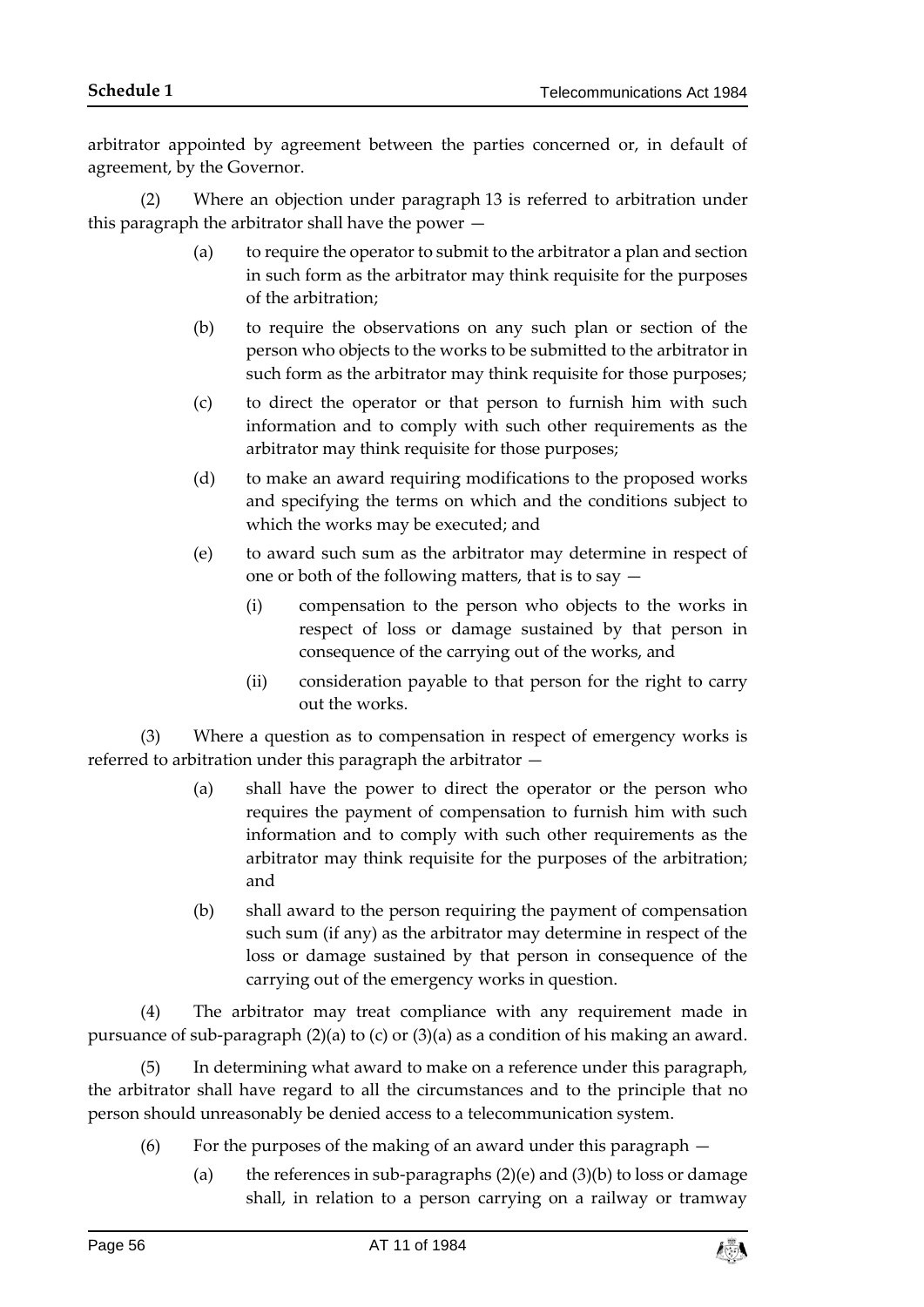arbitrator appointed by agreement between the parties concerned or, in default of agreement, by the Governor.

(2) Where an objection under paragraph 13 is referred to arbitration under this paragraph the arbitrator shall have the power —

(a) to require the operator to submit to the arbitrator a plan and section in such form as the arbitrator may think requisite for the purposes of the arbitration;

(b) to require the observations on any such plan or section of the person who objects to the works to be submitted to the arbitrator in such form as the arbitrator may think requisite for those purposes;

(c) to direct the operator or that person to furnish him with such information and to comply with such other requirements as the arbitrator may think requisite for those purposes;

(d) to make an award requiring modifications to the proposed works and specifying the terms on which and the conditions subject to which the works may be executed; and

(e) to award such sum as the arbitrator may determine in respect of one or both of the following matters, that is to say —

(i) compensation to the person who objects to the works in respect of loss or damage sustained by that person in consequence of the carrying out of the works, and

(ii) consideration payable to that person for the right to carry out the works.

(3) Where a question as to compensation in respect of emergency works is referred to arbitration under this paragraph the arbitrator —

(a) shall have the power to direct the operator or the person who requires the payment of compensation to furnish him with such information and to comply with such other requirements as the arbitrator may think requisite for the purposes of the arbitration; and

(b) shall award to the person requiring the payment of compensation such sum (if any) as the arbitrator may determine in respect of the loss or damage sustained by that person in consequence of the carrying out of the emergency works in question.

(4) The arbitrator may treat compliance with any requirement made in pursuance of sub-paragraph (2)(a) to (c) or (3)(a) as a condition of his making an award.

(5) In determining what award to make on a reference under this paragraph, the arbitrator shall have regard to all the circumstances and to the principle that no person should unreasonably be denied access to a telecommunication system.

(6) For the purposes of the making of an award under this paragraph —

(a) the references in sub-paragraphs (2)(e) and (3)(b) to loss or damage shall, in relation to a person carrying on a railway or tramway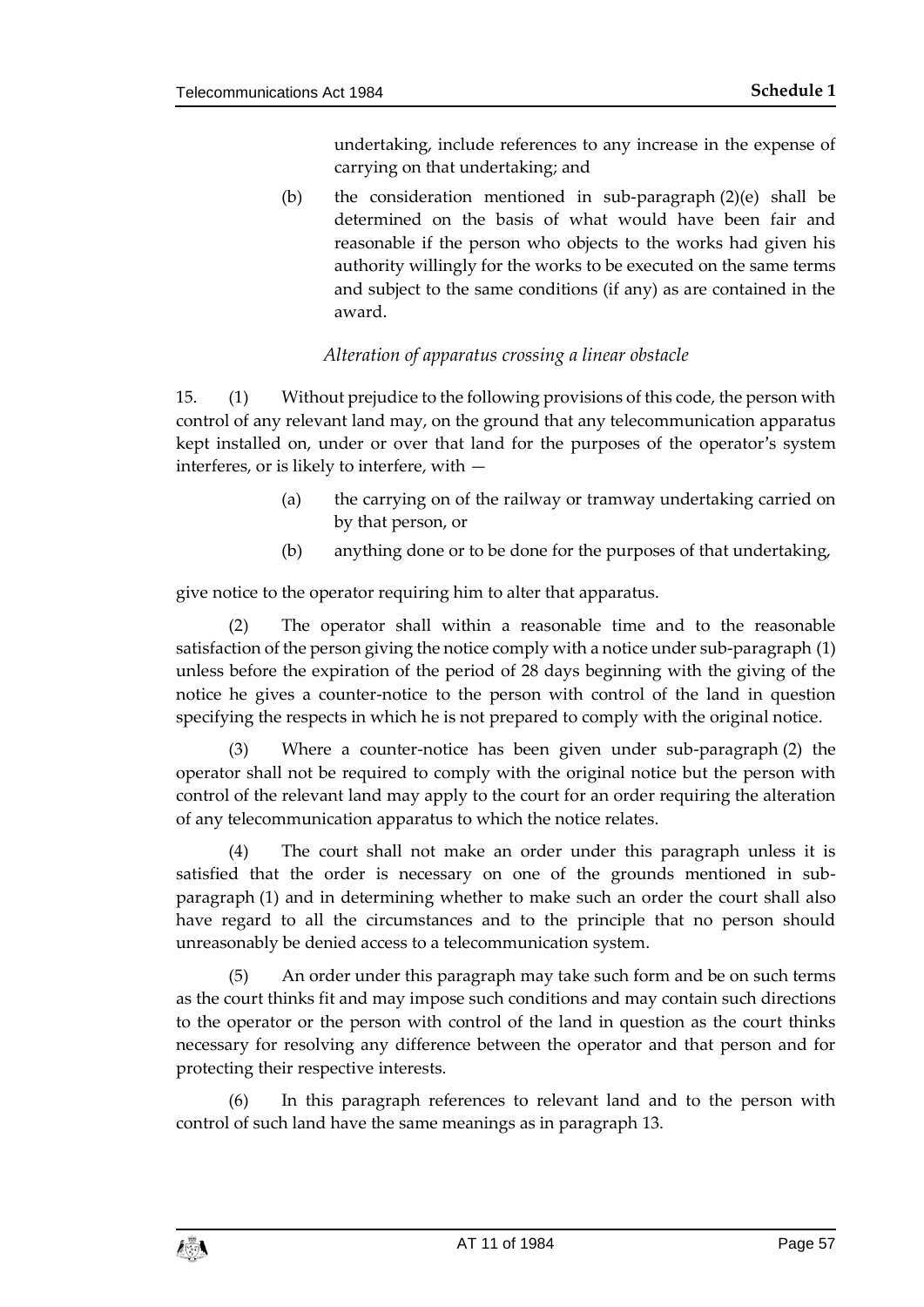undertaking, include references to any increase in the expense of carrying on that undertaking; and

(b) the consideration mentioned in sub-paragraph (2)(e) shall be determined on the basis of what would have been fair and reasonable if the person who objects to the works had given his authority willingly for the works to be executed on the same terms and subject to the same conditions (if any) as are contained in the award.

*Alteration of apparatus crossing a linear obstacle*

15. (1) Without prejudice to the following provisions of this code, the person with control of any relevant land may, on the ground that any telecommunication apparatus kept installed on, under or over that land for the purposes of the operator's system interferes, or is likely to interfere, with —

(a) the carrying on of the railway or tramway undertaking carried on by that person, or

(b) anything done or to be done for the purposes of that undertaking,

give notice to the operator requiring him to alter that apparatus.

(2) The operator shall within a reasonable time and to the reasonable satisfaction of the person giving the notice comply with a notice under sub-paragraph (1) unless before the expiration of the period of 28 days beginning with the giving of the notice he gives a counter-notice to the person with control of the land in question specifying the respects in which he is not prepared to comply with the original notice.

(3) Where a counter-notice has been given under sub-paragraph (2) the operator shall not be required to comply with the original notice but the person with control of the relevant land may apply to the court for an order requiring the alteration of any telecommunication apparatus to which the notice relates.

(4) The court shall not make an order under this paragraph unless it is satisfied that the order is necessary on one of the grounds mentioned in sub-paragraph (1) and in determining whether to make such an order the court shall also have regard to all the circumstances and to the principle that no person should unreasonably be denied access to a telecommunication system.

(5) An order under this paragraph may take such form and be on such terms as the court thinks fit and may impose such conditions and may contain such directions to the operator or the person with control of the land in question as the court thinks necessary for resolving any difference between the operator and that person and for protecting their respective interests.

(6) In this paragraph references to relevant land and to the person with control of such land have the same meanings as in paragraph 13.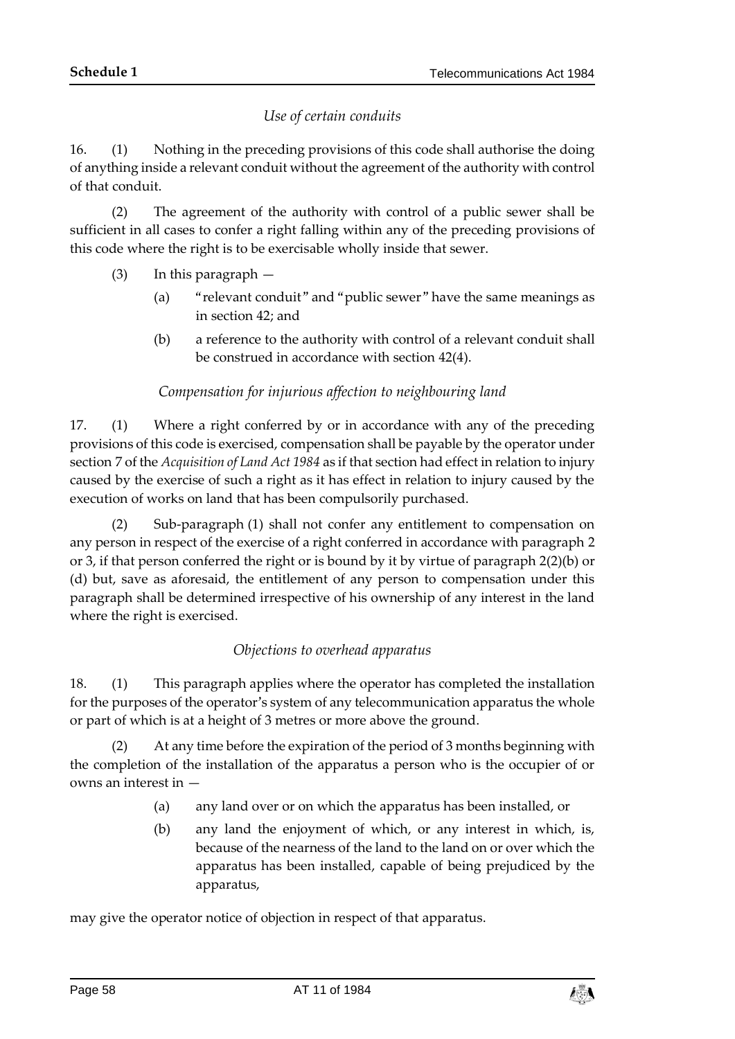*Use of certain conduits*

16. (1) Nothing in the preceding provisions of this code shall authorise the doing of anything inside a relevant conduit without the agreement of the authority with control of that conduit.

(2) The agreement of the authority with control of a public sewer shall be sufficient in all cases to confer a right falling within any of the preceding provisions of this code where the right is to be exercisable wholly inside that sewer.

(3) In this paragraph —

(a) "relevant conduit" and "public sewer" have the same meanings as in section 42; and

(b) a reference to the authority with control of a relevant conduit shall be construed in accordance with section 42(4).

*Compensation for injurious affection to neighbouring land*

17. (1) Where a right conferred by or in accordance with any of the preceding provisions of this code is exercised, compensation shall be payable by the operator under section 7 of the *Acquisition of Land Act 1984* as if that section had effect in relation to injury caused by the exercise of such a right as it has effect in relation to injury caused by the execution of works on land that has been compulsorily purchased.

(2) Sub-paragraph (1) shall not confer any entitlement to compensation on any person in respect of the exercise of a right conferred in accordance with paragraph 2 or 3, if that person conferred the right or is bound by it by virtue of paragraph 2(2)(b) or (d) but, save as aforesaid, the entitlement of any person to compensation under this paragraph shall be determined irrespective of his ownership of any interest in the land where the right is exercised.

*Objections to overhead apparatus*

18. (1) This paragraph applies where the operator has completed the installation for the purposes of the operator's system of any telecommunication apparatus the whole or part of which is at a height of 3 metres or more above the ground.

(2) At any time before the expiration of the period of 3 months beginning with the completion of the installation of the apparatus a person who is the occupier of or owns an interest in —

(a) any land over or on which the apparatus has been installed, or

(b) any land the enjoyment of which, or any interest in which, is, because of the nearness of the land to the land on or over which the apparatus has been installed, capable of being prejudiced by the apparatus,

may give the operator notice of objection in respect of that apparatus.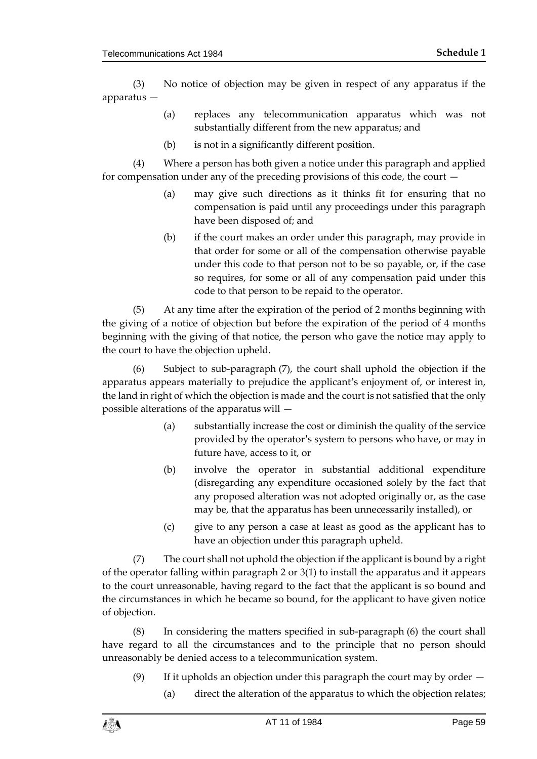(3) No notice of objection may be given in respect of any apparatus if the apparatus —

(a) replaces any telecommunication apparatus which was not substantially different from the new apparatus; and

(b) is not in a significantly different position.

(4) Where a person has both given a notice under this paragraph and applied for compensation under any of the preceding provisions of this code, the court —

(a) may give such directions as it thinks fit for ensuring that no compensation is paid until any proceedings under this paragraph have been disposed of; and

(b) if the court makes an order under this paragraph, may provide in that order for some or all of the compensation otherwise payable under this code to that person not to be so payable, or, if the case so requires, for some or all of any compensation paid under this code to that person to be repaid to the operator.

(5) At any time after the expiration of the period of 2 months beginning with the giving of a notice of objection but before the expiration of the period of 4 months beginning with the giving of that notice, the person who gave the notice may apply to the court to have the objection upheld.

(6) Subject to sub-paragraph (7), the court shall uphold the objection if the apparatus appears materially to prejudice the applicant's enjoyment of, or interest in, the land in right of which the objection is made and the court is not satisfied that the only possible alterations of the apparatus will —

(a) substantially increase the cost or diminish the quality of the service provided by the operator's system to persons who have, or may in future have, access to it, or

(b) involve the operator in substantial additional expenditure (disregarding any expenditure occasioned solely by the fact that any proposed alteration was not adopted originally or, as the case may be, that the apparatus has been unnecessarily installed), or

(c) give to any person a case at least as good as the applicant has to have an objection under this paragraph upheld.

(7) The court shall not uphold the objection if the applicant is bound by a right of the operator falling within paragraph 2 or 3(1) to install the apparatus and it appears to the court unreasonable, having regard to the fact that the applicant is so bound and the circumstances in which he became so bound, for the applicant to have given notice of objection.

(8) In considering the matters specified in sub-paragraph (6) the court shall have regard to all the circumstances and to the principle that no person should unreasonably be denied access to a telecommunication system.

(9) If it upholds an objection under this paragraph the court may by order —

(a) direct the alteration of the apparatus to which the objection relates;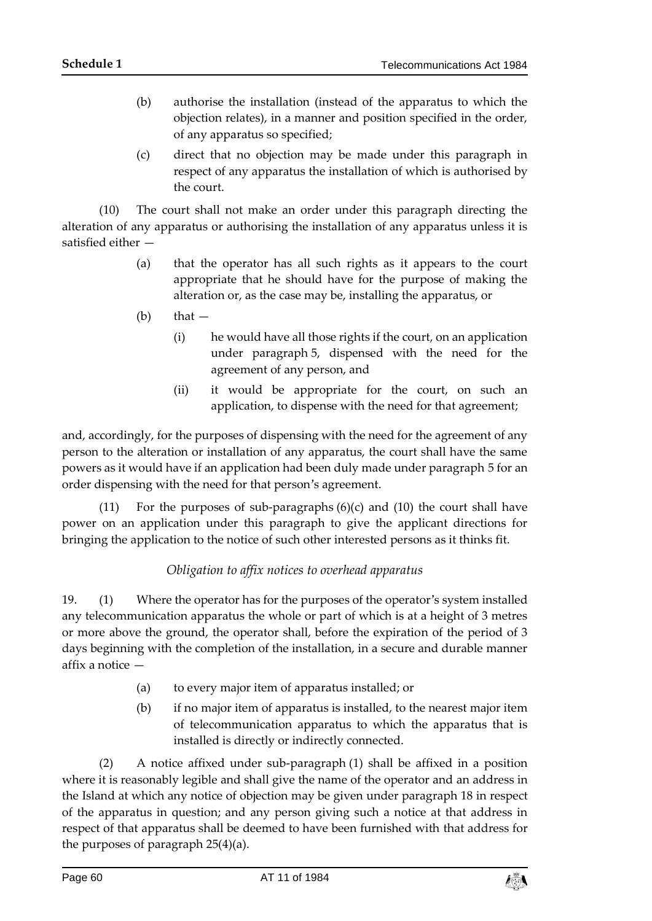(b) authorise the installation (instead of the apparatus to which the objection relates), in a manner and position specified in the order, of any apparatus so specified;

(c) direct that no objection may be made under this paragraph in respect of any apparatus the installation of which is authorised by the court.

(10) The court shall not make an order under this paragraph directing the alteration of any apparatus or authorising the installation of any apparatus unless it is satisfied either —

(a) that the operator has all such rights as it appears to the court appropriate that he should have for the purpose of making the alteration or, as the case may be, installing the apparatus, or

(b) that —

(i) he would have all those rights if the court, on an application under paragraph 5, dispensed with the need for the agreement of any person, and

(ii) it would be appropriate for the court, on such an application, to dispense with the need for that agreement;

and, accordingly, for the purposes of dispensing with the need for the agreement of any person to the alteration or installation of any apparatus, the court shall have the same powers as it would have if an application had been duly made under paragraph 5 for an order dispensing with the need for that person's agreement.

(11) For the purposes of sub-paragraphs (6)(c) and (10) the court shall have power on an application under this paragraph to give the applicant directions for bringing the application to the notice of such other interested persons as it thinks fit.

*Obligation to affix notices to overhead apparatus*

19. (1) Where the operator has for the purposes of the operator's system installed any telecommunication apparatus the whole or part of which is at a height of 3 metres or more above the ground, the operator shall, before the expiration of the period of 3 days beginning with the completion of the installation, in a secure and durable manner affix a notice —

(a) to every major item of apparatus installed; or

(b) if no major item of apparatus is installed, to the nearest major item of telecommunication apparatus to which the apparatus that is installed is directly or indirectly connected.

(2) A notice affixed under sub-paragraph (1) shall be affixed in a position where it is reasonably legible and shall give the name of the operator and an address in the Island at which any notice of objection may be given under paragraph 18 in respect of the apparatus in question; and any person giving such a notice at that address in respect of that apparatus shall be deemed to have been furnished with that address for the purposes of paragraph 25(4)(a).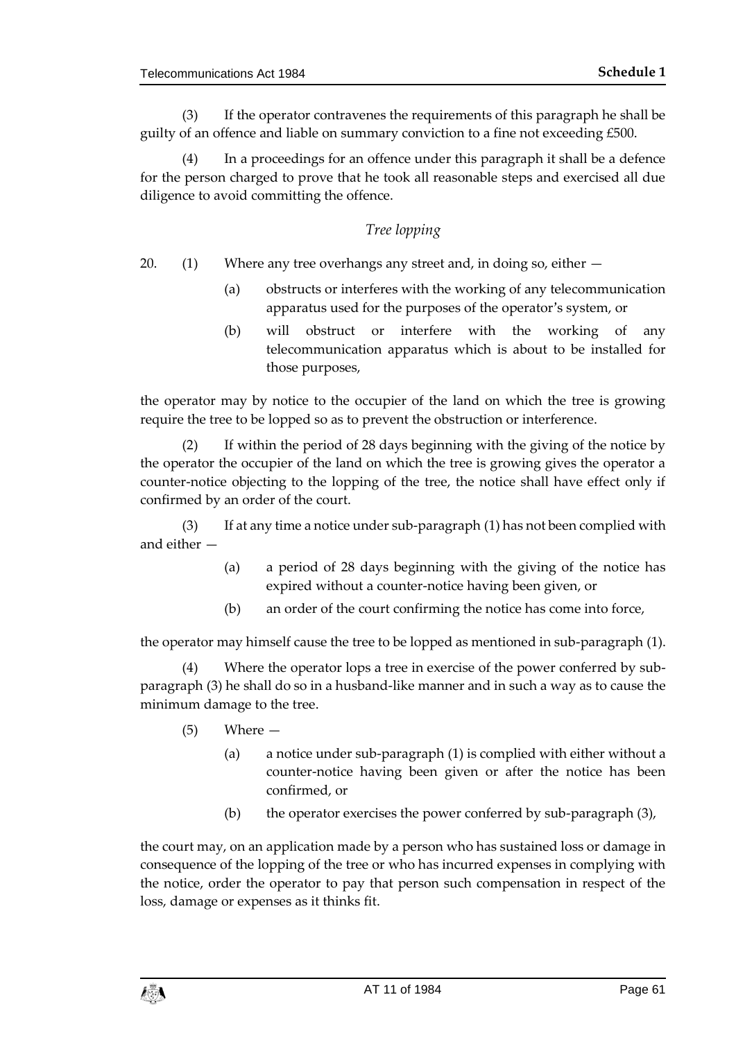(3) If the operator contravenes the requirements of this paragraph he shall be guilty of an offence and liable on summary conviction to a fine not exceeding £500.

(4) In a proceedings for an offence under this paragraph it shall be a defence for the person charged to prove that he took all reasonable steps and exercised all due diligence to avoid committing the offence.

*Tree lopping*

20. (1) Where any tree overhangs any street and, in doing so, either —

(a) obstructs or interferes with the working of any telecommunication apparatus used for the purposes of the operator's system, or

(b) will obstruct or interfere with the working of any telecommunication apparatus which is about to be installed for those purposes,

the operator may by notice to the occupier of the land on which the tree is growing require the tree to be lopped so as to prevent the obstruction or interference.

(2) If within the period of 28 days beginning with the giving of the notice by the operator the occupier of the land on which the tree is growing gives the operator a counter-notice objecting to the lopping of the tree, the notice shall have effect only if confirmed by an order of the court.

(3) If at any time a notice under sub-paragraph (1) has not been complied with and either —

(a) a period of 28 days beginning with the giving of the notice has expired without a counter-notice having been given, or

(b) an order of the court confirming the notice has come into force,

the operator may himself cause the tree to be lopped as mentioned in sub-paragraph (1).

(4) Where the operator lops a tree in exercise of the power conferred by sub-paragraph (3) he shall do so in a husband-like manner and in such a way as to cause the minimum damage to the tree.

(5) Where —

(a) a notice under sub-paragraph (1) is complied with either without a counter-notice having been given or after the notice has been confirmed, or

(b) the operator exercises the power conferred by sub-paragraph (3),

the court may, on an application made by a person who has sustained loss or damage in consequence of the lopping of the tree or who has incurred expenses in complying with the notice, order the operator to pay that person such compensation in respect of the loss, damage or expenses as it thinks fit.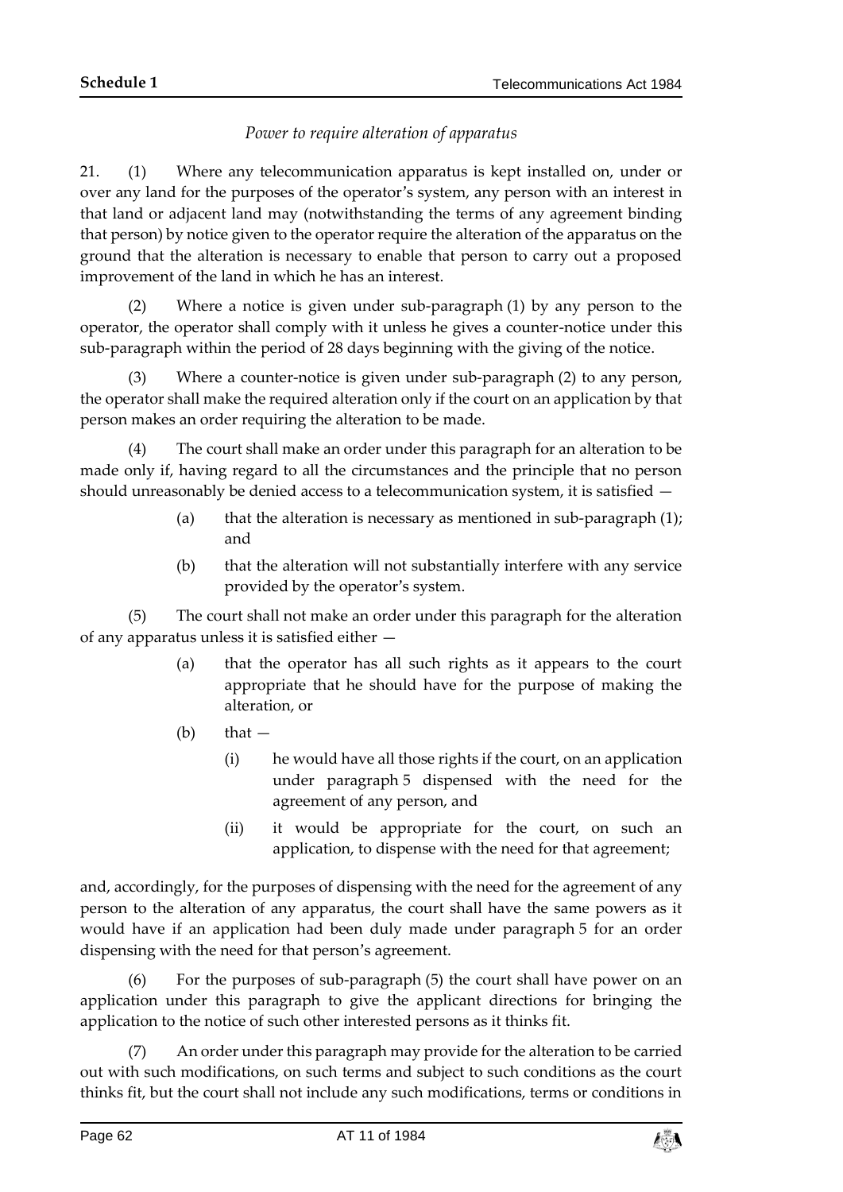*Power to require alteration of apparatus*

21. (1) Where any telecommunication apparatus is kept installed on, under or over any land for the purposes of the operator's system, any person with an interest in that land or adjacent land may (notwithstanding the terms of any agreement binding that person) by notice given to the operator require the alteration of the apparatus on the ground that the alteration is necessary to enable that person to carry out a proposed improvement of the land in which he has an interest.

(2) Where a notice is given under sub-paragraph (1) by any person to the operator, the operator shall comply with it unless he gives a counter-notice under this sub-paragraph within the period of 28 days beginning with the giving of the notice.

(3) Where a counter-notice is given under sub-paragraph (2) to any person, the operator shall make the required alteration only if the court on an application by that person makes an order requiring the alteration to be made.

(4) The court shall make an order under this paragraph for an alteration to be made only if, having regard to all the circumstances and the principle that no person should unreasonably be denied access to a telecommunication system, it is satisfied —

(a) that the alteration is necessary as mentioned in sub-paragraph (1); and

(b) that the alteration will not substantially interfere with any service provided by the operator's system.

(5) The court shall not make an order under this paragraph for the alteration of any apparatus unless it is satisfied either —

(a) that the operator has all such rights as it appears to the court appropriate that he should have for the purpose of making the alteration, or

(b) that —

(i) he would have all those rights if the court, on an application under paragraph 5 dispensed with the need for the agreement of any person, and

(ii) it would be appropriate for the court, on such an application, to dispense with the need for that agreement;

and, accordingly, for the purposes of dispensing with the need for the agreement of any person to the alteration of any apparatus, the court shall have the same powers as it would have if an application had been duly made under paragraph 5 for an order dispensing with the need for that person's agreement.

(6) For the purposes of sub-paragraph (5) the court shall have power on an application under this paragraph to give the applicant directions for bringing the application to the notice of such other interested persons as it thinks fit.

(7) An order under this paragraph may provide for the alteration to be carried out with such modifications, on such terms and subject to such conditions as the court thinks fit, but the court shall not include any such modifications, terms or conditions in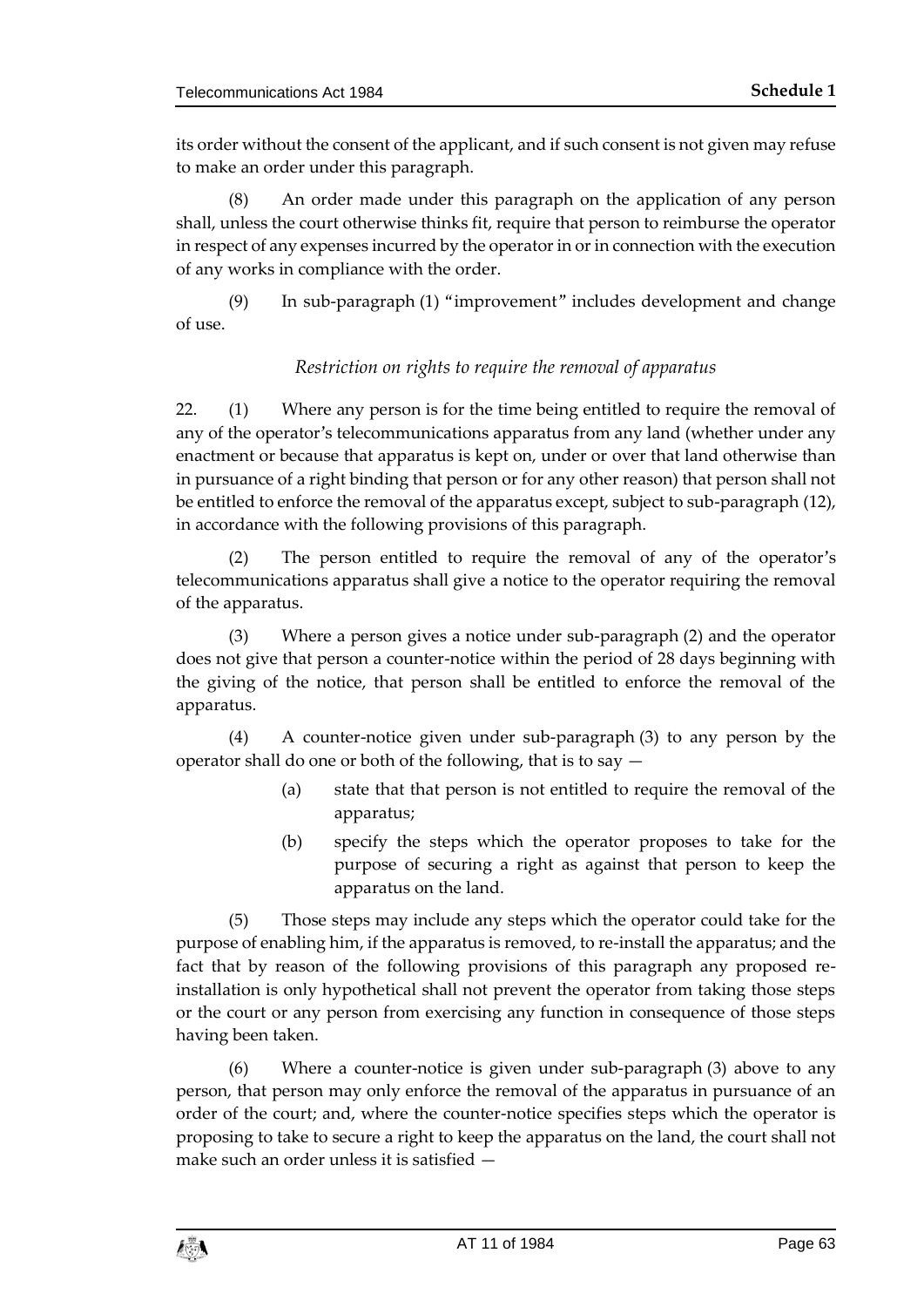its order without the consent of the applicant, and if such consent is not given may refuse to make an order under this paragraph.

(8) An order made under this paragraph on the application of any person shall, unless the court otherwise thinks fit, require that person to reimburse the operator in respect of any expenses incurred by the operator in or in connection with the execution of any works in compliance with the order.

(9) In sub-paragraph (1) "improvement" includes development and change of use.

*Restriction on rights to require the removal of apparatus*

22. (1) Where any person is for the time being entitled to require the removal of any of the operator's telecommunications apparatus from any land (whether under any enactment or because that apparatus is kept on, under or over that land otherwise than in pursuance of a right binding that person or for any other reason) that person shall not be entitled to enforce the removal of the apparatus except, subject to sub-paragraph (12), in accordance with the following provisions of this paragraph.

(2) The person entitled to require the removal of any of the operator's telecommunications apparatus shall give a notice to the operator requiring the removal of the apparatus.

(3) Where a person gives a notice under sub-paragraph (2) and the operator does not give that person a counter-notice within the period of 28 days beginning with the giving of the notice, that person shall be entitled to enforce the removal of the apparatus.

(4) A counter-notice given under sub-paragraph (3) to any person by the operator shall do one or both of the following, that is to say —

(a) state that that person is not entitled to require the removal of the apparatus;

(b) specify the steps which the operator proposes to take for the purpose of securing a right as against that person to keep the apparatus on the land.

(5) Those steps may include any steps which the operator could take for the purpose of enabling him, if the apparatus is removed, to re-install the apparatus; and the fact that by reason of the following provisions of this paragraph any proposed re-installation is only hypothetical shall not prevent the operator from taking those steps or the court or any person from exercising any function in consequence of those steps having been taken.

(6) Where a counter-notice is given under sub-paragraph (3) above to any person, that person may only enforce the removal of the apparatus in pursuance of an order of the court; and, where the counter-notice specifies steps which the operator is proposing to take to secure a right to keep the apparatus on the land, the court shall not make such an order unless it is satisfied —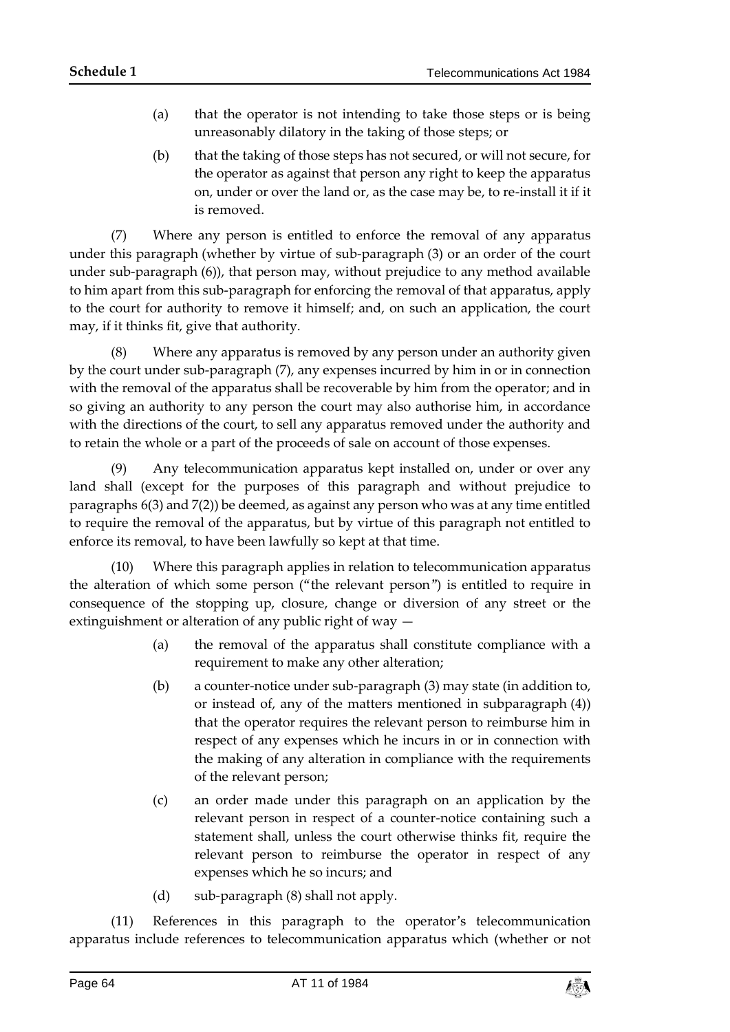(a) that the operator is not intending to take those steps or is being unreasonably dilatory in the taking of those steps; or

(b) that the taking of those steps has not secured, or will not secure, for the operator as against that person any right to keep the apparatus on, under or over the land or, as the case may be, to re-install it if it is removed.

(7) Where any person is entitled to enforce the removal of any apparatus under this paragraph (whether by virtue of sub-paragraph (3) or an order of the court under sub-paragraph (6)), that person may, without prejudice to any method available to him apart from this sub-paragraph for enforcing the removal of that apparatus, apply to the court for authority to remove it himself; and, on such an application, the court may, if it thinks fit, give that authority.

(8) Where any apparatus is removed by any person under an authority given by the court under sub-paragraph (7), any expenses incurred by him in or in connection with the removal of the apparatus shall be recoverable by him from the operator; and in so giving an authority to any person the court may also authorise him, in accordance with the directions of the court, to sell any apparatus removed under the authority and to retain the whole or a part of the proceeds of sale on account of those expenses.

(9) Any telecommunication apparatus kept installed on, under or over any land shall (except for the purposes of this paragraph and without prejudice to paragraphs 6(3) and 7(2)) be deemed, as against any person who was at any time entitled to require the removal of the apparatus, but by virtue of this paragraph not entitled to enforce its removal, to have been lawfully so kept at that time.

(10) Where this paragraph applies in relation to telecommunication apparatus the alteration of which some person ("the relevant person") is entitled to require in consequence of the stopping up, closure, change or diversion of any street or the extinguishment or alteration of any public right of way —

(a) the removal of the apparatus shall constitute compliance with a requirement to make any other alteration;

(b) a counter-notice under sub-paragraph (3) may state (in addition to, or instead of, any of the matters mentioned in subparagraph (4)) that the operator requires the relevant person to reimburse him in respect of any expenses which he incurs in or in connection with the making of any alteration in compliance with the requirements of the relevant person;

(c) an order made under this paragraph on an application by the relevant person in respect of a counter-notice containing such a statement shall, unless the court otherwise thinks fit, require the relevant person to reimburse the operator in respect of any expenses which he so incurs; and

(d) sub-paragraph (8) shall not apply.

(11) References in this paragraph to the operator's telecommunication apparatus include references to telecommunication apparatus which (whether or not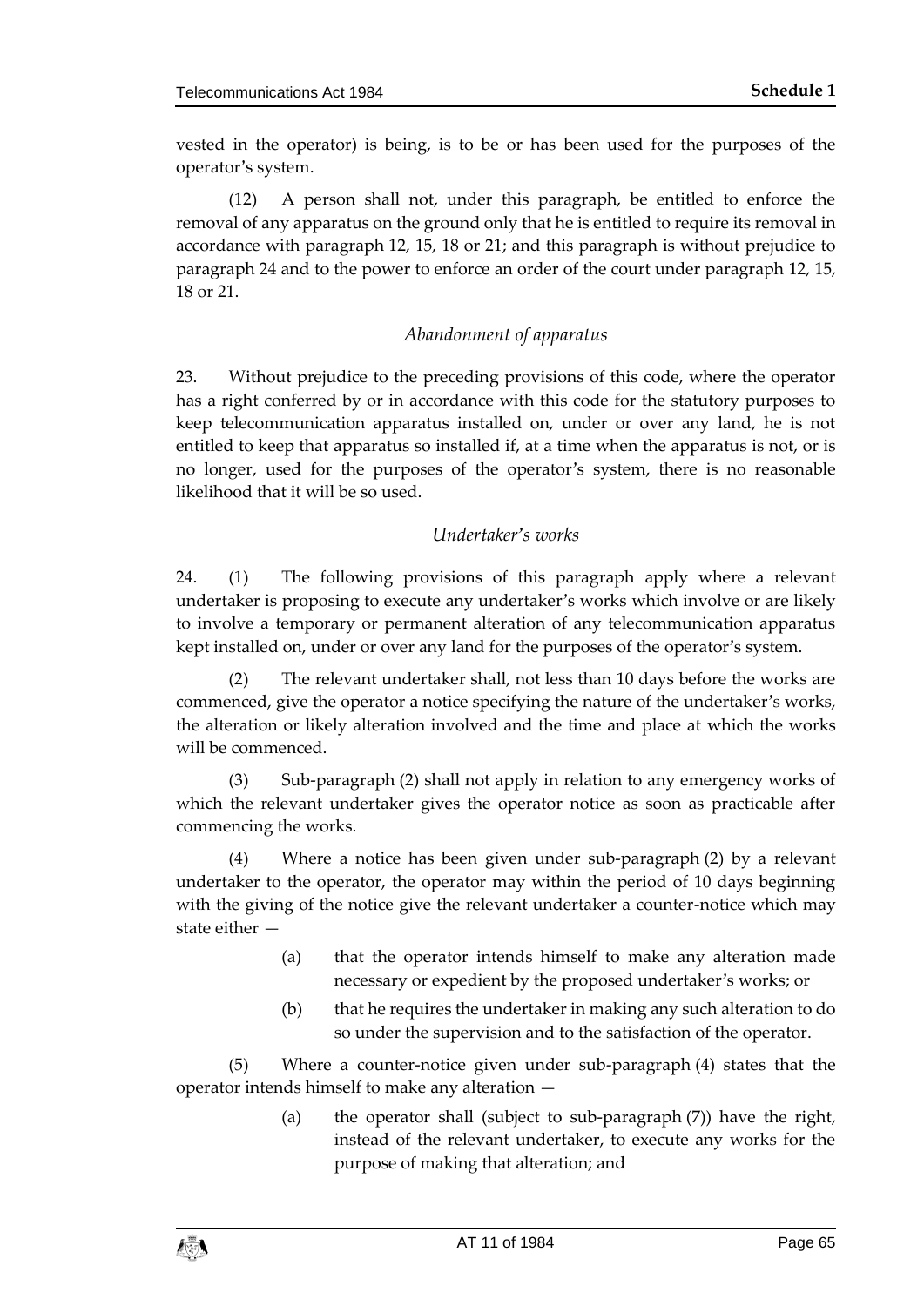vested in the operator) is being, is to be or has been used for the purposes of the operator's system.

(12) A person shall not, under this paragraph, be entitled to enforce the removal of any apparatus on the ground only that he is entitled to require its removal in accordance with paragraph 12, 15, 18 or 21; and this paragraph is without prejudice to paragraph 24 and to the power to enforce an order of the court under paragraph 12, 15, 18 or 21.

*Abandonment of apparatus*

23. Without prejudice to the preceding provisions of this code, where the operator has a right conferred by or in accordance with this code for the statutory purposes to keep telecommunication apparatus installed on, under or over any land, he is not entitled to keep that apparatus so installed if, at a time when the apparatus is not, or is no longer, used for the purposes of the operator's system, there is no reasonable likelihood that it will be so used.

*Undertaker's works*

24. (1) The following provisions of this paragraph apply where a relevant undertaker is proposing to execute any undertaker's works which involve or are likely to involve a temporary or permanent alteration of any telecommunication apparatus kept installed on, under or over any land for the purposes of the operator's system.

(2) The relevant undertaker shall, not less than 10 days before the works are commenced, give the operator a notice specifying the nature of the undertaker's works, the alteration or likely alteration involved and the time and place at which the works will be commenced.

(3) Sub-paragraph (2) shall not apply in relation to any emergency works of which the relevant undertaker gives the operator notice as soon as practicable after commencing the works.

(4) Where a notice has been given under sub-paragraph (2) by a relevant undertaker to the operator, the operator may within the period of 10 days beginning with the giving of the notice give the relevant undertaker a counter-notice which may state either —

(a) that the operator intends himself to make any alteration made necessary or expedient by the proposed undertaker's works; or

(b) that he requires the undertaker in making any such alteration to do so under the supervision and to the satisfaction of the operator.

(5) Where a counter-notice given under sub-paragraph (4) states that the operator intends himself to make any alteration —

(a) the operator shall (subject to sub-paragraph (7)) have the right, instead of the relevant undertaker, to execute any works for the purpose of making that alteration; and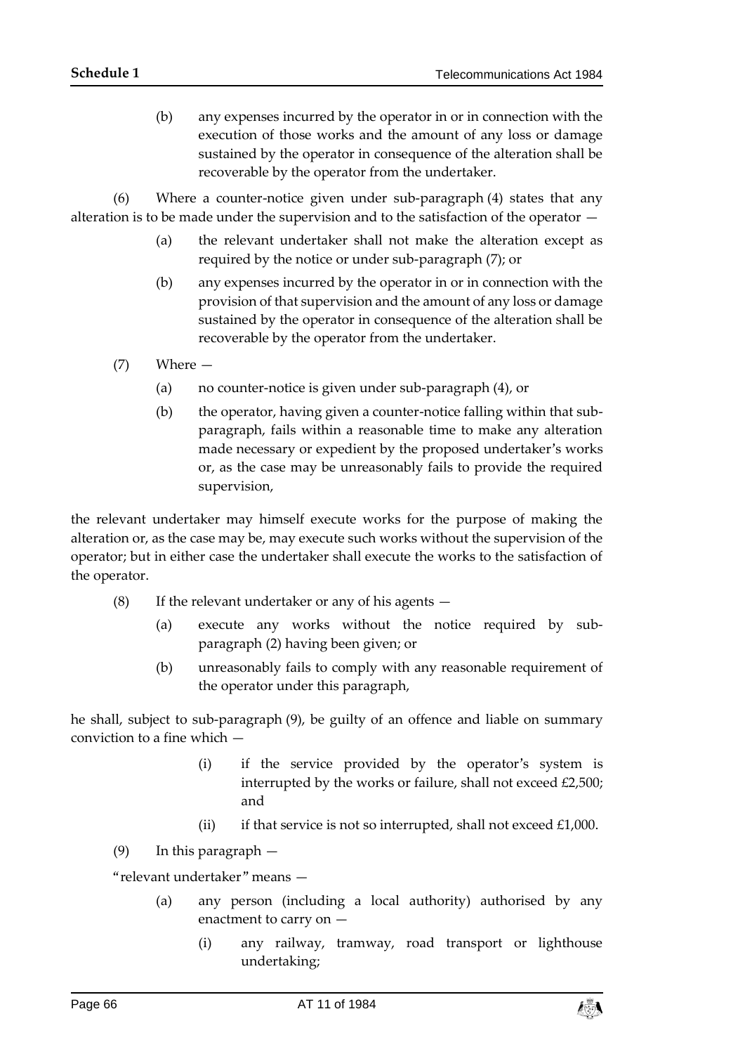(b) any expenses incurred by the operator in or in connection with the execution of those works and the amount of any loss or damage sustained by the operator in consequence of the alteration shall be recoverable by the operator from the undertaker.

(6) Where a counter-notice given under sub-paragraph (4) states that any alteration is to be made under the supervision and to the satisfaction of the operator —

(a) the relevant undertaker shall not make the alteration except as required by the notice or under sub-paragraph (7); or

(b) any expenses incurred by the operator in or in connection with the provision of that supervision and the amount of any loss or damage sustained by the operator in consequence of the alteration shall be recoverable by the operator from the undertaker.

(7) Where —

(a) no counter-notice is given under sub-paragraph (4), or

(b) the operator, having given a counter-notice falling within that sub-paragraph, fails within a reasonable time to make any alteration made necessary or expedient by the proposed undertaker's works or, as the case may be unreasonably fails to provide the required supervision,

the relevant undertaker may himself execute works for the purpose of making the alteration or, as the case may be, may execute such works without the supervision of the operator; but in either case the undertaker shall execute the works to the satisfaction of the operator.

(8) If the relevant undertaker or any of his agents —

(a) execute any works without the notice required by sub-paragraph (2) having been given; or

(b) unreasonably fails to comply with any reasonable requirement of the operator under this paragraph,

he shall, subject to sub-paragraph (9), be guilty of an offence and liable on summary conviction to a fine which —

(i) if the service provided by the operator's system is interrupted by the works or failure, shall not exceed £2,500; and

(ii) if that service is not so interrupted, shall not exceed £1,000.

(9) In this paragraph —

"relevant undertaker" means —

(a) any person (including a local authority) authorised by any enactment to carry on —

(i) any railway, tramway, road transport or lighthouse undertaking;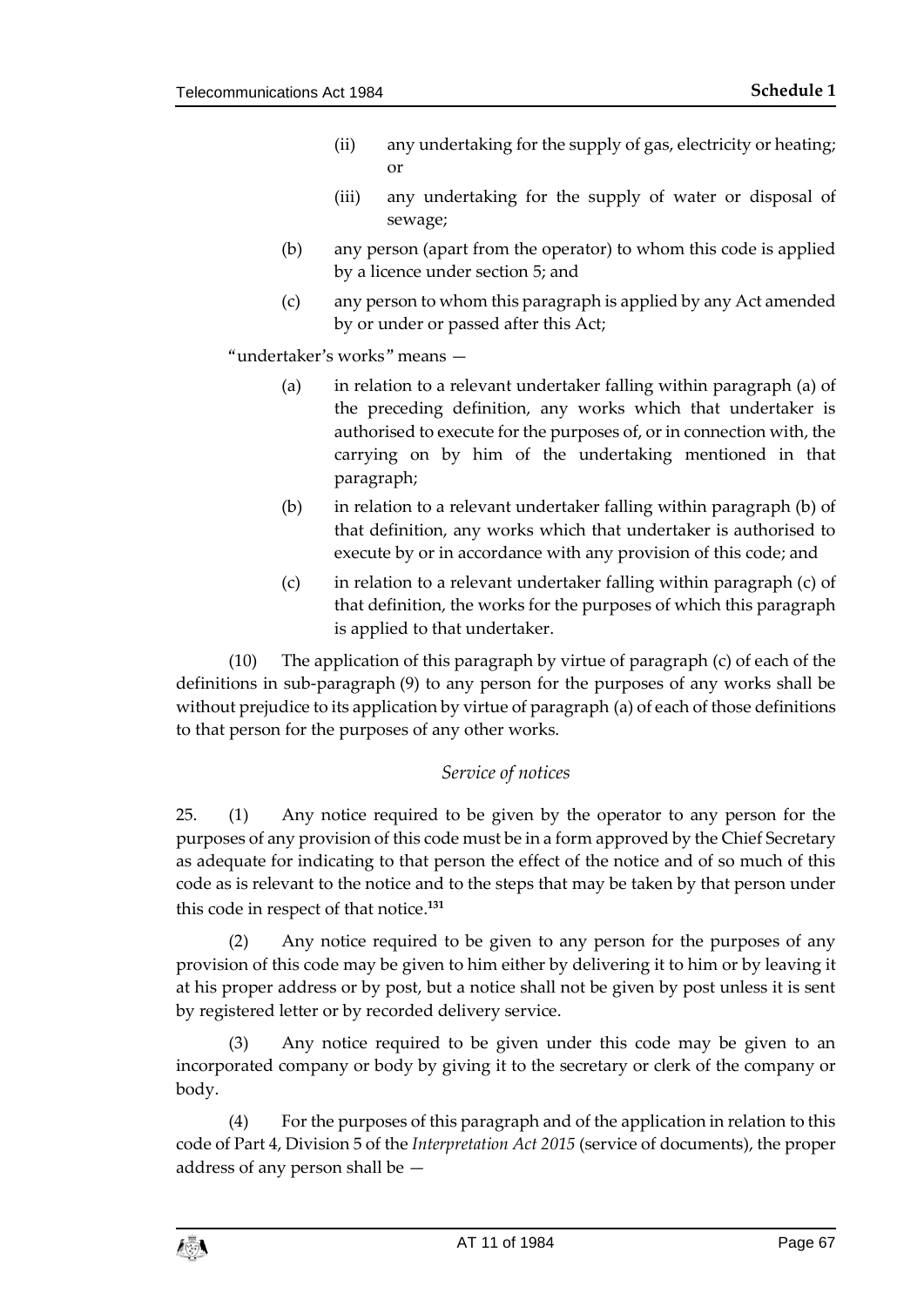(ii) any undertaking for the supply of gas, electricity or heating; or

(iii) any undertaking for the supply of water or disposal of sewage;

(b) any person (apart from the operator) to whom this code is applied by a licence under section 5; and

(c) any person to whom this paragraph is applied by any Act amended by or under or passed after this Act;

"undertaker's works" means —

(a) in relation to a relevant undertaker falling within paragraph (a) of the preceding definition, any works which that undertaker is authorised to execute for the purposes of, or in connection with, the carrying on by him of the undertaking mentioned in that paragraph;

(b) in relation to a relevant undertaker falling within paragraph (b) of that definition, any works which that undertaker is authorised to execute by or in accordance with any provision of this code; and

(c) in relation to a relevant undertaker falling within paragraph (c) of that definition, the works for the purposes of which this paragraph is applied to that undertaker.

(10) The application of this paragraph by virtue of paragraph (c) of each of the definitions in sub-paragraph (9) to any person for the purposes of any works shall be without prejudice to its application by virtue of paragraph (a) of each of those definitions to that person for the purposes of any other works.

*Service of notices*

25. (1) Any notice required to be given by the operator to any person for the purposes of any provision of this code must be in a form approved by the Chief Secretary as adequate for indicating to that person the effect of the notice and of so much of this code as is relevant to the notice and to the steps that may be taken by that person under this code in respect of that notice.[131]

(2) Any notice required to be given to any person for the purposes of any provision of this code may be given to him either by delivering it to him or by leaving it at his proper address or by post, but a notice shall not be given by post unless it is sent by registered letter or by recorded delivery service.

(3) Any notice required to be given under this code may be given to an incorporated company or body by giving it to the secretary or clerk of the company or body.

(4) For the purposes of this paragraph and of the application in relation to this code of Part 4, Division 5 of the *Interpretation Act 2015* (service of documents), the proper address of any person shall be —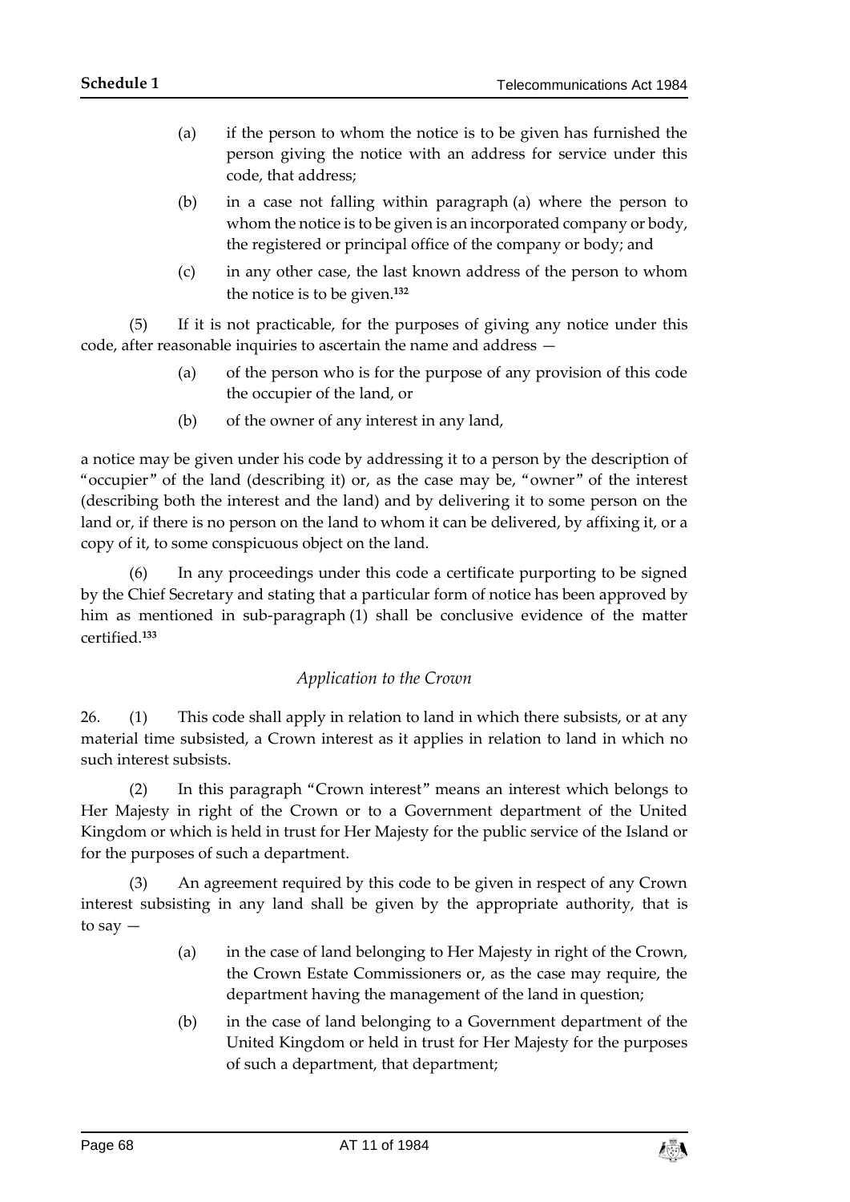(a) if the person to whom the notice is to be given has furnished the person giving the notice with an address for service under this code, that address;

(b) in a case not falling within paragraph (a) where the person to whom the notice is to be given is an incorporated company or body, the registered or principal office of the company or body; and

(c) in any other case, the last known address of the person to whom the notice is to be given.[132]

(5) If it is not practicable, for the purposes of giving any notice under this code, after reasonable inquiries to ascertain the name and address —

(a) of the person who is for the purpose of any provision of this code the occupier of the land, or

(b) of the owner of any interest in any land,

a notice may be given under his code by addressing it to a person by the description of "occupier" of the land (describing it) or, as the case may be, "owner" of the interest (describing both the interest and the land) and by delivering it to some person on the land or, if there is no person on the land to whom it can be delivered, by affixing it, or a copy of it, to some conspicuous object on the land.

(6) In any proceedings under this code a certificate purporting to be signed by the Chief Secretary and stating that a particular form of notice has been approved by him as mentioned in sub-paragraph (1) shall be conclusive evidence of the matter certified.[133]

*Application to the Crown*

26. (1) This code shall apply in relation to land in which there subsists, or at any material time subsisted, a Crown interest as it applies in relation to land in which no such interest subsists.

(2) In this paragraph "Crown interest" means an interest which belongs to Her Majesty in right of the Crown or to a Government department of the United Kingdom or which is held in trust for Her Majesty for the public service of the Island or for the purposes of such a department.

(3) An agreement required by this code to be given in respect of any Crown interest subsisting in any land shall be given by the appropriate authority, that is to say —

(a) in the case of land belonging to Her Majesty in right of the Crown, the Crown Estate Commissioners or, as the case may require, the department having the management of the land in question;

(b) in the case of land belonging to a Government department of the United Kingdom or held in trust for Her Majesty for the purposes of such a department, that department;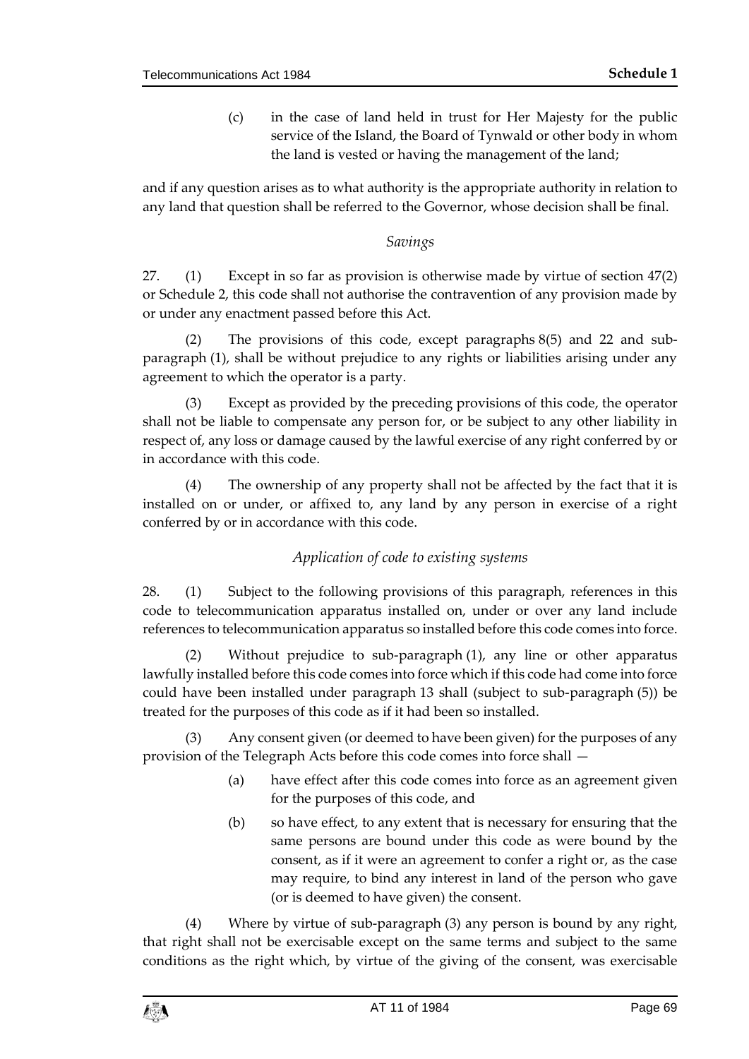(c) in the case of land held in trust for Her Majesty for the public service of the Island, the Board of Tynwald or other body in whom the land is vested or having the management of the land;

and if any question arises as to what authority is the appropriate authority in relation to any land that question shall be referred to the Governor, whose decision shall be final.

*Savings*

27. (1) Except in so far as provision is otherwise made by virtue of section 47(2) or Schedule 2, this code shall not authorise the contravention of any provision made by or under any enactment passed before this Act.

(2) The provisions of this code, except paragraphs 8(5) and 22 and sub-paragraph (1), shall be without prejudice to any rights or liabilities arising under any agreement to which the operator is a party.

(3) Except as provided by the preceding provisions of this code, the operator shall not be liable to compensate any person for, or be subject to any other liability in respect of, any loss or damage caused by the lawful exercise of any right conferred by or in accordance with this code.

(4) The ownership of any property shall not be affected by the fact that it is installed on or under, or affixed to, any land by any person in exercise of a right conferred by or in accordance with this code.

*Application of code to existing systems*

28. (1) Subject to the following provisions of this paragraph, references in this code to telecommunication apparatus installed on, under or over any land include references to telecommunication apparatus so installed before this code comes into force.

(2) Without prejudice to sub-paragraph (1), any line or other apparatus lawfully installed before this code comes into force which if this code had come into force could have been installed under paragraph 13 shall (subject to sub-paragraph (5)) be treated for the purposes of this code as if it had been so installed.

(3) Any consent given (or deemed to have been given) for the purposes of any provision of the Telegraph Acts before this code comes into force shall —

(a) have effect after this code comes into force as an agreement given for the purposes of this code, and

(b) so have effect, to any extent that is necessary for ensuring that the same persons are bound under this code as were bound by the consent, as if it were an agreement to confer a right or, as the case may require, to bind any interest in land of the person who gave (or is deemed to have given) the consent.

(4) Where by virtue of sub-paragraph (3) any person is bound by any right, that right shall not be exercisable except on the same terms and subject to the same conditions as the right which, by virtue of the giving of the consent, was exercisable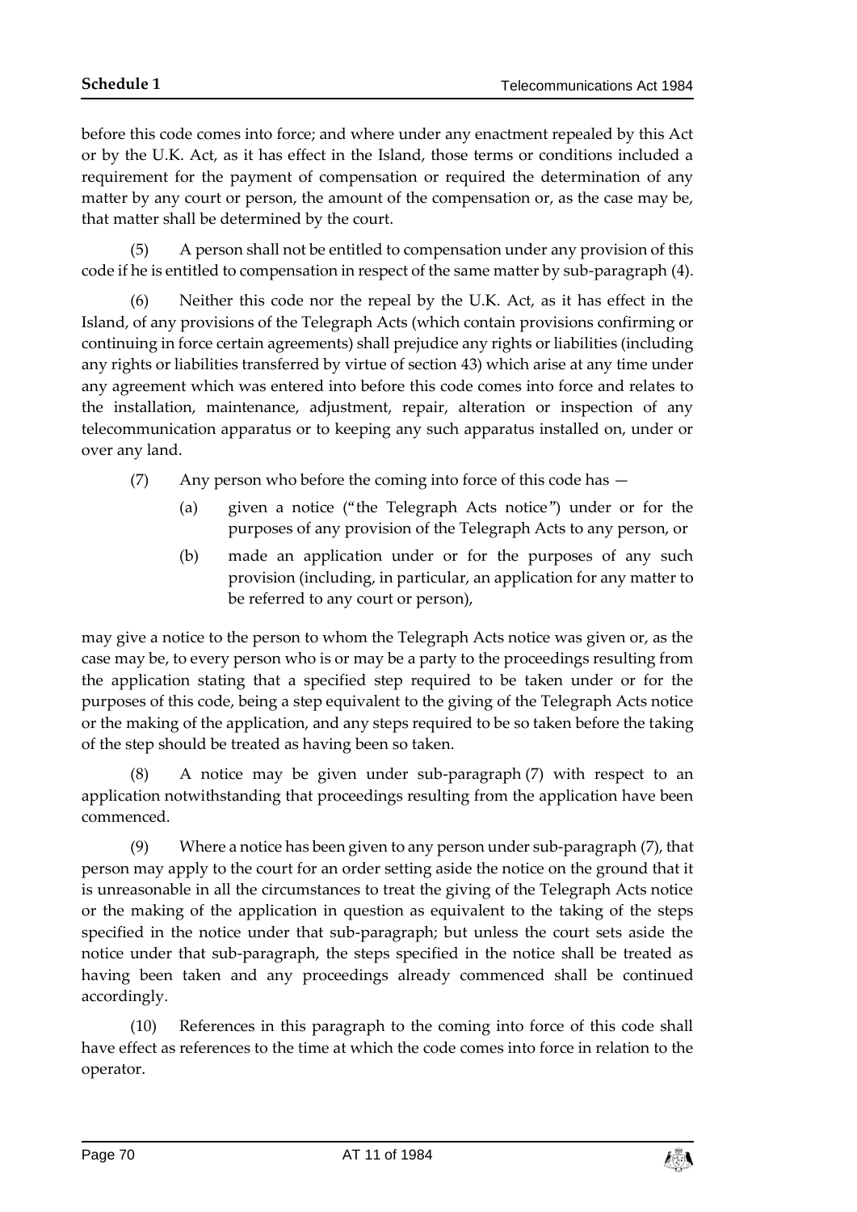before this code comes into force; and where under any enactment repealed by this Act or by the U.K. Act, as it has effect in the Island, those terms or conditions included a requirement for the payment of compensation or required the determination of any matter by any court or person, the amount of the compensation or, as the case may be, that matter shall be determined by the court.

(5) A person shall not be entitled to compensation under any provision of this code if he is entitled to compensation in respect of the same matter by sub-paragraph (4).

(6) Neither this code nor the repeal by the U.K. Act, as it has effect in the Island, of any provisions of the Telegraph Acts (which contain provisions confirming or continuing in force certain agreements) shall prejudice any rights or liabilities (including any rights or liabilities transferred by virtue of section 43) which arise at any time under any agreement which was entered into before this code comes into force and relates to the installation, maintenance, adjustment, repair, alteration or inspection of any telecommunication apparatus or to keeping any such apparatus installed on, under or over any land.

(7) Any person who before the coming into force of this code has —

(a) given a notice ("the Telegraph Acts notice") under or for the purposes of any provision of the Telegraph Acts to any person, or

(b) made an application under or for the purposes of any such provision (including, in particular, an application for any matter to be referred to any court or person),

may give a notice to the person to whom the Telegraph Acts notice was given or, as the case may be, to every person who is or may be a party to the proceedings resulting from the application stating that a specified step required to be taken under or for the purposes of this code, being a step equivalent to the giving of the Telegraph Acts notice or the making of the application, and any steps required to be so taken before the taking of the step should be treated as having been so taken.

(8) A notice may be given under sub-paragraph (7) with respect to an application notwithstanding that proceedings resulting from the application have been commenced.

(9) Where a notice has been given to any person under sub-paragraph (7), that person may apply to the court for an order setting aside the notice on the ground that it is unreasonable in all the circumstances to treat the giving of the Telegraph Acts notice or the making of the application in question as equivalent to the taking of the steps specified in the notice under that sub-paragraph; but unless the court sets aside the notice under that sub-paragraph, the steps specified in the notice shall be treated as having been taken and any proceedings already commenced shall be continued accordingly.

(10) References in this paragraph to the coming into force of this code shall have effect as references to the time at which the code comes into force in relation to the operator.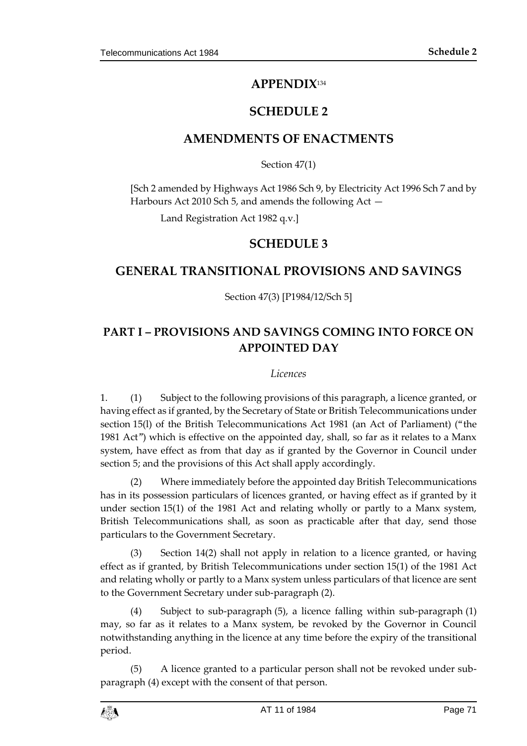# APPENDIX[134]

## SCHEDULE 2

## AMENDMENTS OF ENACTMENTS

Section 47(1)

[Sch 2 amended by Highways Act 1986 Sch 9, by Electricity Act 1996 Sch 7 and by Harbours Act 2010 Sch 5, and amends the following Act —

Land Registration Act 1982 q.v.]

## SCHEDULE 3

## GENERAL TRANSITIONAL PROVISIONS AND SAVINGS

Section 47(3) [P1984/12/Sch 5]

### PART I – PROVISIONS AND SAVINGS COMING INTO FORCE ON APPOINTED DAY

*Licences*

1. (1) Subject to the following provisions of this paragraph, a licence granted, or having effect as if granted, by the Secretary of State or British Telecommunications under section 15(l) of the British Telecommunications Act 1981 (an Act of Parliament) ("the 1981 Act") which is effective on the appointed day, shall, so far as it relates to a Manx system, have effect as from that day as if granted by the Governor in Council under section 5; and the provisions of this Act shall apply accordingly.

(2) Where immediately before the appointed day British Telecommunications has in its possession particulars of licences granted, or having effect as if granted by it under section 15(1) of the 1981 Act and relating wholly or partly to a Manx system, British Telecommunications shall, as soon as practicable after that day, send those particulars to the Government Secretary.

(3) Section 14(2) shall not apply in relation to a licence granted, or having effect as if granted, by British Telecommunications under section 15(1) of the 1981 Act and relating wholly or partly to a Manx system unless particulars of that licence are sent to the Government Secretary under sub-paragraph (2).

(4) Subject to sub-paragraph (5), a licence falling within sub-paragraph (1) may, so far as it relates to a Manx system, be revoked by the Governor in Council notwithstanding anything in the licence at any time before the expiry of the transitional period.

(5) A licence granted to a particular person shall not be revoked under sub-paragraph (4) except with the consent of that person.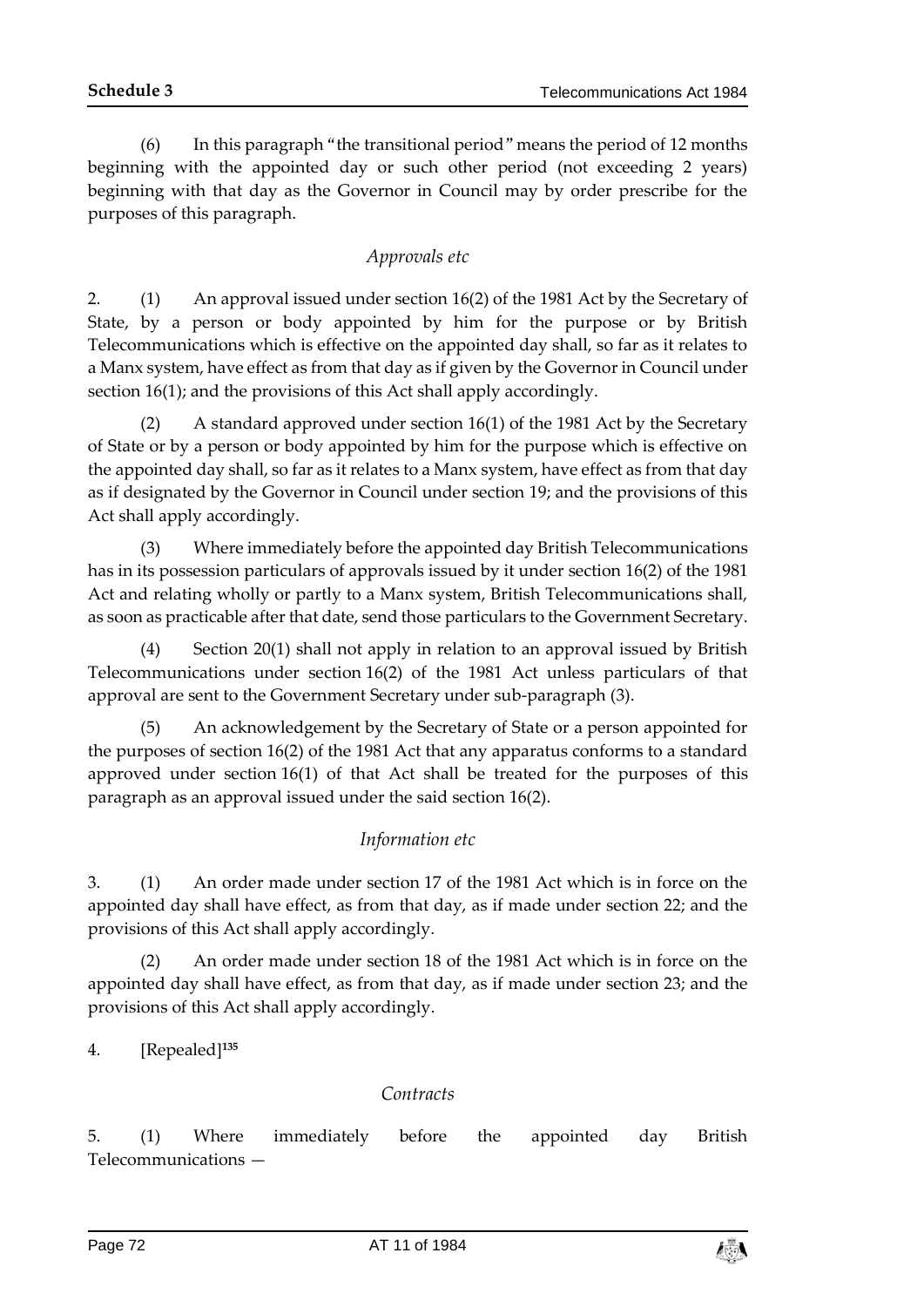(6) In this paragraph "the transitional period" means the period of 12 months beginning with the appointed day or such other period (not exceeding 2 years) beginning with that day as the Governor in Council may by order prescribe for the purposes of this paragraph.

*Approvals etc*

2. (1) An approval issued under section 16(2) of the 1981 Act by the Secretary of State, by a person or body appointed by him for the purpose or by British Telecommunications which is effective on the appointed day shall, so far as it relates to a Manx system, have effect as from that day as if given by the Governor in Council under section 16(1); and the provisions of this Act shall apply accordingly.

(2) A standard approved under section 16(1) of the 1981 Act by the Secretary of State or by a person or body appointed by him for the purpose which is effective on the appointed day shall, so far as it relates to a Manx system, have effect as from that day as if designated by the Governor in Council under section 19; and the provisions of this Act shall apply accordingly.

(3) Where immediately before the appointed day British Telecommunications has in its possession particulars of approvals issued by it under section 16(2) of the 1981 Act and relating wholly or partly to a Manx system, British Telecommunications shall, as soon as practicable after that date, send those particulars to the Government Secretary.

(4) Section 20(1) shall not apply in relation to an approval issued by British Telecommunications under section 16(2) of the 1981 Act unless particulars of that approval are sent to the Government Secretary under sub-paragraph (3).

(5) An acknowledgement by the Secretary of State or a person appointed for the purposes of section 16(2) of the 1981 Act that any apparatus conforms to a standard approved under section 16(1) of that Act shall be treated for the purposes of this paragraph as an approval issued under the said section 16(2).

*Information etc*

3. (1) An order made under section 17 of the 1981 Act which is in force on the appointed day shall have effect, as from that day, as if made under section 22; and the provisions of this Act shall apply accordingly.

(2) An order made under section 18 of the 1981 Act which is in force on the appointed day shall have effect, as from that day, as if made under section 23; and the provisions of this Act shall apply accordingly.

4. [Repealed][135]

*Contracts*

5. (1) Where immediately before the appointed day British Telecommunications —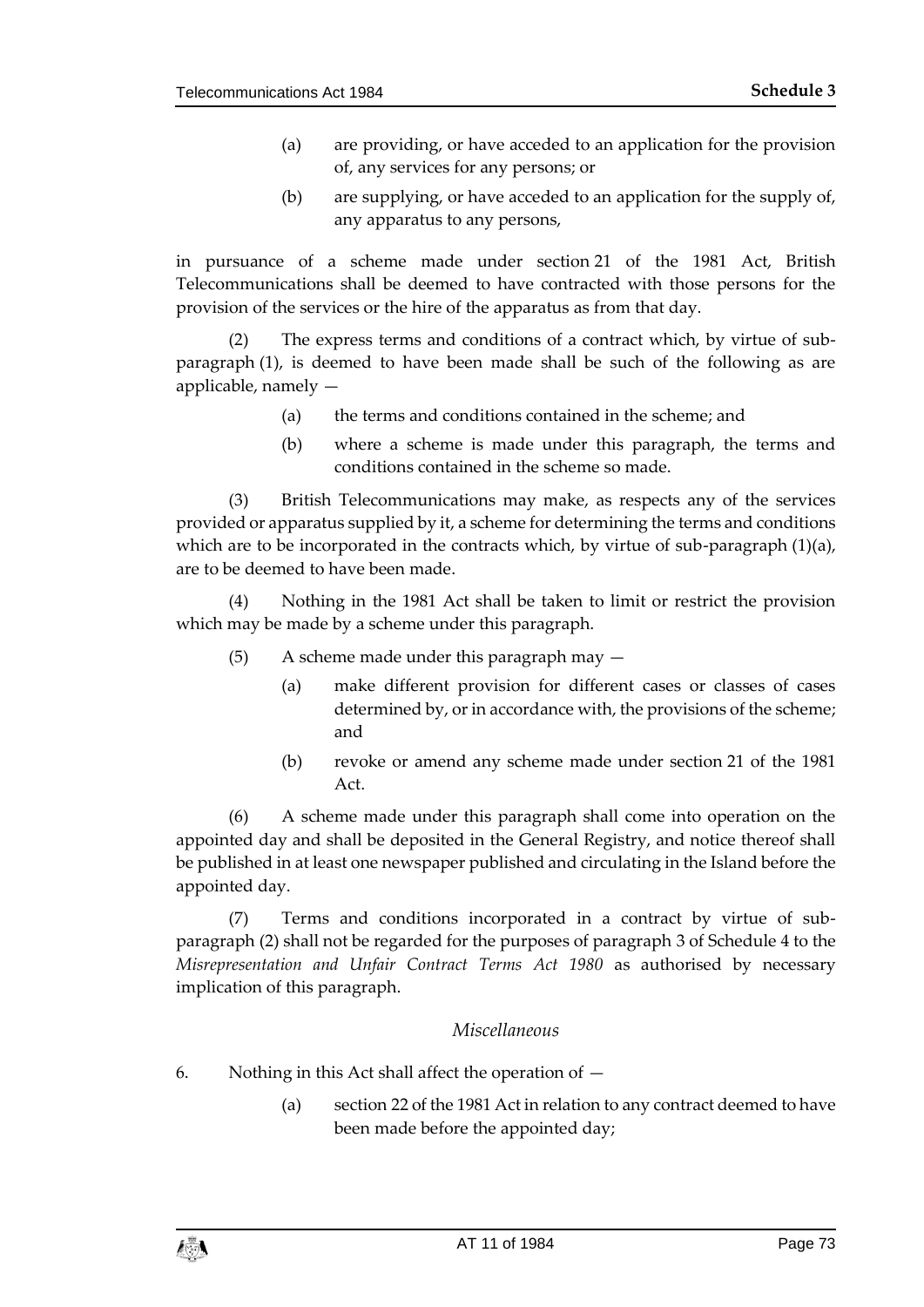(a) are providing, or have acceded to an application for the provision of, any services for any persons; or

(b) are supplying, or have acceded to an application for the supply of, any apparatus to any persons,

in pursuance of a scheme made under section 21 of the 1981 Act, British Telecommunications shall be deemed to have contracted with those persons for the provision of the services or the hire of the apparatus as from that day.

(2) The express terms and conditions of a contract which, by virtue of sub-paragraph (1), is deemed to have been made shall be such of the following as are applicable, namely —

(a) the terms and conditions contained in the scheme; and

(b) where a scheme is made under this paragraph, the terms and conditions contained in the scheme so made.

(3) British Telecommunications may make, as respects any of the services provided or apparatus supplied by it, a scheme for determining the terms and conditions which are to be incorporated in the contracts which, by virtue of sub-paragraph (1)(a), are to be deemed to have been made.

(4) Nothing in the 1981 Act shall be taken to limit or restrict the provision which may be made by a scheme under this paragraph.

(5) A scheme made under this paragraph may —

(a) make different provision for different cases or classes of cases determined by, or in accordance with, the provisions of the scheme; and

(b) revoke or amend any scheme made under section 21 of the 1981 Act.

(6) A scheme made under this paragraph shall come into operation on the appointed day and shall be deposited in the General Registry, and notice thereof shall be published in at least one newspaper published and circulating in the Island before the appointed day.

(7) Terms and conditions incorporated in a contract by virtue of sub-paragraph (2) shall not be regarded for the purposes of paragraph 3 of Schedule 4 to the *Misrepresentation and Unfair Contract Terms Act 1980* as authorised by necessary implication of this paragraph.

*Miscellaneous*

6. Nothing in this Act shall affect the operation of —

(a) section 22 of the 1981 Act in relation to any contract deemed to have been made before the appointed day;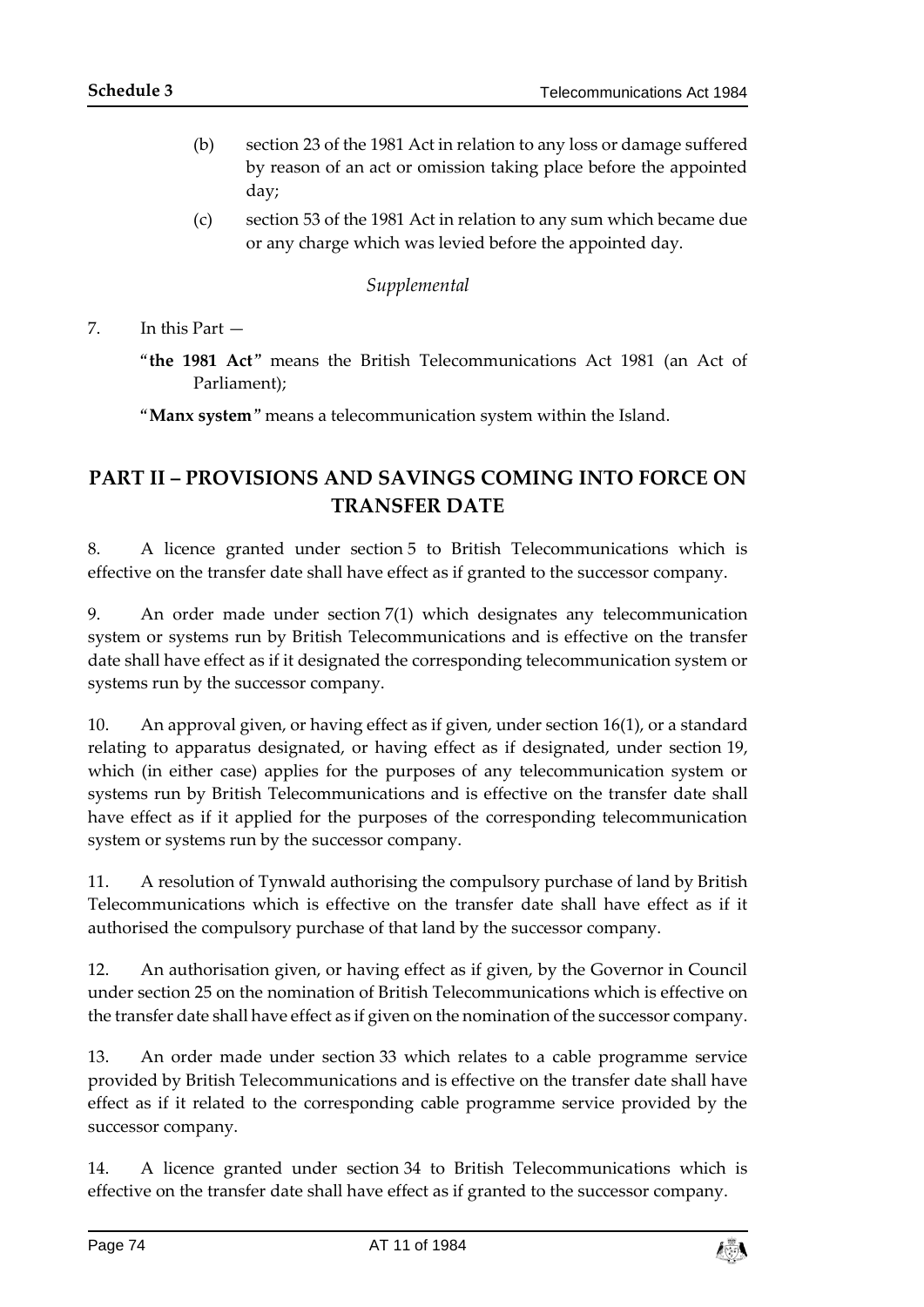(b) section 23 of the 1981 Act in relation to any loss or damage suffered by reason of an act or omission taking place before the appointed day;

(c) section 53 of the 1981 Act in relation to any sum which became due or any charge which was levied before the appointed day.

*Supplemental*

7. In this Part —

"**the 1981 Act**" means the British Telecommunications Act 1981 (an Act of Parliament);

"**Manx system**" means a telecommunication system within the Island.

## PART II – PROVISIONS AND SAVINGS COMING INTO FORCE ON TRANSFER DATE

8. A licence granted under section 5 to British Telecommunications which is effective on the transfer date shall have effect as if granted to the successor company.

9. An order made under section 7(1) which designates any telecommunication system or systems run by British Telecommunications and is effective on the transfer date shall have effect as if it designated the corresponding telecommunication system or systems run by the successor company.

10. An approval given, or having effect as if given, under section 16(1), or a standard relating to apparatus designated, or having effect as if designated, under section 19, which (in either case) applies for the purposes of any telecommunication system or systems run by British Telecommunications and is effective on the transfer date shall have effect as if it applied for the purposes of the corresponding telecommunication system or systems run by the successor company.

11. A resolution of Tynwald authorising the compulsory purchase of land by British Telecommunications which is effective on the transfer date shall have effect as if it authorised the compulsory purchase of that land by the successor company.

12. An authorisation given, or having effect as if given, by the Governor in Council under section 25 on the nomination of British Telecommunications which is effective on the transfer date shall have effect as if given on the nomination of the successor company.

13. An order made under section 33 which relates to a cable programme service provided by British Telecommunications and is effective on the transfer date shall have effect as if it related to the corresponding cable programme service provided by the successor company.

14. A licence granted under section 34 to British Telecommunications which is effective on the transfer date shall have effect as if granted to the successor company.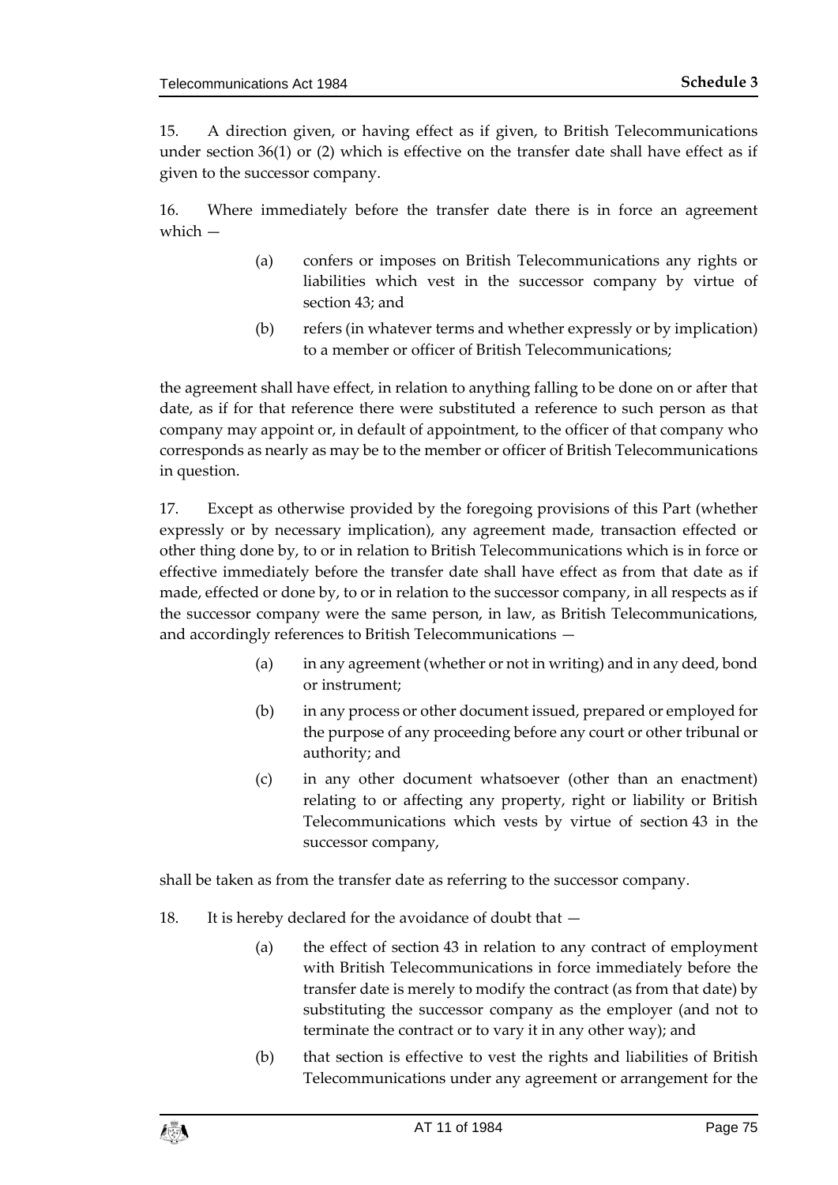15. A direction given, or having effect as if given, to British Telecommunications under section 36(1) or (2) which is effective on the transfer date shall have effect as if given to the successor company.

16. Where immediately before the transfer date there is in force an agreement which —

> (a) confers or imposes on British Telecommunications any rights or liabilities which vest in the successor company by virtue of section 43; and
>
> (b) refers (in whatever terms and whether expressly or by implication) to a member or officer of British Telecommunications;

the agreement shall have effect, in relation to anything falling to be done on or after that date, as if for that reference there were substituted a reference to such person as that company may appoint or, in default of appointment, to the officer of that company who corresponds as nearly as may be to the member or officer of British Telecommunications in question.

17. Except as otherwise provided by the foregoing provisions of this Part (whether expressly or by necessary implication), any agreement made, transaction effected or other thing done by, to or in relation to British Telecommunications which is in force or effective immediately before the transfer date shall have effect as from that date as if made, effected or done by, to or in relation to the successor company, in all respects as if the successor company were the same person, in law, as British Telecommunications, and accordingly references to British Telecommunications —

> (a) in any agreement (whether or not in writing) and in any deed, bond or instrument;
>
> (b) in any process or other document issued, prepared or employed for the purpose of any proceeding before any court or other tribunal or authority; and
>
> (c) in any other document whatsoever (other than an enactment) relating to or affecting any property, right or liability or British Telecommunications which vests by virtue of section 43 in the successor company,

shall be taken as from the transfer date as referring to the successor company.

18. It is hereby declared for the avoidance of doubt that —

> (a) the effect of section 43 in relation to any contract of employment with British Telecommunications in force immediately before the transfer date is merely to modify the contract (as from that date) by substituting the successor company as the employer (and not to terminate the contract or to vary it in any other way); and
>
> (b) that section is effective to vest the rights and liabilities of British Telecommunications under any agreement or arrangement for the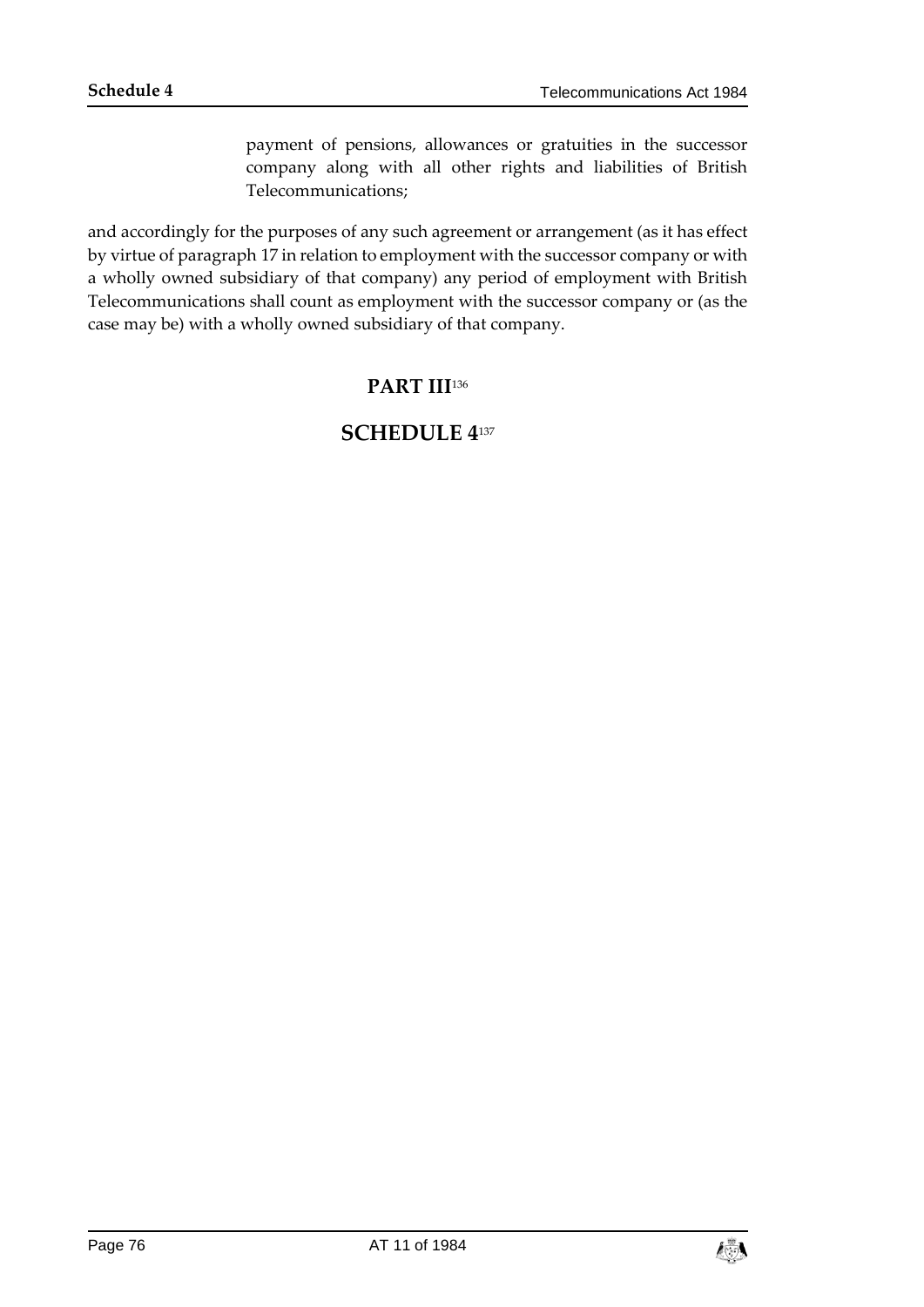payment of pensions, allowances or gratuities in the successor company along with all other rights and liabilities of British Telecommunications;

and accordingly for the purposes of any such agreement or arrangement (as it has effect by virtue of paragraph 17 in relation to employment with the successor company or with a wholly owned subsidiary of that company) any period of employment with British Telecommunications shall count as employment with the successor company or (as the case may be) with a wholly owned subsidiary of that company.

## PART III[136]

## SCHEDULE 4[137]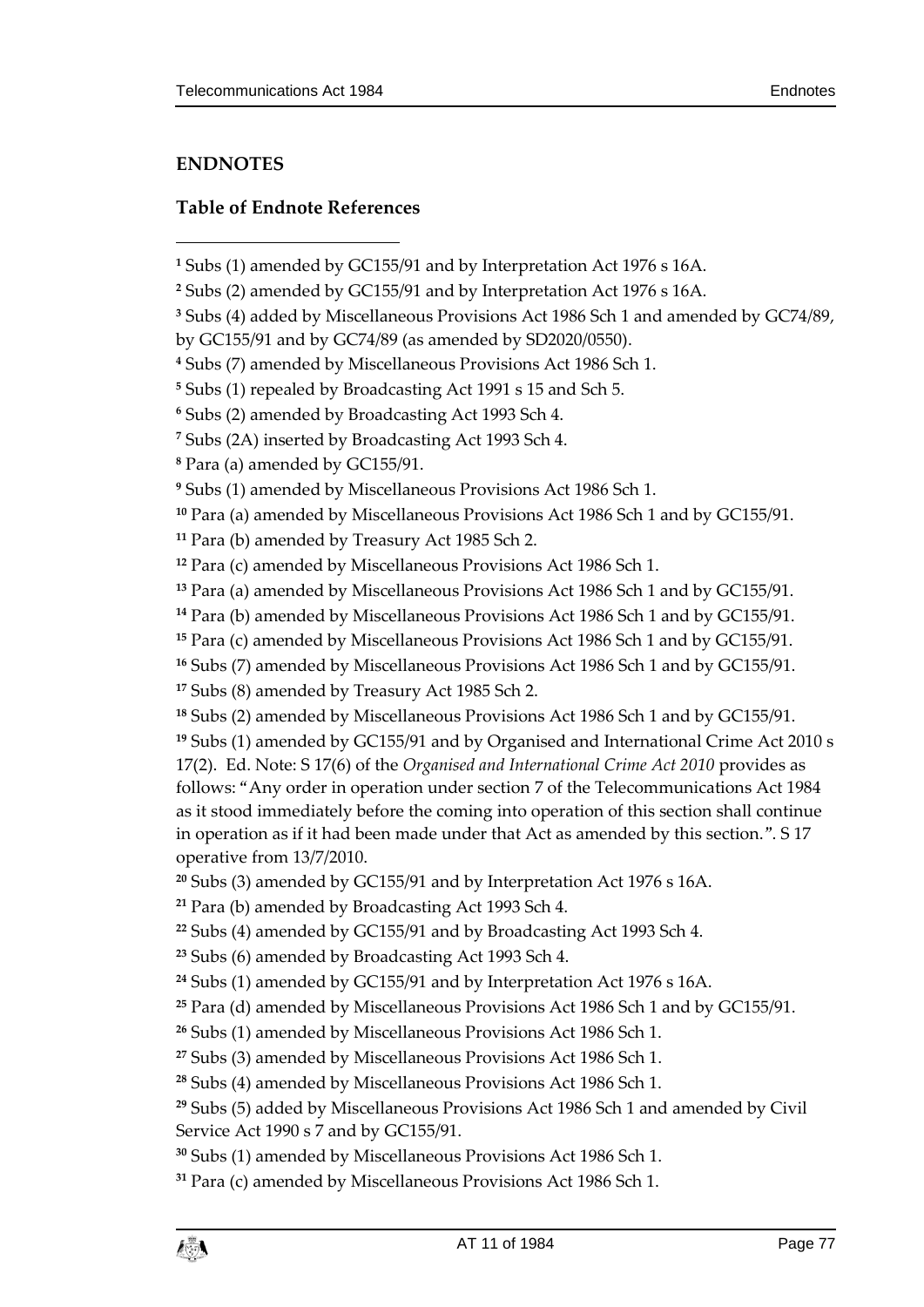## ENDNOTES

### Table of Endnote References

[1] Subs (1) amended by GC155/91 and by Interpretation Act 1976 s 16A.

[2] Subs (2) amended by GC155/91 and by Interpretation Act 1976 s 16A.

[3] Subs (4) added by Miscellaneous Provisions Act 1986 Sch 1 and amended by GC74/89, by GC155/91 and by GC74/89 (as amended by SD2020/0550).

[4] Subs (7) amended by Miscellaneous Provisions Act 1986 Sch 1.

[5] Subs (1) repealed by Broadcasting Act 1991 s 15 and Sch 5.

[6] Subs (2) amended by Broadcasting Act 1993 Sch 4.

[7] Subs (2A) inserted by Broadcasting Act 1993 Sch 4.

[8] Para (a) amended by GC155/91.

[9] Subs (1) amended by Miscellaneous Provisions Act 1986 Sch 1.

[10] Para (a) amended by Miscellaneous Provisions Act 1986 Sch 1 and by GC155/91.

[11] Para (b) amended by Treasury Act 1985 Sch 2.

[12] Para (c) amended by Miscellaneous Provisions Act 1986 Sch 1.

[13] Para (a) amended by Miscellaneous Provisions Act 1986 Sch 1 and by GC155/91.

[14] Para (b) amended by Miscellaneous Provisions Act 1986 Sch 1 and by GC155/91.

[15] Para (c) amended by Miscellaneous Provisions Act 1986 Sch 1 and by GC155/91.

[16] Subs (7) amended by Miscellaneous Provisions Act 1986 Sch 1 and by GC155/91.

[17] Subs (8) amended by Treasury Act 1985 Sch 2.

[18] Subs (2) amended by Miscellaneous Provisions Act 1986 Sch 1 and by GC155/91.

[19] Subs (1) amended by GC155/91 and by Organised and International Crime Act 2010 s 17(2). Ed. Note: S 17(6) of the *Organised and International Crime Act 2010* provides as follows: "Any order in operation under section 7 of the Telecommunications Act 1984 as it stood immediately before the coming into operation of this section shall continue in operation as if it had been made under that Act as amended by this section.". S 17 operative from 13/7/2010.

[20] Subs (3) amended by GC155/91 and by Interpretation Act 1976 s 16A.

[21] Para (b) amended by Broadcasting Act 1993 Sch 4.

[22] Subs (4) amended by GC155/91 and by Broadcasting Act 1993 Sch 4.

[23] Subs (6) amended by Broadcasting Act 1993 Sch 4.

[24] Subs (1) amended by GC155/91 and by Interpretation Act 1976 s 16A.

[25] Para (d) amended by Miscellaneous Provisions Act 1986 Sch 1 and by GC155/91.

[26] Subs (1) amended by Miscellaneous Provisions Act 1986 Sch 1.

[27] Subs (3) amended by Miscellaneous Provisions Act 1986 Sch 1.

[28] Subs (4) amended by Miscellaneous Provisions Act 1986 Sch 1.

[29] Subs (5) added by Miscellaneous Provisions Act 1986 Sch 1 and amended by Civil Service Act 1990 s 7 and by GC155/91.

[30] Subs (1) amended by Miscellaneous Provisions Act 1986 Sch 1.

[31] Para (c) amended by Miscellaneous Provisions Act 1986 Sch 1.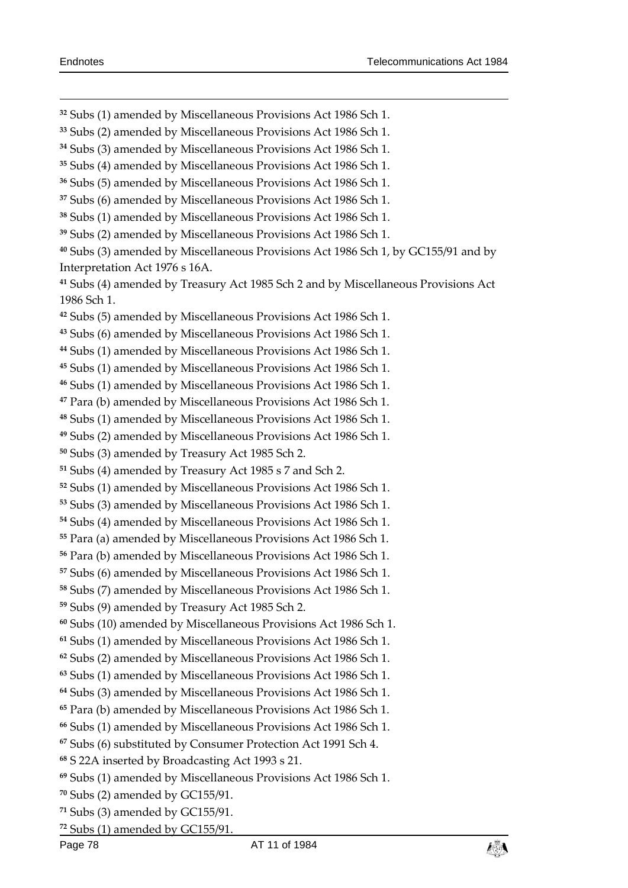[32] Subs (1) amended by Miscellaneous Provisions Act 1986 Sch 1.

[33] Subs (2) amended by Miscellaneous Provisions Act 1986 Sch 1.

[34] Subs (3) amended by Miscellaneous Provisions Act 1986 Sch 1.

[35] Subs (4) amended by Miscellaneous Provisions Act 1986 Sch 1.

[36] Subs (5) amended by Miscellaneous Provisions Act 1986 Sch 1.

[37] Subs (6) amended by Miscellaneous Provisions Act 1986 Sch 1.

[38] Subs (1) amended by Miscellaneous Provisions Act 1986 Sch 1.

[39] Subs (2) amended by Miscellaneous Provisions Act 1986 Sch 1.

[40] Subs (3) amended by Miscellaneous Provisions Act 1986 Sch 1, by GC155/91 and by Interpretation Act 1976 s 16A.

[41] Subs (4) amended by Treasury Act 1985 Sch 2 and by Miscellaneous Provisions Act 1986 Sch 1.

[42] Subs (5) amended by Miscellaneous Provisions Act 1986 Sch 1.

[43] Subs (6) amended by Miscellaneous Provisions Act 1986 Sch 1.

[44] Subs (1) amended by Miscellaneous Provisions Act 1986 Sch 1.

[45] Subs (1) amended by Miscellaneous Provisions Act 1986 Sch 1.

[46] Subs (1) amended by Miscellaneous Provisions Act 1986 Sch 1.

[47] Para (b) amended by Miscellaneous Provisions Act 1986 Sch 1.

[48] Subs (1) amended by Miscellaneous Provisions Act 1986 Sch 1.

[49] Subs (2) amended by Miscellaneous Provisions Act 1986 Sch 1.

[50] Subs (3) amended by Treasury Act 1985 Sch 2.

[51] Subs (4) amended by Treasury Act 1985 s 7 and Sch 2.

[52] Subs (1) amended by Miscellaneous Provisions Act 1986 Sch 1.

[53] Subs (3) amended by Miscellaneous Provisions Act 1986 Sch 1.

[54] Subs (4) amended by Miscellaneous Provisions Act 1986 Sch 1.

[55] Para (a) amended by Miscellaneous Provisions Act 1986 Sch 1.

[56] Para (b) amended by Miscellaneous Provisions Act 1986 Sch 1.

[57] Subs (6) amended by Miscellaneous Provisions Act 1986 Sch 1.

[58] Subs (7) amended by Miscellaneous Provisions Act 1986 Sch 1.

[59] Subs (9) amended by Treasury Act 1985 Sch 2.

[60] Subs (10) amended by Miscellaneous Provisions Act 1986 Sch 1.

[61] Subs (1) amended by Miscellaneous Provisions Act 1986 Sch 1.

[62] Subs (2) amended by Miscellaneous Provisions Act 1986 Sch 1.

[63] Subs (1) amended by Miscellaneous Provisions Act 1986 Sch 1.

[64] Subs (3) amended by Miscellaneous Provisions Act 1986 Sch 1.

[65] Para (b) amended by Miscellaneous Provisions Act 1986 Sch 1.

[66] Subs (1) amended by Miscellaneous Provisions Act 1986 Sch 1.

[67] Subs (6) substituted by Consumer Protection Act 1991 Sch 4.

[68] S 22A inserted by Broadcasting Act 1993 s 21.

[69] Subs (1) amended by Miscellaneous Provisions Act 1986 Sch 1.

[70] Subs (2) amended by GC155/91.

[71] Subs (3) amended by GC155/91.

[72] Subs (1) amended by GC155/91.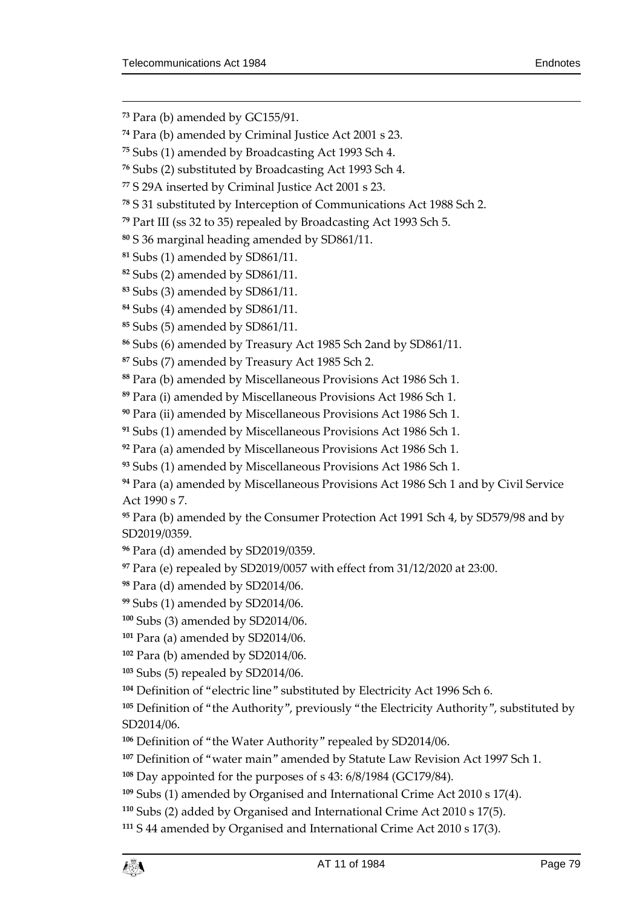[73] Para (b) amended by GC155/91.

[74] Para (b) amended by Criminal Justice Act 2001 s 23.

[75] Subs (1) amended by Broadcasting Act 1993 Sch 4.

[76] Subs (2) substituted by Broadcasting Act 1993 Sch 4.

[77] S 29A inserted by Criminal Justice Act 2001 s 23.

[78] S 31 substituted by Interception of Communications Act 1988 Sch 2.

[79] Part III (ss 32 to 35) repealed by Broadcasting Act 1993 Sch 5.

[80] S 36 marginal heading amended by SD861/11.

[81] Subs (1) amended by SD861/11.

[82] Subs (2) amended by SD861/11.

[83] Subs (3) amended by SD861/11.

[84] Subs (4) amended by SD861/11.

[85] Subs (5) amended by SD861/11.

[86] Subs (6) amended by Treasury Act 1985 Sch 2and by SD861/11.

[87] Subs (7) amended by Treasury Act 1985 Sch 2.

[88] Para (b) amended by Miscellaneous Provisions Act 1986 Sch 1.

[89] Para (i) amended by Miscellaneous Provisions Act 1986 Sch 1.

[90] Para (ii) amended by Miscellaneous Provisions Act 1986 Sch 1.

[91] Subs (1) amended by Miscellaneous Provisions Act 1986 Sch 1.

[92] Para (a) amended by Miscellaneous Provisions Act 1986 Sch 1.

[93] Subs (1) amended by Miscellaneous Provisions Act 1986 Sch 1.

[94] Para (a) amended by Miscellaneous Provisions Act 1986 Sch 1 and by Civil Service Act 1990 s 7.

[95] Para (b) amended by the Consumer Protection Act 1991 Sch 4, by SD579/98 and by SD2019/0359.

[96] Para (d) amended by SD2019/0359.

[97] Para (e) repealed by SD2019/0057 with effect from 31/12/2020 at 23:00.

[98] Para (d) amended by SD2014/06.

[99] Subs (1) amended by SD2014/06.

[100] Subs (3) amended by SD2014/06.

[101] Para (a) amended by SD2014/06.

[102] Para (b) amended by SD2014/06.

[103] Subs (5) repealed by SD2014/06.

[104] Definition of "electric line" substituted by Electricity Act 1996 Sch 6.

[105] Definition of "the Authority", previously "the Electricity Authority", substituted by SD2014/06.

[106] Definition of "the Water Authority" repealed by SD2014/06.

[107] Definition of "water main" amended by Statute Law Revision Act 1997 Sch 1.

[108] Day appointed for the purposes of s 43: 6/8/1984 (GC179/84).

[109] Subs (1) amended by Organised and International Crime Act 2010 s 17(4).

[110] Subs (2) added by Organised and International Crime Act 2010 s 17(5).

[111] S 44 amended by Organised and International Crime Act 2010 s 17(3).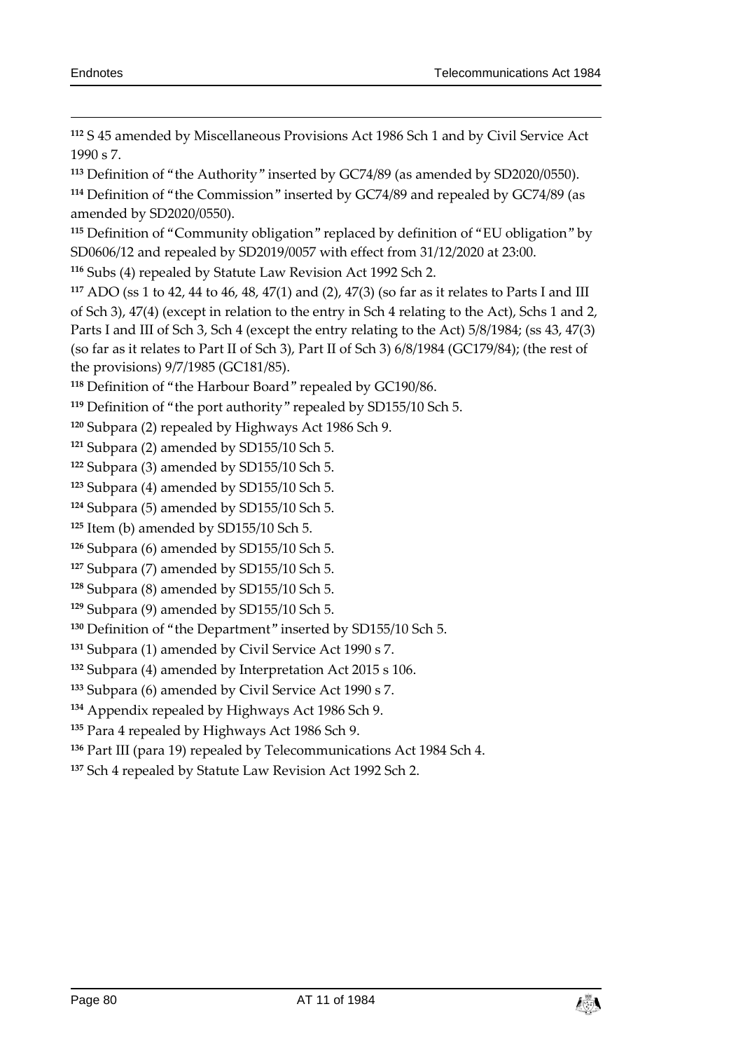[112] S 45 amended by Miscellaneous Provisions Act 1986 Sch 1 and by Civil Service Act 1990 s 7.

[113] Definition of "the Authority" inserted by GC74/89 (as amended by SD2020/0550).

[114] Definition of "the Commission" inserted by GC74/89 and repealed by GC74/89 (as amended by SD2020/0550).

[115] Definition of "Community obligation" replaced by definition of "EU obligation" by SD0606/12 and repealed by SD2019/0057 with effect from 31/12/2020 at 23:00.

[116] Subs (4) repealed by Statute Law Revision Act 1992 Sch 2.

[117] ADO (ss 1 to 42, 44 to 46, 48, 47(1) and (2), 47(3) (so far as it relates to Parts I and III of Sch 3), 47(4) (except in relation to the entry in Sch 4 relating to the Act), Schs 1 and 2, Parts I and III of Sch 3, Sch 4 (except the entry relating to the Act) 5/8/1984; (ss 43, 47(3) (so far as it relates to Part II of Sch 3), Part II of Sch 3) 6/8/1984 (GC179/84); (the rest of the provisions) 9/7/1985 (GC181/85).

[118] Definition of "the Harbour Board" repealed by GC190/86.

[119] Definition of "the port authority" repealed by SD155/10 Sch 5.

[120] Subpara (2) repealed by Highways Act 1986 Sch 9.

[121] Subpara (2) amended by SD155/10 Sch 5.

[122] Subpara (3) amended by SD155/10 Sch 5.

[123] Subpara (4) amended by SD155/10 Sch 5.

[124] Subpara (5) amended by SD155/10 Sch 5.

[125] Item (b) amended by SD155/10 Sch 5.

[126] Subpara (6) amended by SD155/10 Sch 5.

[127] Subpara (7) amended by SD155/10 Sch 5.

[128] Subpara (8) amended by SD155/10 Sch 5.

[129] Subpara (9) amended by SD155/10 Sch 5.

[130] Definition of "the Department" inserted by SD155/10 Sch 5.

[131] Subpara (1) amended by Civil Service Act 1990 s 7.

[132] Subpara (4) amended by Interpretation Act 2015 s 106.

[133] Subpara (6) amended by Civil Service Act 1990 s 7.

[134] Appendix repealed by Highways Act 1986 Sch 9.

[135] Para 4 repealed by Highways Act 1986 Sch 9.

[136] Part III (para 19) repealed by Telecommunications Act 1984 Sch 4.

[137] Sch 4 repealed by Statute Law Revision Act 1992 Sch 2.